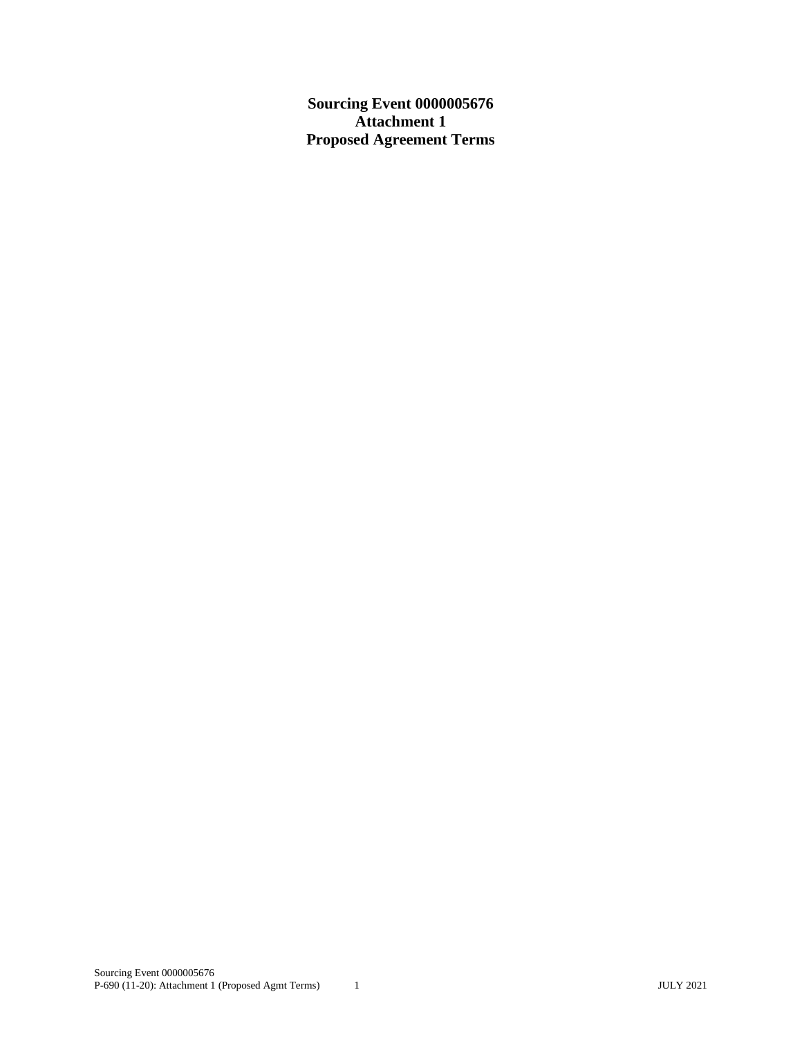# Sourcing Event 0000005676
# Attachment 1
# Proposed Agreement Terms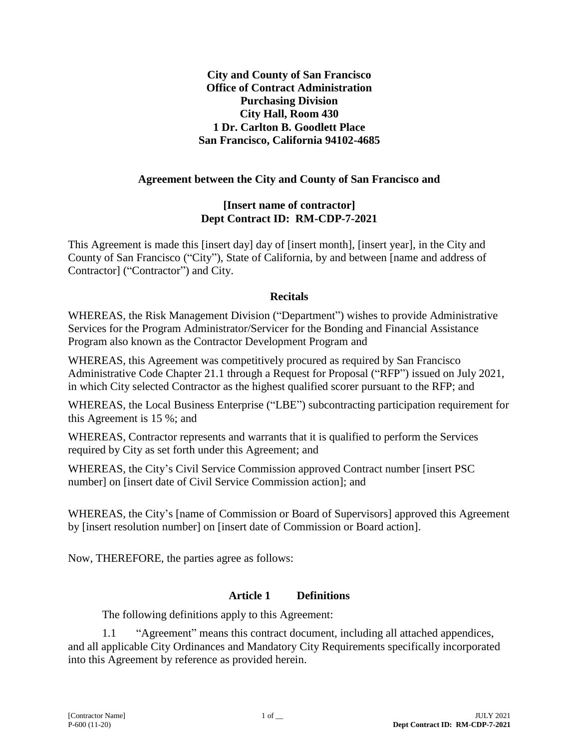**City and County of San Francisco**
**Office of Contract Administration**
**Purchasing Division**
**City Hall, Room 430**
**1 Dr. Carlton B. Goodlett Place**
**San Francisco, California 94102-4685**

**Agreement between the City and County of San Francisco and**

**[Insert name of contractor]**
**Dept Contract ID: RM-CDP-7-2021**

This Agreement is made this [insert day] day of [insert month], [insert year], in the City and County of San Francisco ("City"), State of California, by and between [name and address of Contractor] ("Contractor") and City.

## Recitals

WHEREAS, the Risk Management Division ("Department") wishes to provide Administrative Services for the Program Administrator/Servicer for the Bonding and Financial Assistance Program also known as the Contractor Development Program and

WHEREAS, this Agreement was competitively procured as required by San Francisco Administrative Code Chapter 21.1 through a Request for Proposal ("RFP") issued on July 2021, in which City selected Contractor as the highest qualified scorer pursuant to the RFP; and

WHEREAS, the Local Business Enterprise ("LBE") subcontracting participation requirement for this Agreement is 15 %; and

WHEREAS, Contractor represents and warrants that it is qualified to perform the Services required by City as set forth under this Agreement; and

WHEREAS, the City's Civil Service Commission approved Contract number [insert PSC number] on [insert date of Civil Service Commission action]; and

WHEREAS, the City's [name of Commission or Board of Supervisors] approved this Agreement by [insert resolution number] on [insert date of Commission or Board action].

Now, THEREFORE, the parties agree as follows:

## Article 1 Definitions

The following definitions apply to this Agreement:

1.1 "Agreement" means this contract document, including all attached appendices, and all applicable City Ordinances and Mandatory City Requirements specifically incorporated into this Agreement by reference as provided herein.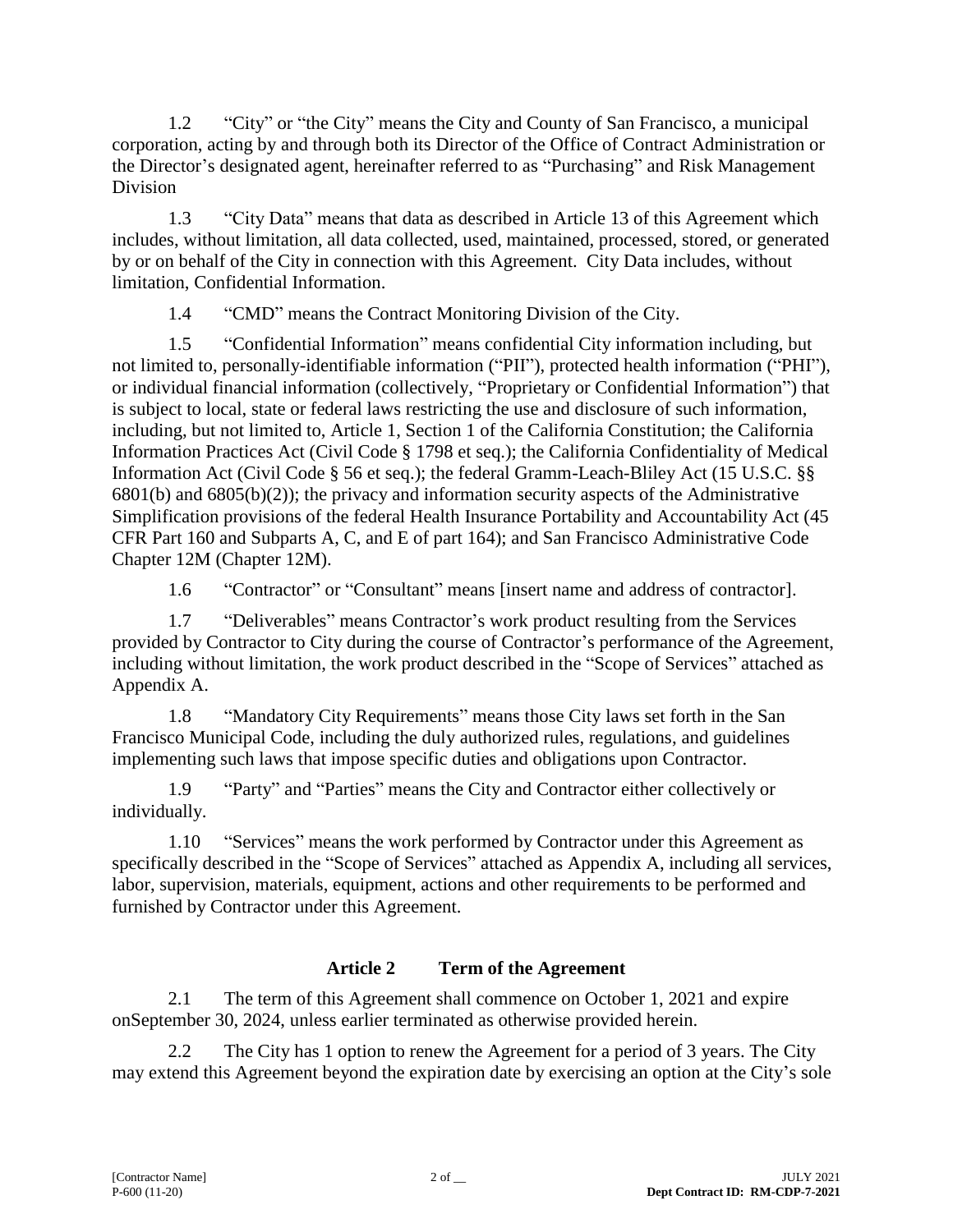1.2 "City" or "the City" means the City and County of San Francisco, a municipal corporation, acting by and through both its Director of the Office of Contract Administration or the Director's designated agent, hereinafter referred to as "Purchasing" and Risk Management Division

1.3 "City Data" means that data as described in Article 13 of this Agreement which includes, without limitation, all data collected, used, maintained, processed, stored, or generated by or on behalf of the City in connection with this Agreement. City Data includes, without limitation, Confidential Information.

1.4 "CMD" means the Contract Monitoring Division of the City.

1.5 "Confidential Information" means confidential City information including, but not limited to, personally-identifiable information ("PII"), protected health information ("PHI"), or individual financial information (collectively, "Proprietary or Confidential Information") that is subject to local, state or federal laws restricting the use and disclosure of such information, including, but not limited to, Article 1, Section 1 of the California Constitution; the California Information Practices Act (Civil Code § 1798 et seq.); the California Confidentiality of Medical Information Act (Civil Code § 56 et seq.); the federal Gramm-Leach-Bliley Act (15 U.S.C. §§ 6801(b) and 6805(b)(2)); the privacy and information security aspects of the Administrative Simplification provisions of the federal Health Insurance Portability and Accountability Act (45 CFR Part 160 and Subparts A, C, and E of part 164); and San Francisco Administrative Code Chapter 12M (Chapter 12M).

1.6 "Contractor" or "Consultant" means [insert name and address of contractor].

1.7 "Deliverables" means Contractor's work product resulting from the Services provided by Contractor to City during the course of Contractor's performance of the Agreement, including without limitation, the work product described in the "Scope of Services" attached as Appendix A.

1.8 "Mandatory City Requirements" means those City laws set forth in the San Francisco Municipal Code, including the duly authorized rules, regulations, and guidelines implementing such laws that impose specific duties and obligations upon Contractor.

1.9 "Party" and "Parties" means the City and Contractor either collectively or individually.

1.10 "Services" means the work performed by Contractor under this Agreement as specifically described in the "Scope of Services" attached as Appendix A, including all services, labor, supervision, materials, equipment, actions and other requirements to be performed and furnished by Contractor under this Agreement.

## Article 2 Term of the Agreement

2.1 The term of this Agreement shall commence on October 1, 2021 and expire onSeptember 30, 2024, unless earlier terminated as otherwise provided herein.

2.2 The City has 1 option to renew the Agreement for a period of 3 years. The City may extend this Agreement beyond the expiration date by exercising an option at the City's sole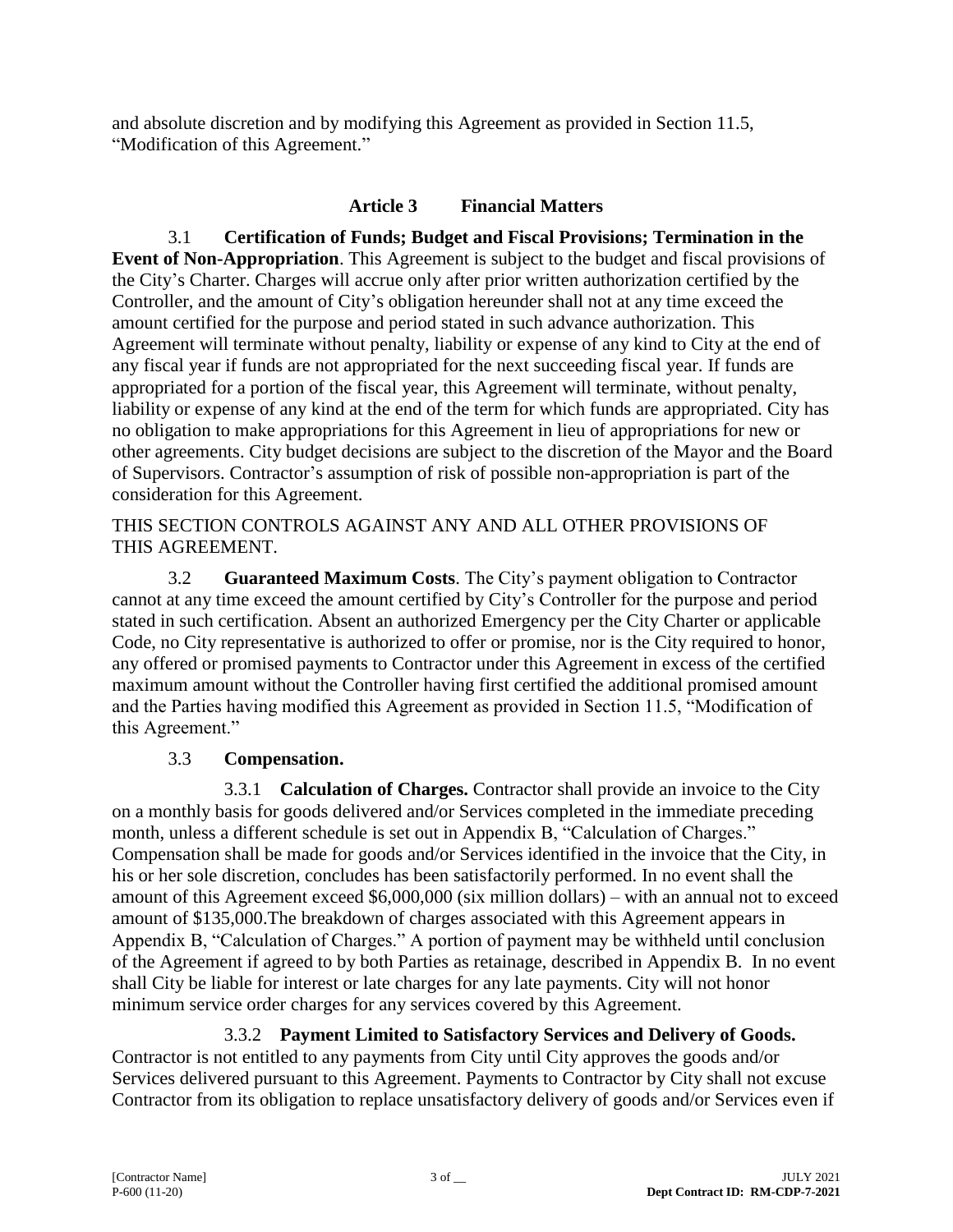and absolute discretion and by modifying this Agreement as provided in Section 11.5, "Modification of this Agreement."

## Article 3 Financial Matters

3.1 **Certification of Funds; Budget and Fiscal Provisions; Termination in the Event of Non-Appropriation**. This Agreement is subject to the budget and fiscal provisions of the City's Charter. Charges will accrue only after prior written authorization certified by the Controller, and the amount of City's obligation hereunder shall not at any time exceed the amount certified for the purpose and period stated in such advance authorization. This Agreement will terminate without penalty, liability or expense of any kind to City at the end of any fiscal year if funds are not appropriated for the next succeeding fiscal year. If funds are appropriated for a portion of the fiscal year, this Agreement will terminate, without penalty, liability or expense of any kind at the end of the term for which funds are appropriated. City has no obligation to make appropriations for this Agreement in lieu of appropriations for new or other agreements. City budget decisions are subject to the discretion of the Mayor and the Board of Supervisors. Contractor's assumption of risk of possible non-appropriation is part of the consideration for this Agreement.

THIS SECTION CONTROLS AGAINST ANY AND ALL OTHER PROVISIONS OF THIS AGREEMENT.

3.2 **Guaranteed Maximum Costs**. The City's payment obligation to Contractor cannot at any time exceed the amount certified by City's Controller for the purpose and period stated in such certification. Absent an authorized Emergency per the City Charter or applicable Code, no City representative is authorized to offer or promise, nor is the City required to honor, any offered or promised payments to Contractor under this Agreement in excess of the certified maximum amount without the Controller having first certified the additional promised amount and the Parties having modified this Agreement as provided in Section 11.5, "Modification of this Agreement."

3.3 **Compensation.**

3.3.1 **Calculation of Charges.** Contractor shall provide an invoice to the City on a monthly basis for goods delivered and/or Services completed in the immediate preceding month, unless a different schedule is set out in Appendix B, "Calculation of Charges." Compensation shall be made for goods and/or Services identified in the invoice that the City, in his or her sole discretion, concludes has been satisfactorily performed. In no event shall the amount of this Agreement exceed $6,000,000 (six million dollars) – with an annual not to exceed amount of $135,000.The breakdown of charges associated with this Agreement appears in Appendix B, "Calculation of Charges." A portion of payment may be withheld until conclusion of the Agreement if agreed to by both Parties as retainage, described in Appendix B. In no event shall City be liable for interest or late charges for any late payments. City will not honor minimum service order charges for any services covered by this Agreement.

3.3.2 **Payment Limited to Satisfactory Services and Delivery of Goods.** Contractor is not entitled to any payments from City until City approves the goods and/or Services delivered pursuant to this Agreement. Payments to Contractor by City shall not excuse Contractor from its obligation to replace unsatisfactory delivery of goods and/or Services even if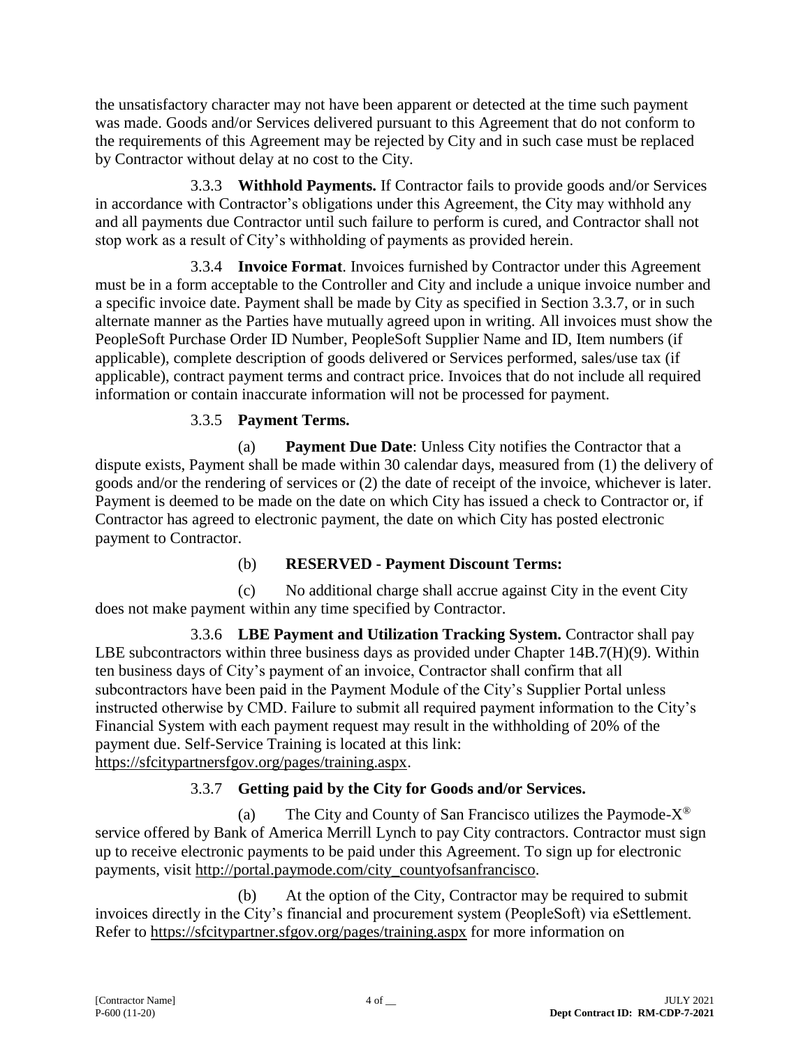the unsatisfactory character may not have been apparent or detected at the time such payment was made. Goods and/or Services delivered pursuant to this Agreement that do not conform to the requirements of this Agreement may be rejected by City and in such case must be replaced by Contractor without delay at no cost to the City.

3.3.3 **Withhold Payments.** If Contractor fails to provide goods and/or Services in accordance with Contractor's obligations under this Agreement, the City may withhold any and all payments due Contractor until such failure to perform is cured, and Contractor shall not stop work as a result of City's withholding of payments as provided herein.

3.3.4 **Invoice Format**. Invoices furnished by Contractor under this Agreement must be in a form acceptable to the Controller and City and include a unique invoice number and a specific invoice date. Payment shall be made by City as specified in Section 3.3.7, or in such alternate manner as the Parties have mutually agreed upon in writing. All invoices must show the PeopleSoft Purchase Order ID Number, PeopleSoft Supplier Name and ID, Item numbers (if applicable), complete description of goods delivered or Services performed, sales/use tax (if applicable), contract payment terms and contract price. Invoices that do not include all required information or contain inaccurate information will not be processed for payment.

3.3.5 **Payment Terms.**

(a) **Payment Due Date**: Unless City notifies the Contractor that a dispute exists, Payment shall be made within 30 calendar days, measured from (1) the delivery of goods and/or the rendering of services or (2) the date of receipt of the invoice, whichever is later. Payment is deemed to be made on the date on which City has issued a check to Contractor or, if Contractor has agreed to electronic payment, the date on which City has posted electronic payment to Contractor.

(b) **RESERVED - Payment Discount Terms:**

(c) No additional charge shall accrue against City in the event City does not make payment within any time specified by Contractor.

3.3.6 **LBE Payment and Utilization Tracking System.** Contractor shall pay LBE subcontractors within three business days as provided under Chapter 14B.7(H)(9). Within ten business days of City's payment of an invoice, Contractor shall confirm that all subcontractors have been paid in the Payment Module of the City's Supplier Portal unless instructed otherwise by CMD. Failure to submit all required payment information to the City's Financial System with each payment request may result in the withholding of 20% of the payment due. Self-Service Training is located at this link: https://sfcitypartnersfgov.org/pages/training.aspx.

3.3.7 **Getting paid by the City for Goods and/or Services.**

(a) The City and County of San Francisco utilizes the Paymode-X® service offered by Bank of America Merrill Lynch to pay City contractors. Contractor must sign up to receive electronic payments to be paid under this Agreement. To sign up for electronic payments, visit http://portal.paymode.com/city_countyofsanfrancisco.

(b) At the option of the City, Contractor may be required to submit invoices directly in the City's financial and procurement system (PeopleSoft) via eSettlement. Refer to https://sfcitypartner.sfgov.org/pages/training.aspx for more information on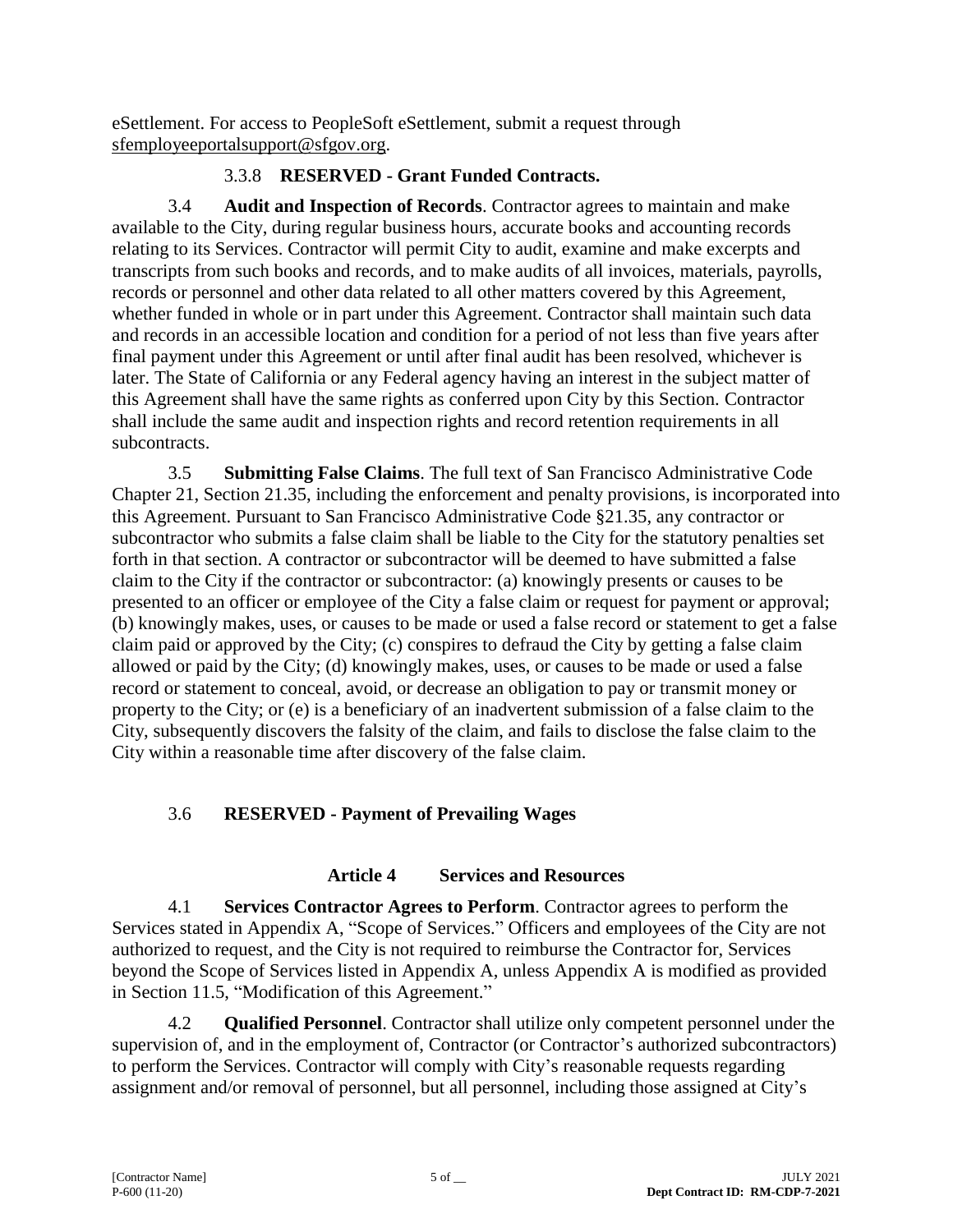eSettlement. For access to PeopleSoft eSettlement, submit a request through sfemployeeportalsupport@sfgov.org.

3.3.8 **RESERVED - Grant Funded Contracts.**

3.4 **Audit and Inspection of Records**. Contractor agrees to maintain and make available to the City, during regular business hours, accurate books and accounting records relating to its Services. Contractor will permit City to audit, examine and make excerpts and transcripts from such books and records, and to make audits of all invoices, materials, payrolls, records or personnel and other data related to all other matters covered by this Agreement, whether funded in whole or in part under this Agreement. Contractor shall maintain such data and records in an accessible location and condition for a period of not less than five years after final payment under this Agreement or until after final audit has been resolved, whichever is later. The State of California or any Federal agency having an interest in the subject matter of this Agreement shall have the same rights as conferred upon City by this Section. Contractor shall include the same audit and inspection rights and record retention requirements in all subcontracts.

3.5 **Submitting False Claims**. The full text of San Francisco Administrative Code Chapter 21, Section 21.35, including the enforcement and penalty provisions, is incorporated into this Agreement. Pursuant to San Francisco Administrative Code §21.35, any contractor or subcontractor who submits a false claim shall be liable to the City for the statutory penalties set forth in that section. A contractor or subcontractor will be deemed to have submitted a false claim to the City if the contractor or subcontractor: (a) knowingly presents or causes to be presented to an officer or employee of the City a false claim or request for payment or approval; (b) knowingly makes, uses, or causes to be made or used a false record or statement to get a false claim paid or approved by the City; (c) conspires to defraud the City by getting a false claim allowed or paid by the City; (d) knowingly makes, uses, or causes to be made or used a false record or statement to conceal, avoid, or decrease an obligation to pay or transmit money or property to the City; or (e) is a beneficiary of an inadvertent submission of a false claim to the City, subsequently discovers the falsity of the claim, and fails to disclose the false claim to the City within a reasonable time after discovery of the false claim.

3.6 **RESERVED - Payment of Prevailing Wages**

## Article 4 Services and Resources

4.1 **Services Contractor Agrees to Perform**. Contractor agrees to perform the Services stated in Appendix A, "Scope of Services." Officers and employees of the City are not authorized to request, and the City is not required to reimburse the Contractor for, Services beyond the Scope of Services listed in Appendix A, unless Appendix A is modified as provided in Section 11.5, "Modification of this Agreement."

4.2 **Qualified Personnel**. Contractor shall utilize only competent personnel under the supervision of, and in the employment of, Contractor (or Contractor's authorized subcontractors) to perform the Services. Contractor will comply with City's reasonable requests regarding assignment and/or removal of personnel, but all personnel, including those assigned at City's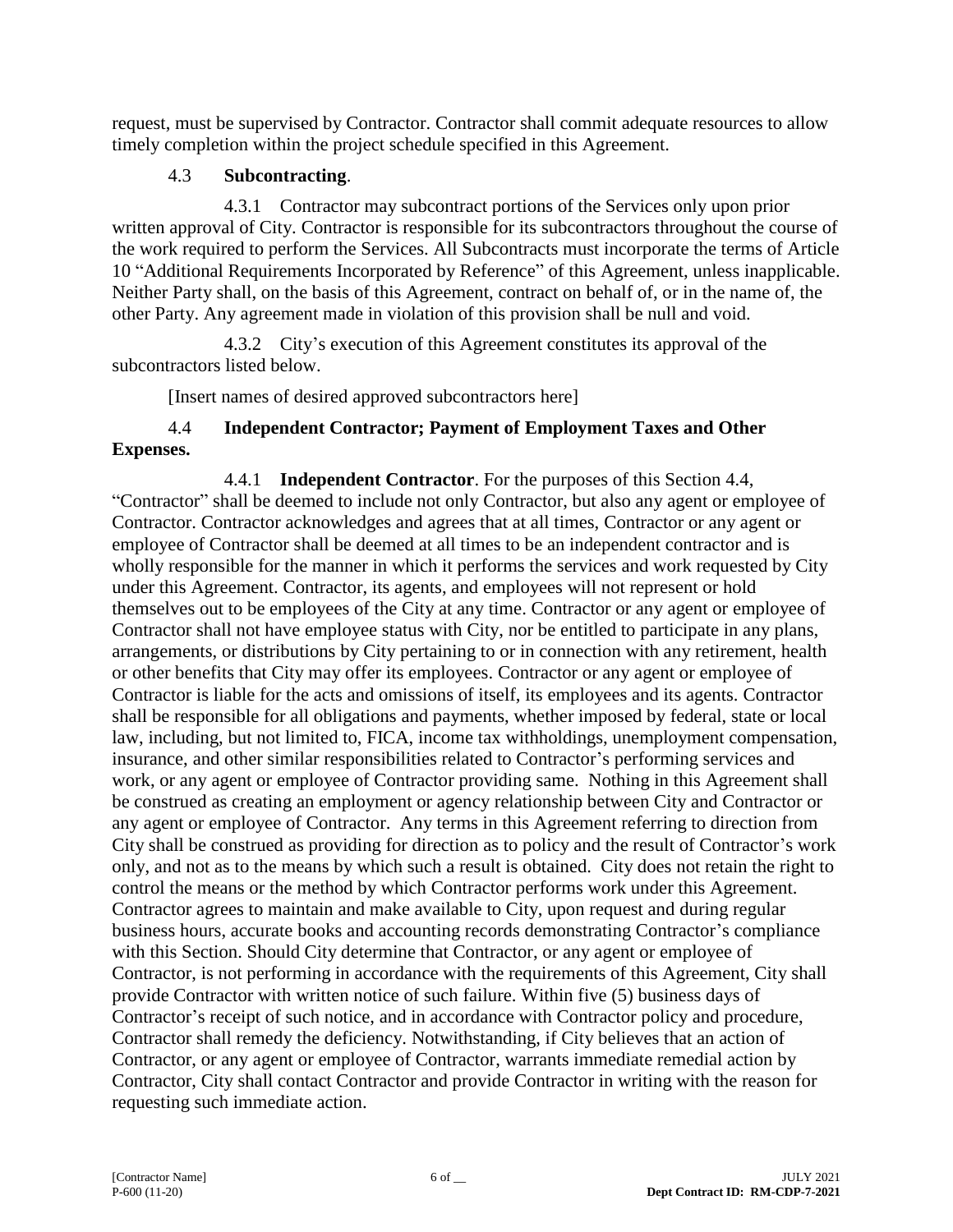request, must be supervised by Contractor. Contractor shall commit adequate resources to allow timely completion within the project schedule specified in this Agreement.

4.3 **Subcontracting**.

4.3.1 Contractor may subcontract portions of the Services only upon prior written approval of City. Contractor is responsible for its subcontractors throughout the course of the work required to perform the Services. All Subcontracts must incorporate the terms of Article 10 "Additional Requirements Incorporated by Reference" of this Agreement, unless inapplicable. Neither Party shall, on the basis of this Agreement, contract on behalf of, or in the name of, the other Party. Any agreement made in violation of this provision shall be null and void.

4.3.2 City's execution of this Agreement constitutes its approval of the subcontractors listed below.

[Insert names of desired approved subcontractors here]

4.4 **Independent Contractor; Payment of Employment Taxes and Other Expenses.**

4.4.1 **Independent Contractor**. For the purposes of this Section 4.4, "Contractor" shall be deemed to include not only Contractor, but also any agent or employee of Contractor. Contractor acknowledges and agrees that at all times, Contractor or any agent or employee of Contractor shall be deemed at all times to be an independent contractor and is wholly responsible for the manner in which it performs the services and work requested by City under this Agreement. Contractor, its agents, and employees will not represent or hold themselves out to be employees of the City at any time. Contractor or any agent or employee of Contractor shall not have employee status with City, nor be entitled to participate in any plans, arrangements, or distributions by City pertaining to or in connection with any retirement, health or other benefits that City may offer its employees. Contractor or any agent or employee of Contractor is liable for the acts and omissions of itself, its employees and its agents. Contractor shall be responsible for all obligations and payments, whether imposed by federal, state or local law, including, but not limited to, FICA, income tax withholdings, unemployment compensation, insurance, and other similar responsibilities related to Contractor's performing services and work, or any agent or employee of Contractor providing same. Nothing in this Agreement shall be construed as creating an employment or agency relationship between City and Contractor or any agent or employee of Contractor. Any terms in this Agreement referring to direction from City shall be construed as providing for direction as to policy and the result of Contractor's work only, and not as to the means by which such a result is obtained. City does not retain the right to control the means or the method by which Contractor performs work under this Agreement. Contractor agrees to maintain and make available to City, upon request and during regular business hours, accurate books and accounting records demonstrating Contractor's compliance with this Section. Should City determine that Contractor, or any agent or employee of Contractor, is not performing in accordance with the requirements of this Agreement, City shall provide Contractor with written notice of such failure. Within five (5) business days of Contractor's receipt of such notice, and in accordance with Contractor policy and procedure, Contractor shall remedy the deficiency. Notwithstanding, if City believes that an action of Contractor, or any agent or employee of Contractor, warrants immediate remedial action by Contractor, City shall contact Contractor and provide Contractor in writing with the reason for requesting such immediate action.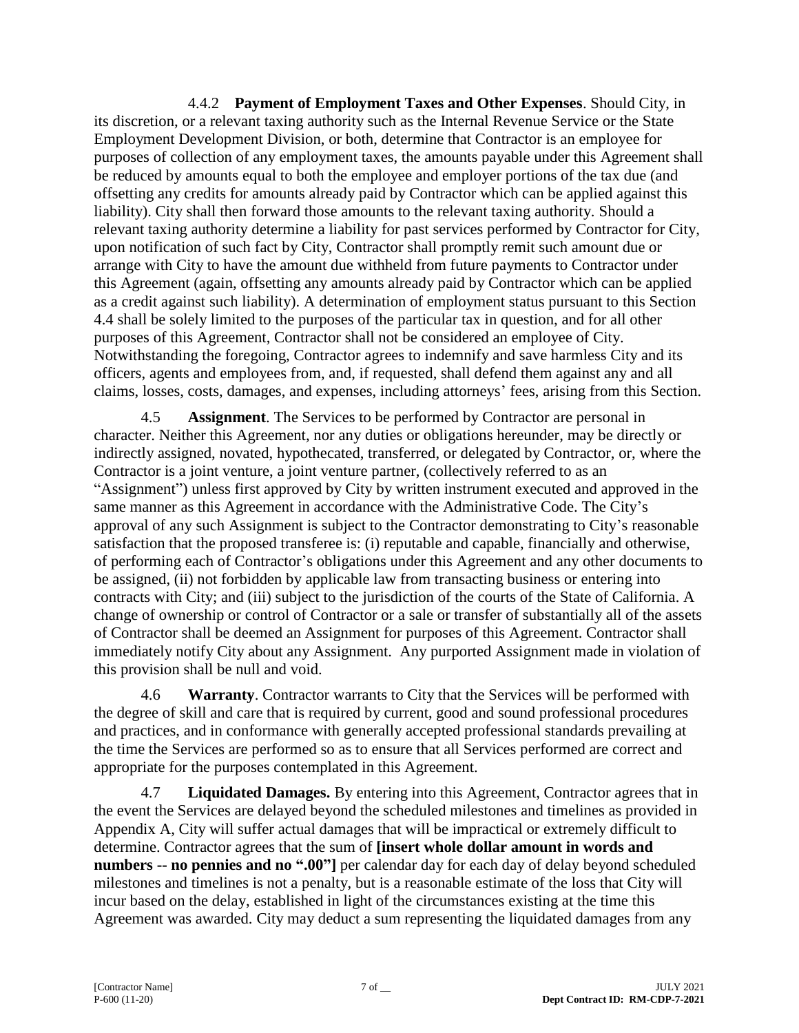4.4.2 **Payment of Employment Taxes and Other Expenses**. Should City, in its discretion, or a relevant taxing authority such as the Internal Revenue Service or the State Employment Development Division, or both, determine that Contractor is an employee for purposes of collection of any employment taxes, the amounts payable under this Agreement shall be reduced by amounts equal to both the employee and employer portions of the tax due (and offsetting any credits for amounts already paid by Contractor which can be applied against this liability). City shall then forward those amounts to the relevant taxing authority. Should a relevant taxing authority determine a liability for past services performed by Contractor for City, upon notification of such fact by City, Contractor shall promptly remit such amount due or arrange with City to have the amount due withheld from future payments to Contractor under this Agreement (again, offsetting any amounts already paid by Contractor which can be applied as a credit against such liability). A determination of employment status pursuant to this Section 4.4 shall be solely limited to the purposes of the particular tax in question, and for all other purposes of this Agreement, Contractor shall not be considered an employee of City. Notwithstanding the foregoing, Contractor agrees to indemnify and save harmless City and its officers, agents and employees from, and, if requested, shall defend them against any and all claims, losses, costs, damages, and expenses, including attorneys' fees, arising from this Section.

4.5 **Assignment**. The Services to be performed by Contractor are personal in character. Neither this Agreement, nor any duties or obligations hereunder, may be directly or indirectly assigned, novated, hypothecated, transferred, or delegated by Contractor, or, where the Contractor is a joint venture, a joint venture partner, (collectively referred to as an "Assignment") unless first approved by City by written instrument executed and approved in the same manner as this Agreement in accordance with the Administrative Code. The City's approval of any such Assignment is subject to the Contractor demonstrating to City's reasonable satisfaction that the proposed transferee is: (i) reputable and capable, financially and otherwise, of performing each of Contractor's obligations under this Agreement and any other documents to be assigned, (ii) not forbidden by applicable law from transacting business or entering into contracts with City; and (iii) subject to the jurisdiction of the courts of the State of California. A change of ownership or control of Contractor or a sale or transfer of substantially all of the assets of Contractor shall be deemed an Assignment for purposes of this Agreement. Contractor shall immediately notify City about any Assignment. Any purported Assignment made in violation of this provision shall be null and void.

4.6 **Warranty**. Contractor warrants to City that the Services will be performed with the degree of skill and care that is required by current, good and sound professional procedures and practices, and in conformance with generally accepted professional standards prevailing at the time the Services are performed so as to ensure that all Services performed are correct and appropriate for the purposes contemplated in this Agreement.

4.7 **Liquidated Damages.** By entering into this Agreement, Contractor agrees that in the event the Services are delayed beyond the scheduled milestones and timelines as provided in Appendix A, City will suffer actual damages that will be impractical or extremely difficult to determine. Contractor agrees that the sum of **[insert whole dollar amount in words and numbers -- no pennies and no ".00"]** per calendar day for each day of delay beyond scheduled milestones and timelines is not a penalty, but is a reasonable estimate of the loss that City will incur based on the delay, established in light of the circumstances existing at the time this Agreement was awarded. City may deduct a sum representing the liquidated damages from any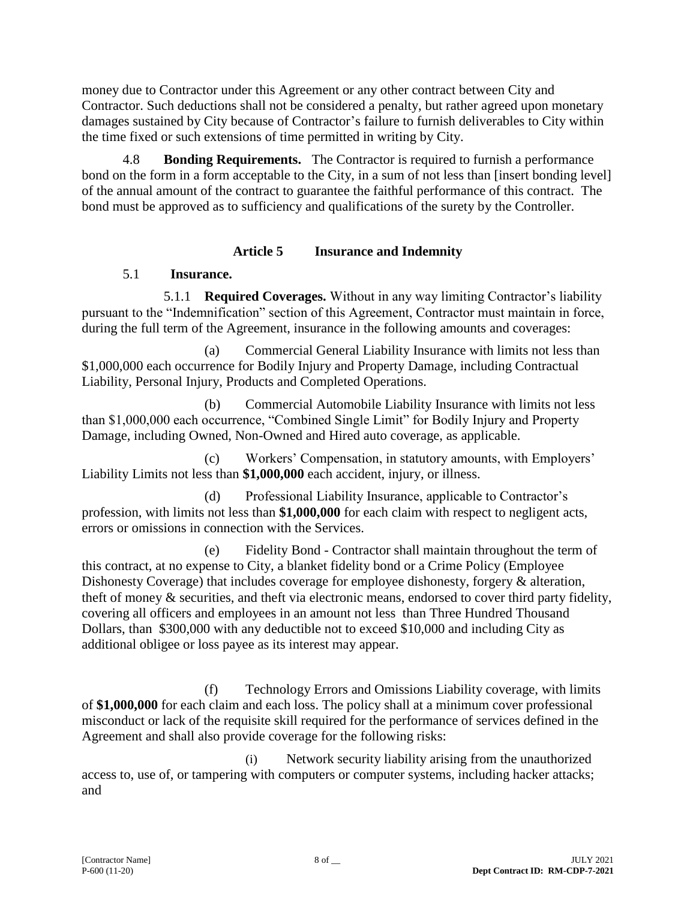money due to Contractor under this Agreement or any other contract between City and Contractor. Such deductions shall not be considered a penalty, but rather agreed upon monetary damages sustained by City because of Contractor's failure to furnish deliverables to City within the time fixed or such extensions of time permitted in writing by City.

4.8 **Bonding Requirements.** The Contractor is required to furnish a performance bond on the form in a form acceptable to the City, in a sum of not less than [insert bonding level] of the annual amount of the contract to guarantee the faithful performance of this contract. The bond must be approved as to sufficiency and qualifications of the surety by the Controller.

## Article 5 Insurance and Indemnity

5.1 **Insurance.**

5.1.1 **Required Coverages.** Without in any way limiting Contractor's liability pursuant to the "Indemnification" section of this Agreement, Contractor must maintain in force, during the full term of the Agreement, insurance in the following amounts and coverages:

(a) Commercial General Liability Insurance with limits not less than $1,000,000 each occurrence for Bodily Injury and Property Damage, including Contractual Liability, Personal Injury, Products and Completed Operations.

(b) Commercial Automobile Liability Insurance with limits not less than $1,000,000 each occurrence, "Combined Single Limit" for Bodily Injury and Property Damage, including Owned, Non-Owned and Hired auto coverage, as applicable.

(c) Workers' Compensation, in statutory amounts, with Employers' Liability Limits not less than **$1,000,000** each accident, injury, or illness.

(d) Professional Liability Insurance, applicable to Contractor's profession, with limits not less than **$1,000,000** for each claim with respect to negligent acts, errors or omissions in connection with the Services.

(e) Fidelity Bond - Contractor shall maintain throughout the term of this contract, at no expense to City, a blanket fidelity bond or a Crime Policy (Employee Dishonesty Coverage) that includes coverage for employee dishonesty, forgery & alteration, theft of money & securities, and theft via electronic means, endorsed to cover third party fidelity, covering all officers and employees in an amount not less than Three Hundred Thousand Dollars, than $300,000 with any deductible not to exceed $10,000 and including City as additional obligee or loss payee as its interest may appear.

(f) Technology Errors and Omissions Liability coverage, with limits of **$1,000,000** for each claim and each loss. The policy shall at a minimum cover professional misconduct or lack of the requisite skill required for the performance of services defined in the Agreement and shall also provide coverage for the following risks:

(i) Network security liability arising from the unauthorized access to, use of, or tampering with computers or computer systems, including hacker attacks; and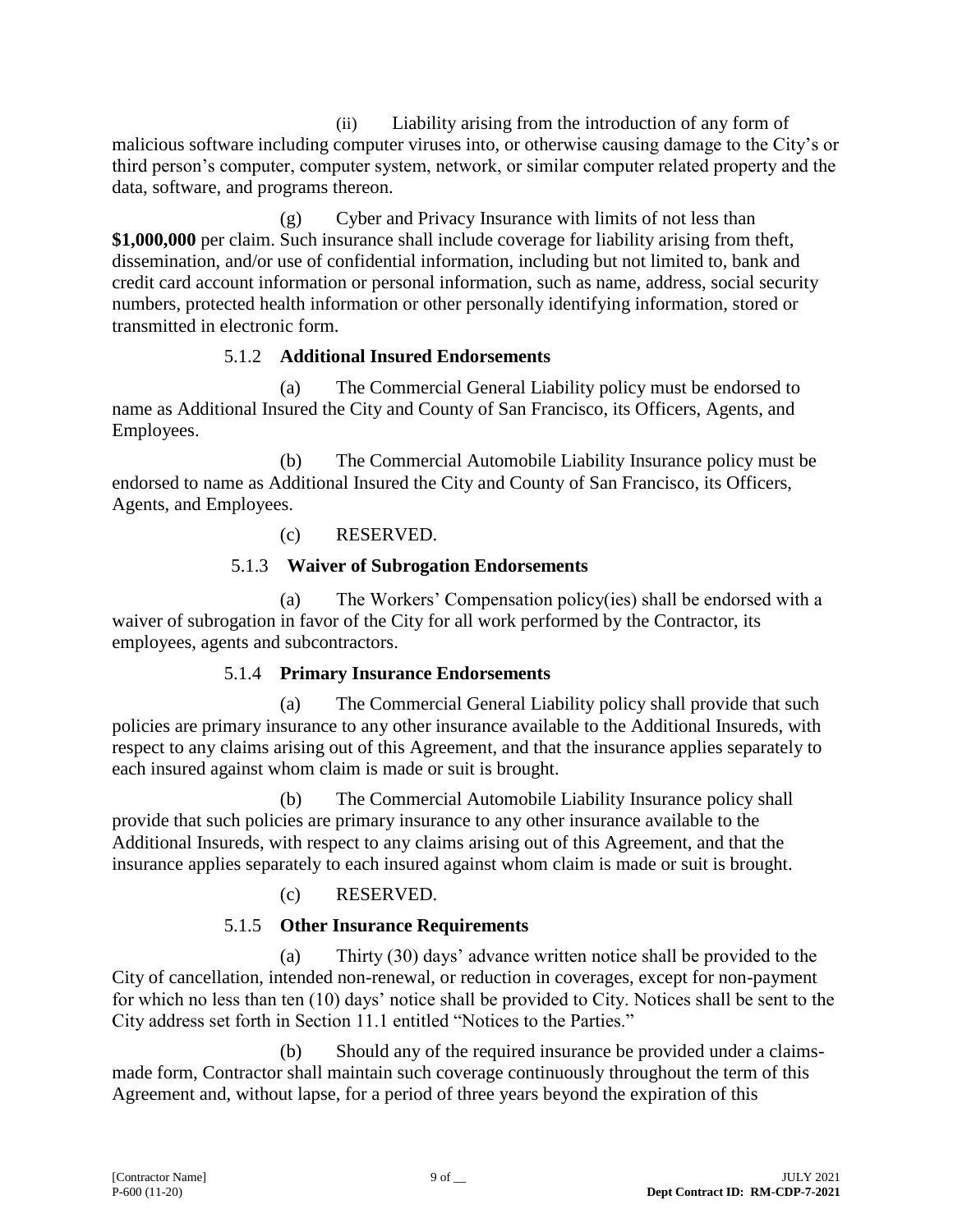(ii) Liability arising from the introduction of any form of malicious software including computer viruses into, or otherwise causing damage to the City's or third person's computer, computer system, network, or similar computer related property and the data, software, and programs thereon.

(g) Cyber and Privacy Insurance with limits of not less than **$1,000,000** per claim. Such insurance shall include coverage for liability arising from theft, dissemination, and/or use of confidential information, including but not limited to, bank and credit card account information or personal information, such as name, address, social security numbers, protected health information or other personally identifying information, stored or transmitted in electronic form.

5.1.2 **Additional Insured Endorsements**

(a) The Commercial General Liability policy must be endorsed to name as Additional Insured the City and County of San Francisco, its Officers, Agents, and Employees.

(b) The Commercial Automobile Liability Insurance policy must be endorsed to name as Additional Insured the City and County of San Francisco, its Officers, Agents, and Employees.

(c) RESERVED.

5.1.3 **Waiver of Subrogation Endorsements**

(a) The Workers' Compensation policy(ies) shall be endorsed with a waiver of subrogation in favor of the City for all work performed by the Contractor, its employees, agents and subcontractors.

5.1.4 **Primary Insurance Endorsements**

(a) The Commercial General Liability policy shall provide that such policies are primary insurance to any other insurance available to the Additional Insureds, with respect to any claims arising out of this Agreement, and that the insurance applies separately to each insured against whom claim is made or suit is brought.

(b) The Commercial Automobile Liability Insurance policy shall provide that such policies are primary insurance to any other insurance available to the Additional Insureds, with respect to any claims arising out of this Agreement, and that the insurance applies separately to each insured against whom claim is made or suit is brought.

(c) RESERVED.

5.1.5 **Other Insurance Requirements**

(a) Thirty (30) days' advance written notice shall be provided to the City of cancellation, intended non-renewal, or reduction in coverages, except for non-payment for which no less than ten (10) days' notice shall be provided to City. Notices shall be sent to the City address set forth in Section 11.1 entitled "Notices to the Parties."

(b) Should any of the required insurance be provided under a claims-made form, Contractor shall maintain such coverage continuously throughout the term of this Agreement and, without lapse, for a period of three years beyond the expiration of this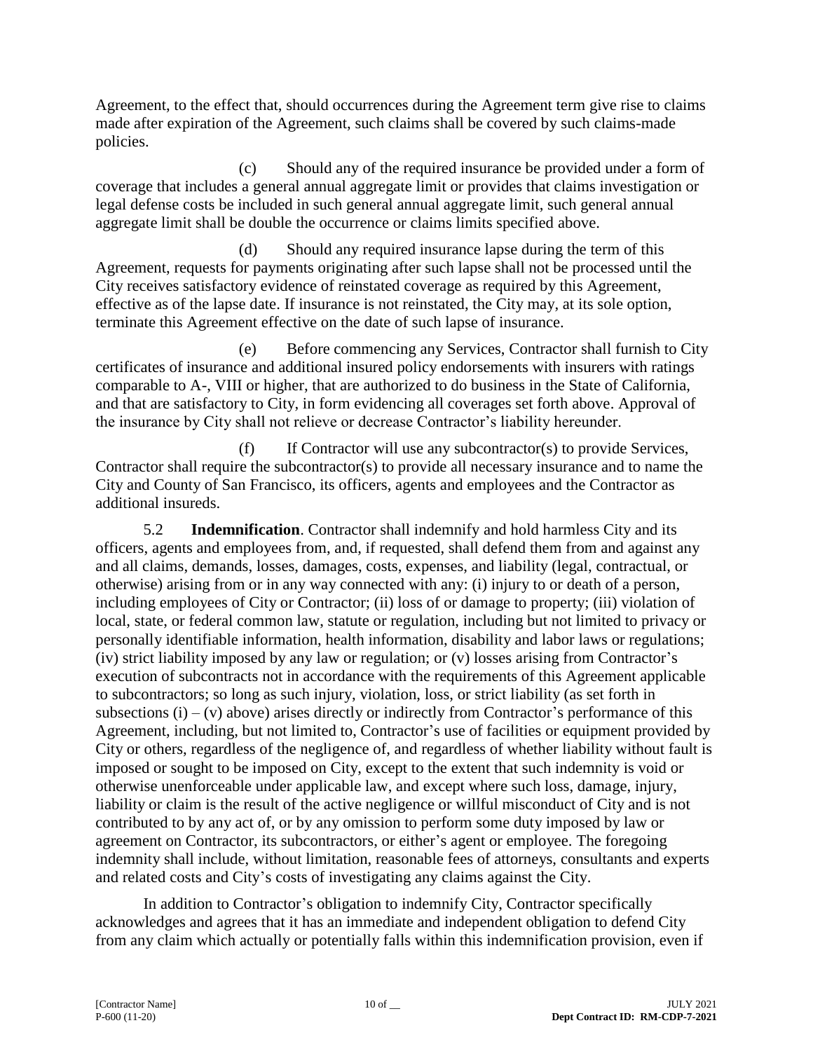Agreement, to the effect that, should occurrences during the Agreement term give rise to claims made after expiration of the Agreement, such claims shall be covered by such claims-made policies.

(c) Should any of the required insurance be provided under a form of coverage that includes a general annual aggregate limit or provides that claims investigation or legal defense costs be included in such general annual aggregate limit, such general annual aggregate limit shall be double the occurrence or claims limits specified above.

(d) Should any required insurance lapse during the term of this Agreement, requests for payments originating after such lapse shall not be processed until the City receives satisfactory evidence of reinstated coverage as required by this Agreement, effective as of the lapse date. If insurance is not reinstated, the City may, at its sole option, terminate this Agreement effective on the date of such lapse of insurance.

(e) Before commencing any Services, Contractor shall furnish to City certificates of insurance and additional insured policy endorsements with insurers with ratings comparable to A-, VIII or higher, that are authorized to do business in the State of California, and that are satisfactory to City, in form evidencing all coverages set forth above. Approval of the insurance by City shall not relieve or decrease Contractor's liability hereunder.

(f) If Contractor will use any subcontractor(s) to provide Services, Contractor shall require the subcontractor(s) to provide all necessary insurance and to name the City and County of San Francisco, its officers, agents and employees and the Contractor as additional insureds.

5.2 **Indemnification**. Contractor shall indemnify and hold harmless City and its officers, agents and employees from, and, if requested, shall defend them from and against any and all claims, demands, losses, damages, costs, expenses, and liability (legal, contractual, or otherwise) arising from or in any way connected with any: (i) injury to or death of a person, including employees of City or Contractor; (ii) loss of or damage to property; (iii) violation of local, state, or federal common law, statute or regulation, including but not limited to privacy or personally identifiable information, health information, disability and labor laws or regulations; (iv) strict liability imposed by any law or regulation; or (v) losses arising from Contractor's execution of subcontracts not in accordance with the requirements of this Agreement applicable to subcontractors; so long as such injury, violation, loss, or strict liability (as set forth in subsections (i) – (v) above) arises directly or indirectly from Contractor's performance of this Agreement, including, but not limited to, Contractor's use of facilities or equipment provided by City or others, regardless of the negligence of, and regardless of whether liability without fault is imposed or sought to be imposed on City, except to the extent that such indemnity is void or otherwise unenforceable under applicable law, and except where such loss, damage, injury, liability or claim is the result of the active negligence or willful misconduct of City and is not contributed to by any act of, or by any omission to perform some duty imposed by law or agreement on Contractor, its subcontractors, or either's agent or employee. The foregoing indemnity shall include, without limitation, reasonable fees of attorneys, consultants and experts and related costs and City's costs of investigating any claims against the City.

In addition to Contractor's obligation to indemnify City, Contractor specifically acknowledges and agrees that it has an immediate and independent obligation to defend City from any claim which actually or potentially falls within this indemnification provision, even if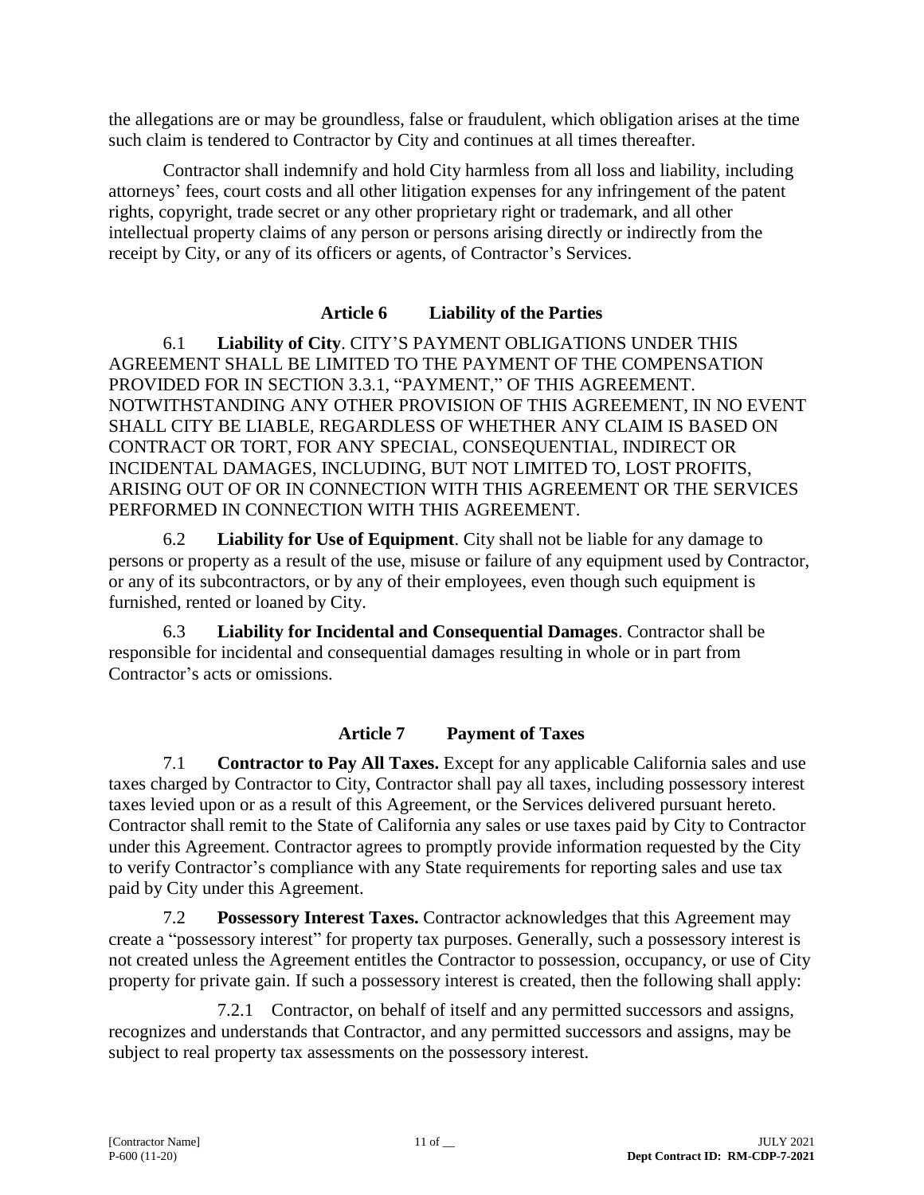the allegations are or may be groundless, false or fraudulent, which obligation arises at the time such claim is tendered to Contractor by City and continues at all times thereafter.

Contractor shall indemnify and hold City harmless from all loss and liability, including attorneys' fees, court costs and all other litigation expenses for any infringement of the patent rights, copyright, trade secret or any other proprietary right or trademark, and all other intellectual property claims of any person or persons arising directly or indirectly from the receipt by City, or any of its officers or agents, of Contractor's Services.

## Article 6 Liability of the Parties

6.1 **Liability of City**. CITY'S PAYMENT OBLIGATIONS UNDER THIS AGREEMENT SHALL BE LIMITED TO THE PAYMENT OF THE COMPENSATION PROVIDED FOR IN SECTION 3.3.1, "PAYMENT," OF THIS AGREEMENT. NOTWITHSTANDING ANY OTHER PROVISION OF THIS AGREEMENT, IN NO EVENT SHALL CITY BE LIABLE, REGARDLESS OF WHETHER ANY CLAIM IS BASED ON CONTRACT OR TORT, FOR ANY SPECIAL, CONSEQUENTIAL, INDIRECT OR INCIDENTAL DAMAGES, INCLUDING, BUT NOT LIMITED TO, LOST PROFITS, ARISING OUT OF OR IN CONNECTION WITH THIS AGREEMENT OR THE SERVICES PERFORMED IN CONNECTION WITH THIS AGREEMENT.

6.2 **Liability for Use of Equipment**. City shall not be liable for any damage to persons or property as a result of the use, misuse or failure of any equipment used by Contractor, or any of its subcontractors, or by any of their employees, even though such equipment is furnished, rented or loaned by City.

6.3 **Liability for Incidental and Consequential Damages**. Contractor shall be responsible for incidental and consequential damages resulting in whole or in part from Contractor's acts or omissions.

## Article 7 Payment of Taxes

7.1 **Contractor to Pay All Taxes.** Except for any applicable California sales and use taxes charged by Contractor to City, Contractor shall pay all taxes, including possessory interest taxes levied upon or as a result of this Agreement, or the Services delivered pursuant hereto. Contractor shall remit to the State of California any sales or use taxes paid by City to Contractor under this Agreement. Contractor agrees to promptly provide information requested by the City to verify Contractor's compliance with any State requirements for reporting sales and use tax paid by City under this Agreement.

7.2 **Possessory Interest Taxes.** Contractor acknowledges that this Agreement may create a "possessory interest" for property tax purposes. Generally, such a possessory interest is not created unless the Agreement entitles the Contractor to possession, occupancy, or use of City property for private gain. If such a possessory interest is created, then the following shall apply:

7.2.1 Contractor, on behalf of itself and any permitted successors and assigns, recognizes and understands that Contractor, and any permitted successors and assigns, may be subject to real property tax assessments on the possessory interest.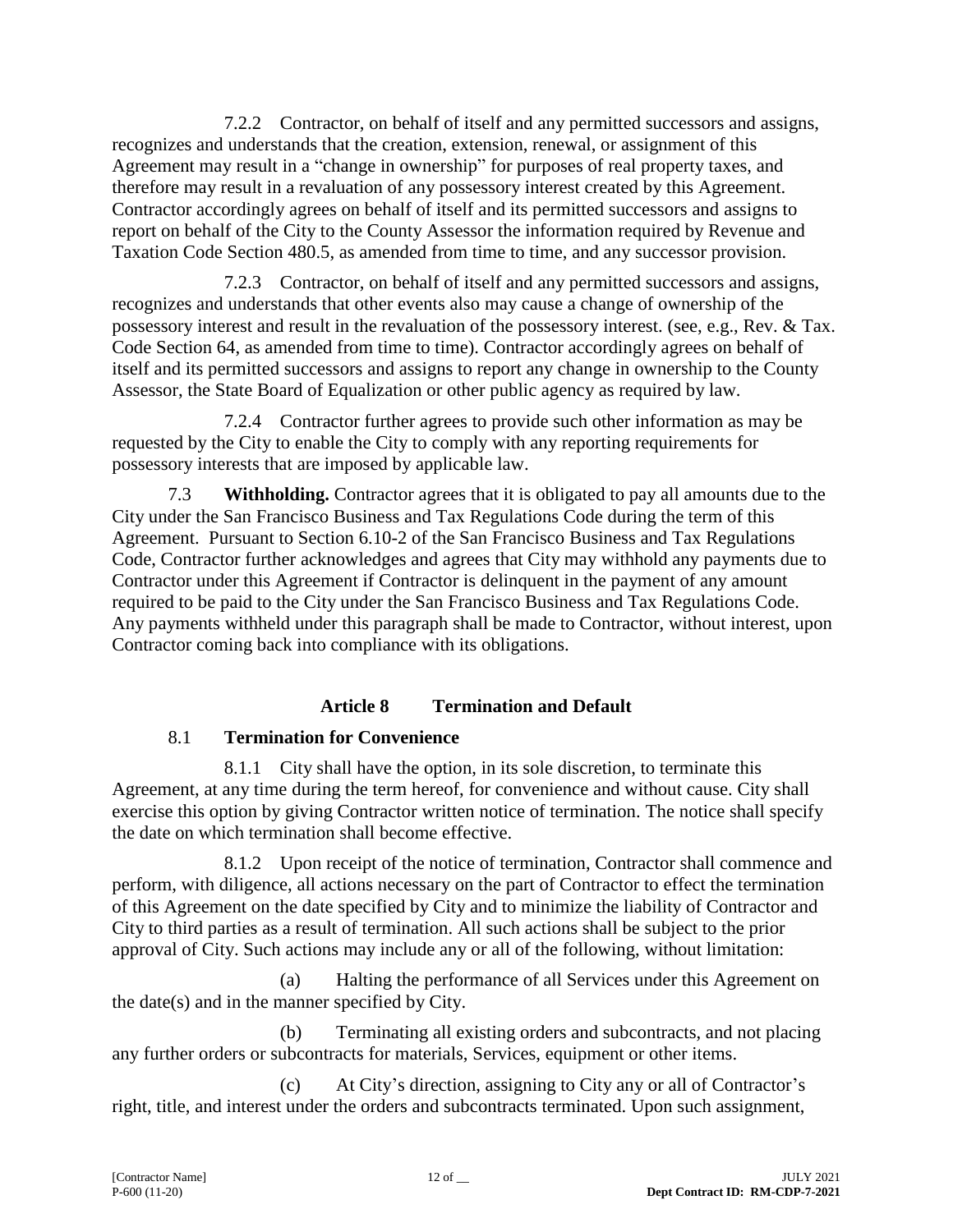7.2.2 Contractor, on behalf of itself and any permitted successors and assigns, recognizes and understands that the creation, extension, renewal, or assignment of this Agreement may result in a "change in ownership" for purposes of real property taxes, and therefore may result in a revaluation of any possessory interest created by this Agreement. Contractor accordingly agrees on behalf of itself and its permitted successors and assigns to report on behalf of the City to the County Assessor the information required by Revenue and Taxation Code Section 480.5, as amended from time to time, and any successor provision.

7.2.3 Contractor, on behalf of itself and any permitted successors and assigns, recognizes and understands that other events also may cause a change of ownership of the possessory interest and result in the revaluation of the possessory interest. (see, e.g., Rev. & Tax. Code Section 64, as amended from time to time). Contractor accordingly agrees on behalf of itself and its permitted successors and assigns to report any change in ownership to the County Assessor, the State Board of Equalization or other public agency as required by law.

7.2.4 Contractor further agrees to provide such other information as may be requested by the City to enable the City to comply with any reporting requirements for possessory interests that are imposed by applicable law.

7.3 **Withholding.** Contractor agrees that it is obligated to pay all amounts due to the City under the San Francisco Business and Tax Regulations Code during the term of this Agreement. Pursuant to Section 6.10-2 of the San Francisco Business and Tax Regulations Code, Contractor further acknowledges and agrees that City may withhold any payments due to Contractor under this Agreement if Contractor is delinquent in the payment of any amount required to be paid to the City under the San Francisco Business and Tax Regulations Code. Any payments withheld under this paragraph shall be made to Contractor, without interest, upon Contractor coming back into compliance with its obligations.

## Article 8 Termination and Default

### 8.1 Termination for Convenience

8.1.1 City shall have the option, in its sole discretion, to terminate this Agreement, at any time during the term hereof, for convenience and without cause. City shall exercise this option by giving Contractor written notice of termination. The notice shall specify the date on which termination shall become effective.

8.1.2 Upon receipt of the notice of termination, Contractor shall commence and perform, with diligence, all actions necessary on the part of Contractor to effect the termination of this Agreement on the date specified by City and to minimize the liability of Contractor and City to third parties as a result of termination. All such actions shall be subject to the prior approval of City. Such actions may include any or all of the following, without limitation:

(a) Halting the performance of all Services under this Agreement on the date(s) and in the manner specified by City.

(b) Terminating all existing orders and subcontracts, and not placing any further orders or subcontracts for materials, Services, equipment or other items.

(c) At City's direction, assigning to City any or all of Contractor's right, title, and interest under the orders and subcontracts terminated. Upon such assignment,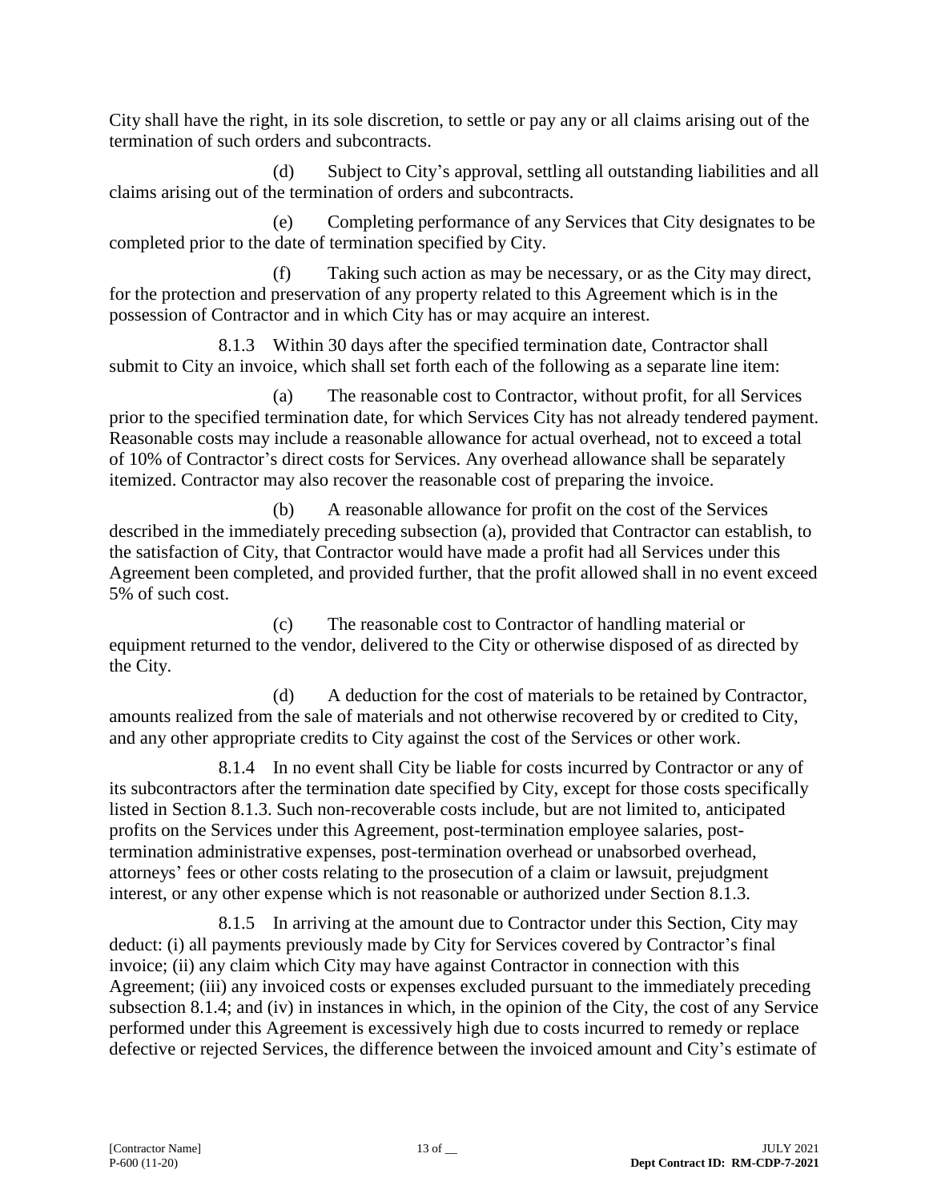City shall have the right, in its sole discretion, to settle or pay any or all claims arising out of the termination of such orders and subcontracts.

(d) Subject to City's approval, settling all outstanding liabilities and all claims arising out of the termination of orders and subcontracts.

(e) Completing performance of any Services that City designates to be completed prior to the date of termination specified by City.

(f) Taking such action as may be necessary, or as the City may direct, for the protection and preservation of any property related to this Agreement which is in the possession of Contractor and in which City has or may acquire an interest.

8.1.3 Within 30 days after the specified termination date, Contractor shall submit to City an invoice, which shall set forth each of the following as a separate line item:

(a) The reasonable cost to Contractor, without profit, for all Services prior to the specified termination date, for which Services City has not already tendered payment. Reasonable costs may include a reasonable allowance for actual overhead, not to exceed a total of 10% of Contractor's direct costs for Services. Any overhead allowance shall be separately itemized. Contractor may also recover the reasonable cost of preparing the invoice.

(b) A reasonable allowance for profit on the cost of the Services described in the immediately preceding subsection (a), provided that Contractor can establish, to the satisfaction of City, that Contractor would have made a profit had all Services under this Agreement been completed, and provided further, that the profit allowed shall in no event exceed 5% of such cost.

(c) The reasonable cost to Contractor of handling material or equipment returned to the vendor, delivered to the City or otherwise disposed of as directed by the City.

(d) A deduction for the cost of materials to be retained by Contractor, amounts realized from the sale of materials and not otherwise recovered by or credited to City, and any other appropriate credits to City against the cost of the Services or other work.

8.1.4 In no event shall City be liable for costs incurred by Contractor or any of its subcontractors after the termination date specified by City, except for those costs specifically listed in Section 8.1.3. Such non-recoverable costs include, but are not limited to, anticipated profits on the Services under this Agreement, post-termination employee salaries, post-termination administrative expenses, post-termination overhead or unabsorbed overhead, attorneys' fees or other costs relating to the prosecution of a claim or lawsuit, prejudgment interest, or any other expense which is not reasonable or authorized under Section 8.1.3.

8.1.5 In arriving at the amount due to Contractor under this Section, City may deduct: (i) all payments previously made by City for Services covered by Contractor's final invoice; (ii) any claim which City may have against Contractor in connection with this Agreement; (iii) any invoiced costs or expenses excluded pursuant to the immediately preceding subsection 8.1.4; and (iv) in instances in which, in the opinion of the City, the cost of any Service performed under this Agreement is excessively high due to costs incurred to remedy or replace defective or rejected Services, the difference between the invoiced amount and City's estimate of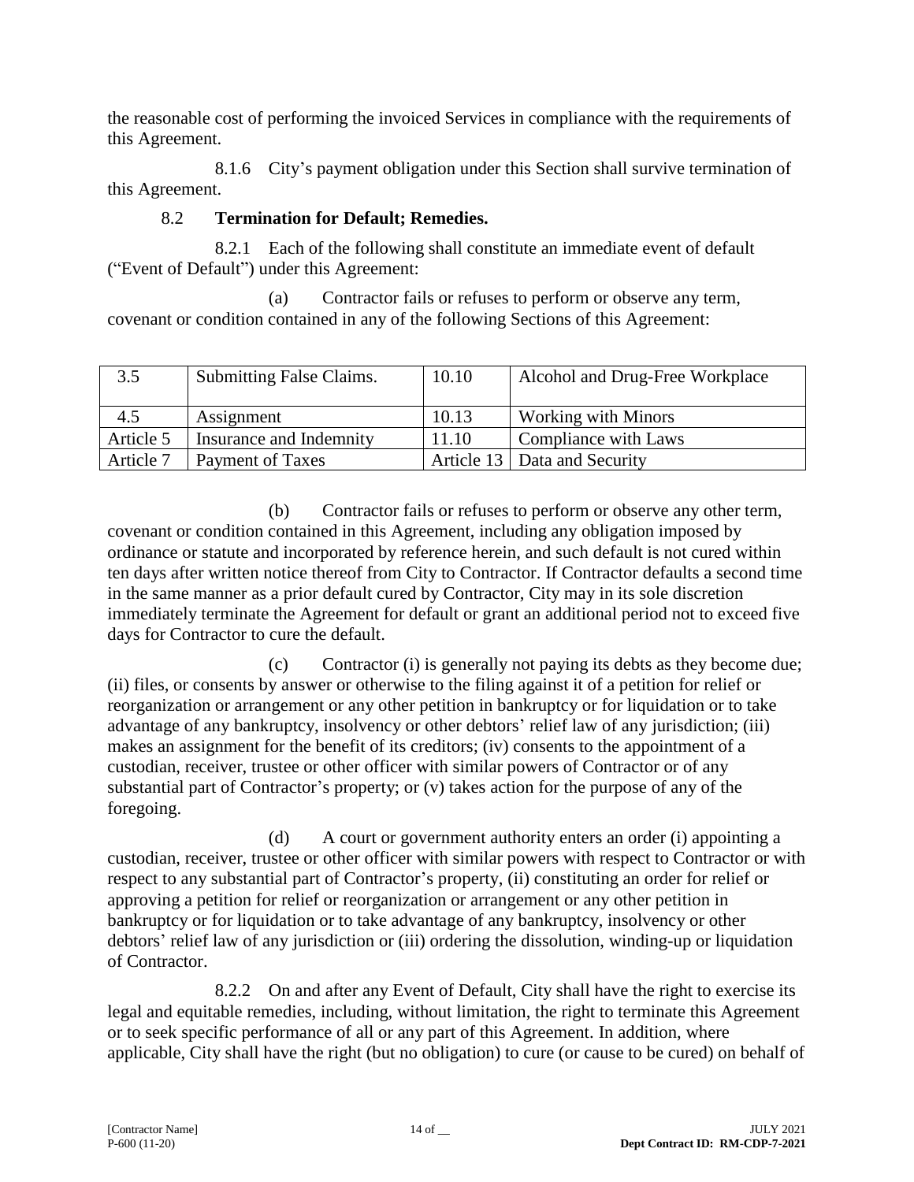the reasonable cost of performing the invoiced Services in compliance with the requirements of this Agreement.

8.1.6 City's payment obligation under this Section shall survive termination of this Agreement.

8.2 **Termination for Default; Remedies.**

8.2.1 Each of the following shall constitute an immediate event of default ("Event of Default") under this Agreement:

(a) Contractor fails or refuses to perform or observe any term, covenant or condition contained in any of the following Sections of this Agreement:

| | | | |
|---|---|---|---|
| 3.5 | Submitting False Claims. | 10.10 | Alcohol and Drug-Free Workplace |
| 4.5 | Assignment | 10.13 | Working with Minors |
| Article 5 | Insurance and Indemnity | 11.10 | Compliance with Laws |
| Article 7 | Payment of Taxes | Article 13 | Data and Security |

(b) Contractor fails or refuses to perform or observe any other term, covenant or condition contained in this Agreement, including any obligation imposed by ordinance or statute and incorporated by reference herein, and such default is not cured within ten days after written notice thereof from City to Contractor. If Contractor defaults a second time in the same manner as a prior default cured by Contractor, City may in its sole discretion immediately terminate the Agreement for default or grant an additional period not to exceed five days for Contractor to cure the default.

(c) Contractor (i) is generally not paying its debts as they become due; (ii) files, or consents by answer or otherwise to the filing against it of a petition for relief or reorganization or arrangement or any other petition in bankruptcy or for liquidation or to take advantage of any bankruptcy, insolvency or other debtors' relief law of any jurisdiction; (iii) makes an assignment for the benefit of its creditors; (iv) consents to the appointment of a custodian, receiver, trustee or other officer with similar powers of Contractor or of any substantial part of Contractor's property; or (v) takes action for the purpose of any of the foregoing.

(d) A court or government authority enters an order (i) appointing a custodian, receiver, trustee or other officer with similar powers with respect to Contractor or with respect to any substantial part of Contractor's property, (ii) constituting an order for relief or approving a petition for relief or reorganization or arrangement or any other petition in bankruptcy or for liquidation or to take advantage of any bankruptcy, insolvency or other debtors' relief law of any jurisdiction or (iii) ordering the dissolution, winding-up or liquidation of Contractor.

8.2.2 On and after any Event of Default, City shall have the right to exercise its legal and equitable remedies, including, without limitation, the right to terminate this Agreement or to seek specific performance of all or any part of this Agreement. In addition, where applicable, City shall have the right (but no obligation) to cure (or cause to be cured) on behalf of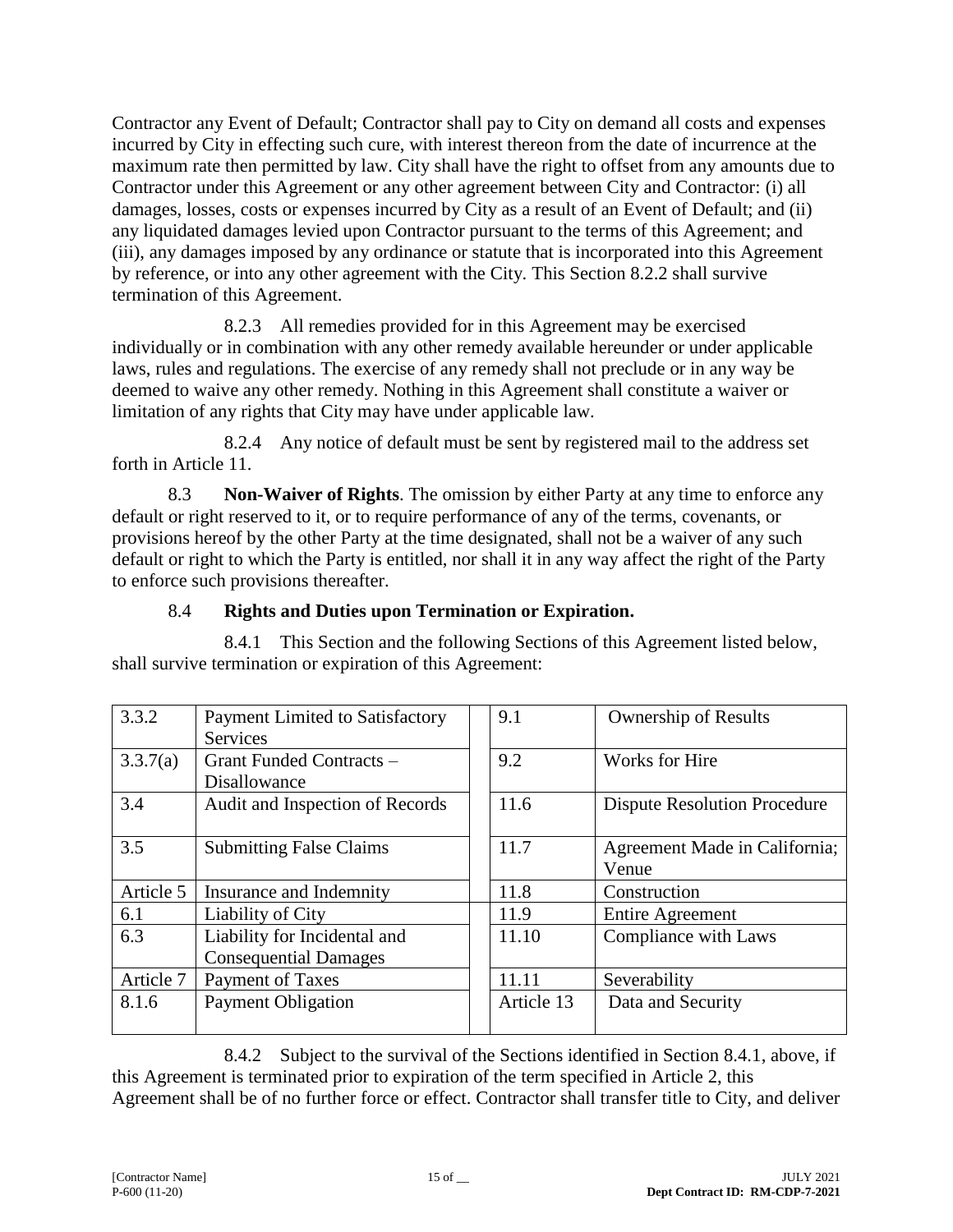Contractor any Event of Default; Contractor shall pay to City on demand all costs and expenses incurred by City in effecting such cure, with interest thereon from the date of incurrence at the maximum rate then permitted by law. City shall have the right to offset from any amounts due to Contractor under this Agreement or any other agreement between City and Contractor: (i) all damages, losses, costs or expenses incurred by City as a result of an Event of Default; and (ii) any liquidated damages levied upon Contractor pursuant to the terms of this Agreement; and (iii), any damages imposed by any ordinance or statute that is incorporated into this Agreement by reference, or into any other agreement with the City. This Section 8.2.2 shall survive termination of this Agreement.

8.2.3 All remedies provided for in this Agreement may be exercised individually or in combination with any other remedy available hereunder or under applicable laws, rules and regulations. The exercise of any remedy shall not preclude or in any way be deemed to waive any other remedy. Nothing in this Agreement shall constitute a waiver or limitation of any rights that City may have under applicable law.

8.2.4 Any notice of default must be sent by registered mail to the address set forth in Article 11.

8.3 **Non-Waiver of Rights**. The omission by either Party at any time to enforce any default or right reserved to it, or to require performance of any of the terms, covenants, or provisions hereof by the other Party at the time designated, shall not be a waiver of any such default or right to which the Party is entitled, nor shall it in any way affect the right of the Party to enforce such provisions thereafter.

8.4 **Rights and Duties upon Termination or Expiration.**

8.4.1 This Section and the following Sections of this Agreement listed below, shall survive termination or expiration of this Agreement:

| | | | | |
|---|---|---|---|---|
| 3.3.2 | Payment Limited to Satisfactory Services | | 9.1 | Ownership of Results |
| 3.3.7(a) | Grant Funded Contracts – Disallowance | | 9.2 | Works for Hire |
| 3.4 | Audit and Inspection of Records | | 11.6 | Dispute Resolution Procedure |
| 3.5 | Submitting False Claims | | 11.7 | Agreement Made in California; Venue |
| Article 5 | Insurance and Indemnity | | 11.8 | Construction |
| 6.1 | Liability of City | | 11.9 | Entire Agreement |
| 6.3 | Liability for Incidental and Consequential Damages | | 11.10 | Compliance with Laws |
| Article 7 | Payment of Taxes | | 11.11 | Severability |
| 8.1.6 | Payment Obligation | | Article 13 | Data and Security |

8.4.2 Subject to the survival of the Sections identified in Section 8.4.1, above, if this Agreement is terminated prior to expiration of the term specified in Article 2, this Agreement shall be of no further force or effect. Contractor shall transfer title to City, and deliver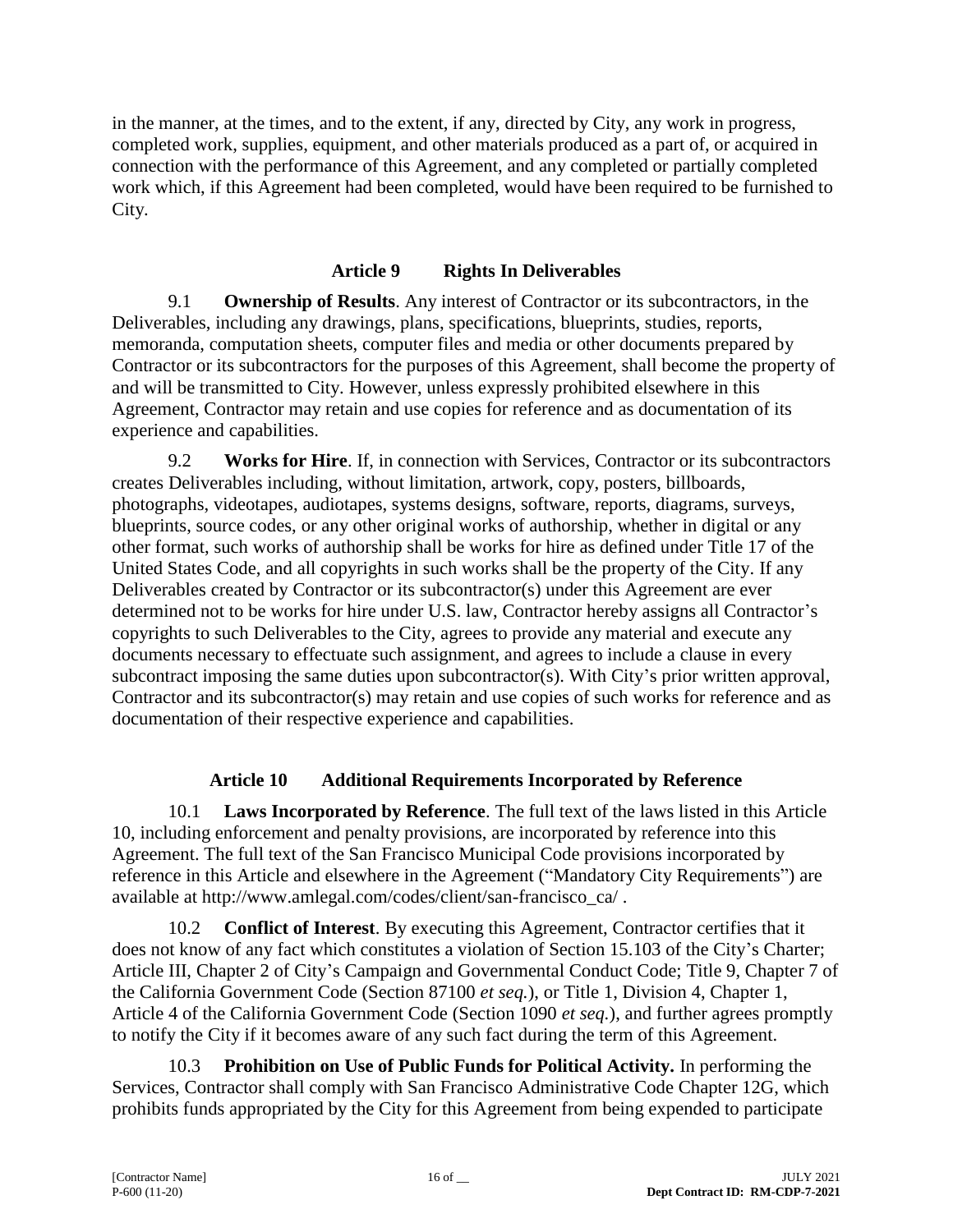in the manner, at the times, and to the extent, if any, directed by City, any work in progress, completed work, supplies, equipment, and other materials produced as a part of, or acquired in connection with the performance of this Agreement, and any completed or partially completed work which, if this Agreement had been completed, would have been required to be furnished to City.

## Article 9 Rights In Deliverables

9.1 **Ownership of Results**. Any interest of Contractor or its subcontractors, in the Deliverables, including any drawings, plans, specifications, blueprints, studies, reports, memoranda, computation sheets, computer files and media or other documents prepared by Contractor or its subcontractors for the purposes of this Agreement, shall become the property of and will be transmitted to City. However, unless expressly prohibited elsewhere in this Agreement, Contractor may retain and use copies for reference and as documentation of its experience and capabilities.

9.2 **Works for Hire**. If, in connection with Services, Contractor or its subcontractors creates Deliverables including, without limitation, artwork, copy, posters, billboards, photographs, videotapes, audiotapes, systems designs, software, reports, diagrams, surveys, blueprints, source codes, or any other original works of authorship, whether in digital or any other format, such works of authorship shall be works for hire as defined under Title 17 of the United States Code, and all copyrights in such works shall be the property of the City. If any Deliverables created by Contractor or its subcontractor(s) under this Agreement are ever determined not to be works for hire under U.S. law, Contractor hereby assigns all Contractor's copyrights to such Deliverables to the City, agrees to provide any material and execute any documents necessary to effectuate such assignment, and agrees to include a clause in every subcontract imposing the same duties upon subcontractor(s). With City's prior written approval, Contractor and its subcontractor(s) may retain and use copies of such works for reference and as documentation of their respective experience and capabilities.

## Article 10 Additional Requirements Incorporated by Reference

10.1 **Laws Incorporated by Reference**. The full text of the laws listed in this Article 10, including enforcement and penalty provisions, are incorporated by reference into this Agreement. The full text of the San Francisco Municipal Code provisions incorporated by reference in this Article and elsewhere in the Agreement ("Mandatory City Requirements") are available at http://www.amlegal.com/codes/client/san-francisco_ca/ .

10.2 **Conflict of Interest**. By executing this Agreement, Contractor certifies that it does not know of any fact which constitutes a violation of Section 15.103 of the City's Charter; Article III, Chapter 2 of City's Campaign and Governmental Conduct Code; Title 9, Chapter 7 of the California Government Code (Section 87100 *et seq.*), or Title 1, Division 4, Chapter 1, Article 4 of the California Government Code (Section 1090 *et seq.*), and further agrees promptly to notify the City if it becomes aware of any such fact during the term of this Agreement.

10.3 **Prohibition on Use of Public Funds for Political Activity.** In performing the Services, Contractor shall comply with San Francisco Administrative Code Chapter 12G, which prohibits funds appropriated by the City for this Agreement from being expended to participate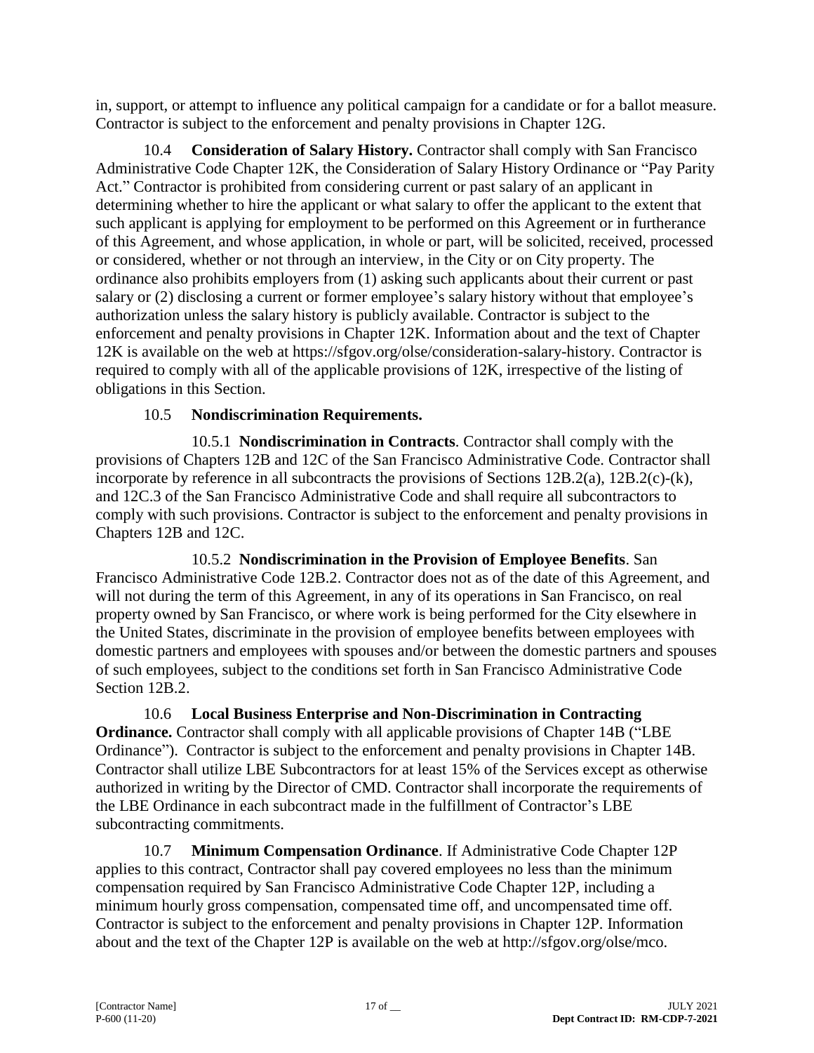in, support, or attempt to influence any political campaign for a candidate or for a ballot measure. Contractor is subject to the enforcement and penalty provisions in Chapter 12G.

10.4 **Consideration of Salary History.** Contractor shall comply with San Francisco Administrative Code Chapter 12K, the Consideration of Salary History Ordinance or "Pay Parity Act." Contractor is prohibited from considering current or past salary of an applicant in determining whether to hire the applicant or what salary to offer the applicant to the extent that such applicant is applying for employment to be performed on this Agreement or in furtherance of this Agreement, and whose application, in whole or part, will be solicited, received, processed or considered, whether or not through an interview, in the City or on City property. The ordinance also prohibits employers from (1) asking such applicants about their current or past salary or (2) disclosing a current or former employee's salary history without that employee's authorization unless the salary history is publicly available. Contractor is subject to the enforcement and penalty provisions in Chapter 12K. Information about and the text of Chapter 12K is available on the web at https://sfgov.org/olse/consideration-salary-history. Contractor is required to comply with all of the applicable provisions of 12K, irrespective of the listing of obligations in this Section.

10.5 **Nondiscrimination Requirements.**

10.5.1 **Nondiscrimination in Contracts**. Contractor shall comply with the provisions of Chapters 12B and 12C of the San Francisco Administrative Code. Contractor shall incorporate by reference in all subcontracts the provisions of Sections 12B.2(a), 12B.2(c)-(k), and 12C.3 of the San Francisco Administrative Code and shall require all subcontractors to comply with such provisions. Contractor is subject to the enforcement and penalty provisions in Chapters 12B and 12C.

10.5.2 **Nondiscrimination in the Provision of Employee Benefits**. San Francisco Administrative Code 12B.2. Contractor does not as of the date of this Agreement, and will not during the term of this Agreement, in any of its operations in San Francisco, on real property owned by San Francisco, or where work is being performed for the City elsewhere in the United States, discriminate in the provision of employee benefits between employees with domestic partners and employees with spouses and/or between the domestic partners and spouses of such employees, subject to the conditions set forth in San Francisco Administrative Code Section 12B.2.

10.6 **Local Business Enterprise and Non-Discrimination in Contracting Ordinance.** Contractor shall comply with all applicable provisions of Chapter 14B ("LBE Ordinance"). Contractor is subject to the enforcement and penalty provisions in Chapter 14B. Contractor shall utilize LBE Subcontractors for at least 15% of the Services except as otherwise authorized in writing by the Director of CMD. Contractor shall incorporate the requirements of the LBE Ordinance in each subcontract made in the fulfillment of Contractor's LBE subcontracting commitments.

10.7 **Minimum Compensation Ordinance**. If Administrative Code Chapter 12P applies to this contract, Contractor shall pay covered employees no less than the minimum compensation required by San Francisco Administrative Code Chapter 12P, including a minimum hourly gross compensation, compensated time off, and uncompensated time off. Contractor is subject to the enforcement and penalty provisions in Chapter 12P. Information about and the text of the Chapter 12P is available on the web at http://sfgov.org/olse/mco.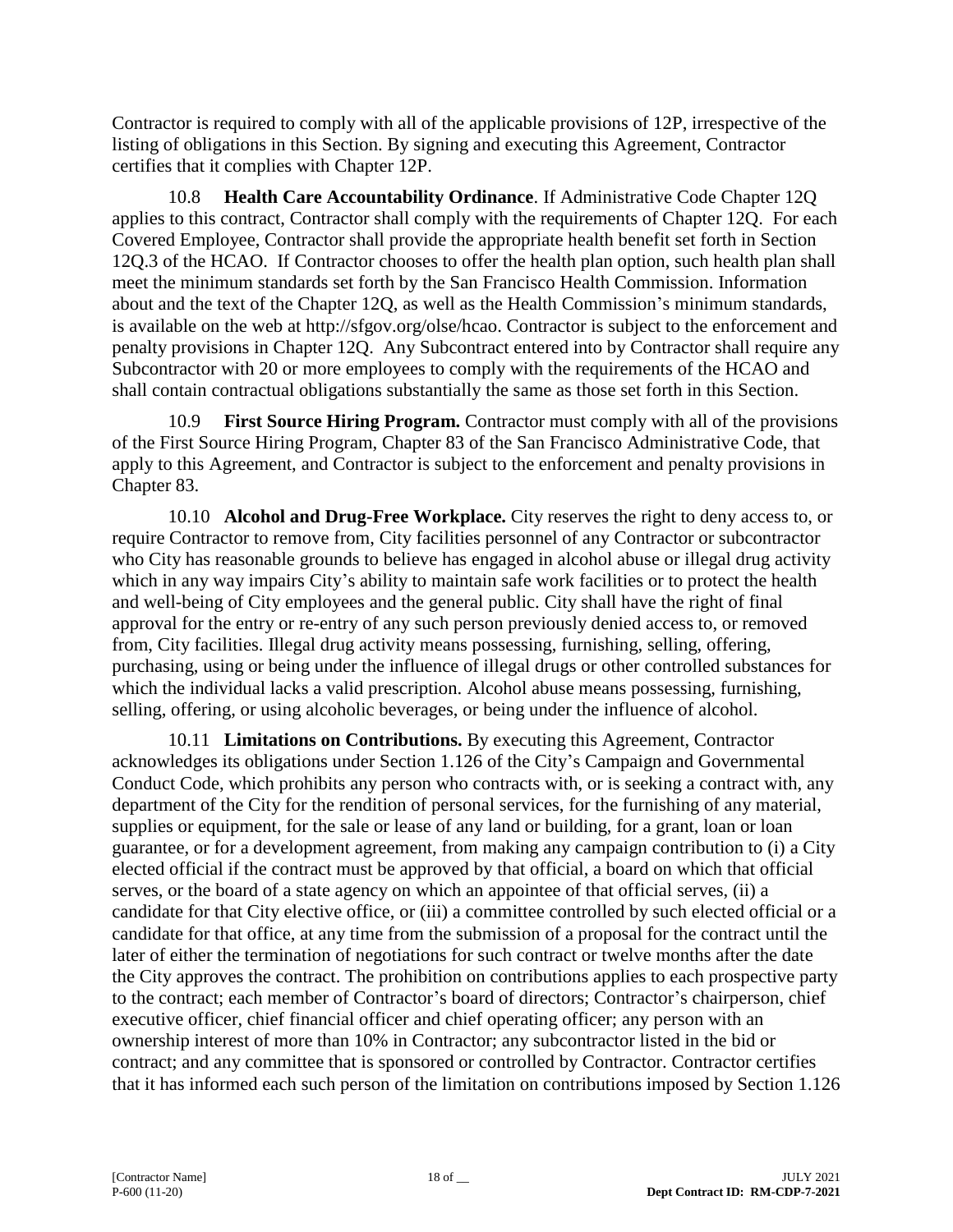Contractor is required to comply with all of the applicable provisions of 12P, irrespective of the listing of obligations in this Section. By signing and executing this Agreement, Contractor certifies that it complies with Chapter 12P.

10.8 **Health Care Accountability Ordinance**. If Administrative Code Chapter 12Q applies to this contract, Contractor shall comply with the requirements of Chapter 12Q. For each Covered Employee, Contractor shall provide the appropriate health benefit set forth in Section 12Q.3 of the HCAO. If Contractor chooses to offer the health plan option, such health plan shall meet the minimum standards set forth by the San Francisco Health Commission. Information about and the text of the Chapter 12Q, as well as the Health Commission's minimum standards, is available on the web at http://sfgov.org/olse/hcao. Contractor is subject to the enforcement and penalty provisions in Chapter 12Q. Any Subcontract entered into by Contractor shall require any Subcontractor with 20 or more employees to comply with the requirements of the HCAO and shall contain contractual obligations substantially the same as those set forth in this Section.

10.9 **First Source Hiring Program.** Contractor must comply with all of the provisions of the First Source Hiring Program, Chapter 83 of the San Francisco Administrative Code, that apply to this Agreement, and Contractor is subject to the enforcement and penalty provisions in Chapter 83.

10.10 **Alcohol and Drug-Free Workplace.** City reserves the right to deny access to, or require Contractor to remove from, City facilities personnel of any Contractor or subcontractor who City has reasonable grounds to believe has engaged in alcohol abuse or illegal drug activity which in any way impairs City's ability to maintain safe work facilities or to protect the health and well-being of City employees and the general public. City shall have the right of final approval for the entry or re-entry of any such person previously denied access to, or removed from, City facilities. Illegal drug activity means possessing, furnishing, selling, offering, purchasing, using or being under the influence of illegal drugs or other controlled substances for which the individual lacks a valid prescription. Alcohol abuse means possessing, furnishing, selling, offering, or using alcoholic beverages, or being under the influence of alcohol.

10.11 **Limitations on Contributions.** By executing this Agreement, Contractor acknowledges its obligations under Section 1.126 of the City's Campaign and Governmental Conduct Code, which prohibits any person who contracts with, or is seeking a contract with, any department of the City for the rendition of personal services, for the furnishing of any material, supplies or equipment, for the sale or lease of any land or building, for a grant, loan or loan guarantee, or for a development agreement, from making any campaign contribution to (i) a City elected official if the contract must be approved by that official, a board on which that official serves, or the board of a state agency on which an appointee of that official serves, (ii) a candidate for that City elective office, or (iii) a committee controlled by such elected official or a candidate for that office, at any time from the submission of a proposal for the contract until the later of either the termination of negotiations for such contract or twelve months after the date the City approves the contract. The prohibition on contributions applies to each prospective party to the contract; each member of Contractor's board of directors; Contractor's chairperson, chief executive officer, chief financial officer and chief operating officer; any person with an ownership interest of more than 10% in Contractor; any subcontractor listed in the bid or contract; and any committee that is sponsored or controlled by Contractor. Contractor certifies that it has informed each such person of the limitation on contributions imposed by Section 1.126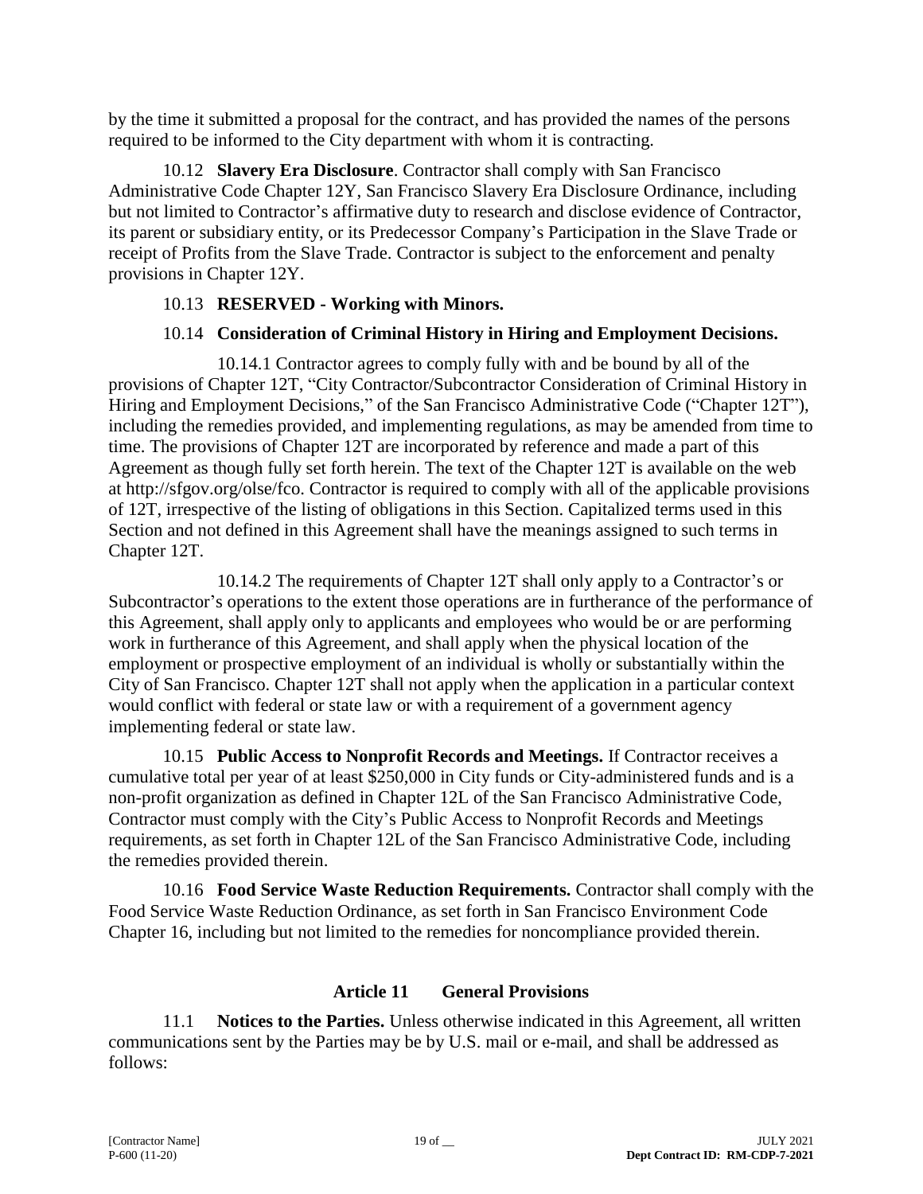by the time it submitted a proposal for the contract, and has provided the names of the persons required to be informed to the City department with whom it is contracting.

10.12 **Slavery Era Disclosure**. Contractor shall comply with San Francisco Administrative Code Chapter 12Y, San Francisco Slavery Era Disclosure Ordinance, including but not limited to Contractor's affirmative duty to research and disclose evidence of Contractor, its parent or subsidiary entity, or its Predecessor Company's Participation in the Slave Trade or receipt of Profits from the Slave Trade. Contractor is subject to the enforcement and penalty provisions in Chapter 12Y.

10.13 **RESERVED - Working with Minors.**

10.14 **Consideration of Criminal History in Hiring and Employment Decisions.**

10.14.1 Contractor agrees to comply fully with and be bound by all of the provisions of Chapter 12T, "City Contractor/Subcontractor Consideration of Criminal History in Hiring and Employment Decisions," of the San Francisco Administrative Code ("Chapter 12T"), including the remedies provided, and implementing regulations, as may be amended from time to time. The provisions of Chapter 12T are incorporated by reference and made a part of this Agreement as though fully set forth herein. The text of the Chapter 12T is available on the web at http://sfgov.org/olse/fco. Contractor is required to comply with all of the applicable provisions of 12T, irrespective of the listing of obligations in this Section. Capitalized terms used in this Section and not defined in this Agreement shall have the meanings assigned to such terms in Chapter 12T.

10.14.2 The requirements of Chapter 12T shall only apply to a Contractor's or Subcontractor's operations to the extent those operations are in furtherance of the performance of this Agreement, shall apply only to applicants and employees who would be or are performing work in furtherance of this Agreement, and shall apply when the physical location of the employment or prospective employment of an individual is wholly or substantially within the City of San Francisco. Chapter 12T shall not apply when the application in a particular context would conflict with federal or state law or with a requirement of a government agency implementing federal or state law.

10.15 **Public Access to Nonprofit Records and Meetings.** If Contractor receives a cumulative total per year of at least $250,000 in City funds or City-administered funds and is a non-profit organization as defined in Chapter 12L of the San Francisco Administrative Code, Contractor must comply with the City's Public Access to Nonprofit Records and Meetings requirements, as set forth in Chapter 12L of the San Francisco Administrative Code, including the remedies provided therein.

10.16 **Food Service Waste Reduction Requirements.** Contractor shall comply with the Food Service Waste Reduction Ordinance, as set forth in San Francisco Environment Code Chapter 16, including but not limited to the remedies for noncompliance provided therein.

## Article 11 General Provisions

11.1 **Notices to the Parties.** Unless otherwise indicated in this Agreement, all written communications sent by the Parties may be by U.S. mail or e-mail, and shall be addressed as follows: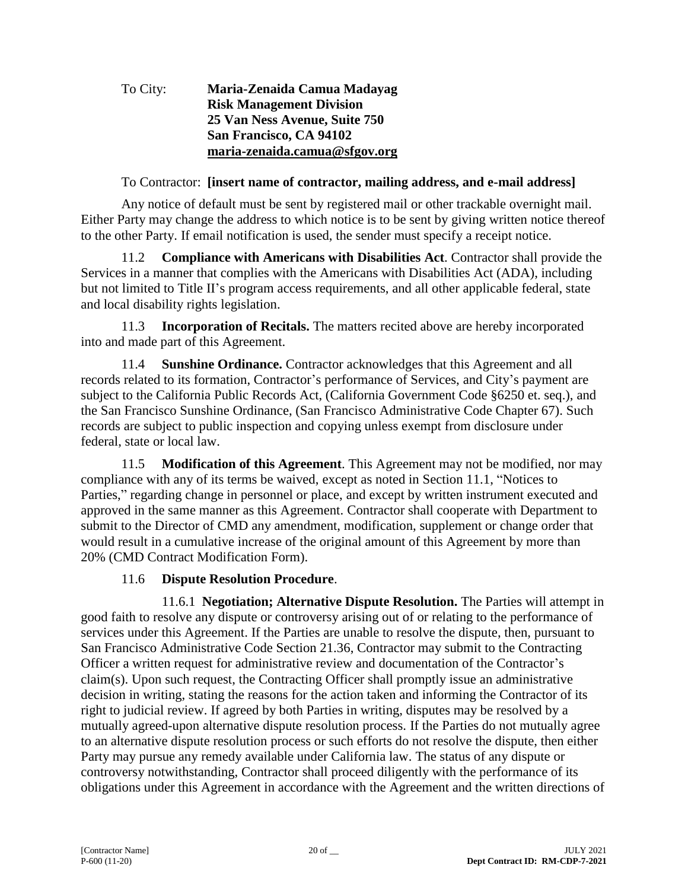To City: **Maria-Zenaida Camua Madayag**
**Risk Management Division**
**25 Van Ness Avenue, Suite 750**
**San Francisco, CA 94102**
**maria-zenaida.camua@sfgov.org**

To Contractor: **[insert name of contractor, mailing address, and e-mail address]**

Any notice of default must be sent by registered mail or other trackable overnight mail. Either Party may change the address to which notice is to be sent by giving written notice thereof to the other Party. If email notification is used, the sender must specify a receipt notice.

11.2 **Compliance with Americans with Disabilities Act**. Contractor shall provide the Services in a manner that complies with the Americans with Disabilities Act (ADA), including but not limited to Title II's program access requirements, and all other applicable federal, state and local disability rights legislation.

11.3 **Incorporation of Recitals.** The matters recited above are hereby incorporated into and made part of this Agreement.

11.4 **Sunshine Ordinance.** Contractor acknowledges that this Agreement and all records related to its formation, Contractor's performance of Services, and City's payment are subject to the California Public Records Act, (California Government Code §6250 et. seq.), and the San Francisco Sunshine Ordinance, (San Francisco Administrative Code Chapter 67). Such records are subject to public inspection and copying unless exempt from disclosure under federal, state or local law.

11.5 **Modification of this Agreement**. This Agreement may not be modified, nor may compliance with any of its terms be waived, except as noted in Section 11.1, "Notices to Parties," regarding change in personnel or place, and except by written instrument executed and approved in the same manner as this Agreement. Contractor shall cooperate with Department to submit to the Director of CMD any amendment, modification, supplement or change order that would result in a cumulative increase of the original amount of this Agreement by more than 20% (CMD Contract Modification Form).

11.6 **Dispute Resolution Procedure**.

11.6.1 **Negotiation; Alternative Dispute Resolution.** The Parties will attempt in good faith to resolve any dispute or controversy arising out of or relating to the performance of services under this Agreement. If the Parties are unable to resolve the dispute, then, pursuant to San Francisco Administrative Code Section 21.36, Contractor may submit to the Contracting Officer a written request for administrative review and documentation of the Contractor's claim(s). Upon such request, the Contracting Officer shall promptly issue an administrative decision in writing, stating the reasons for the action taken and informing the Contractor of its right to judicial review. If agreed by both Parties in writing, disputes may be resolved by a mutually agreed-upon alternative dispute resolution process. If the Parties do not mutually agree to an alternative dispute resolution process or such efforts do not resolve the dispute, then either Party may pursue any remedy available under California law. The status of any dispute or controversy notwithstanding, Contractor shall proceed diligently with the performance of its obligations under this Agreement in accordance with the Agreement and the written directions of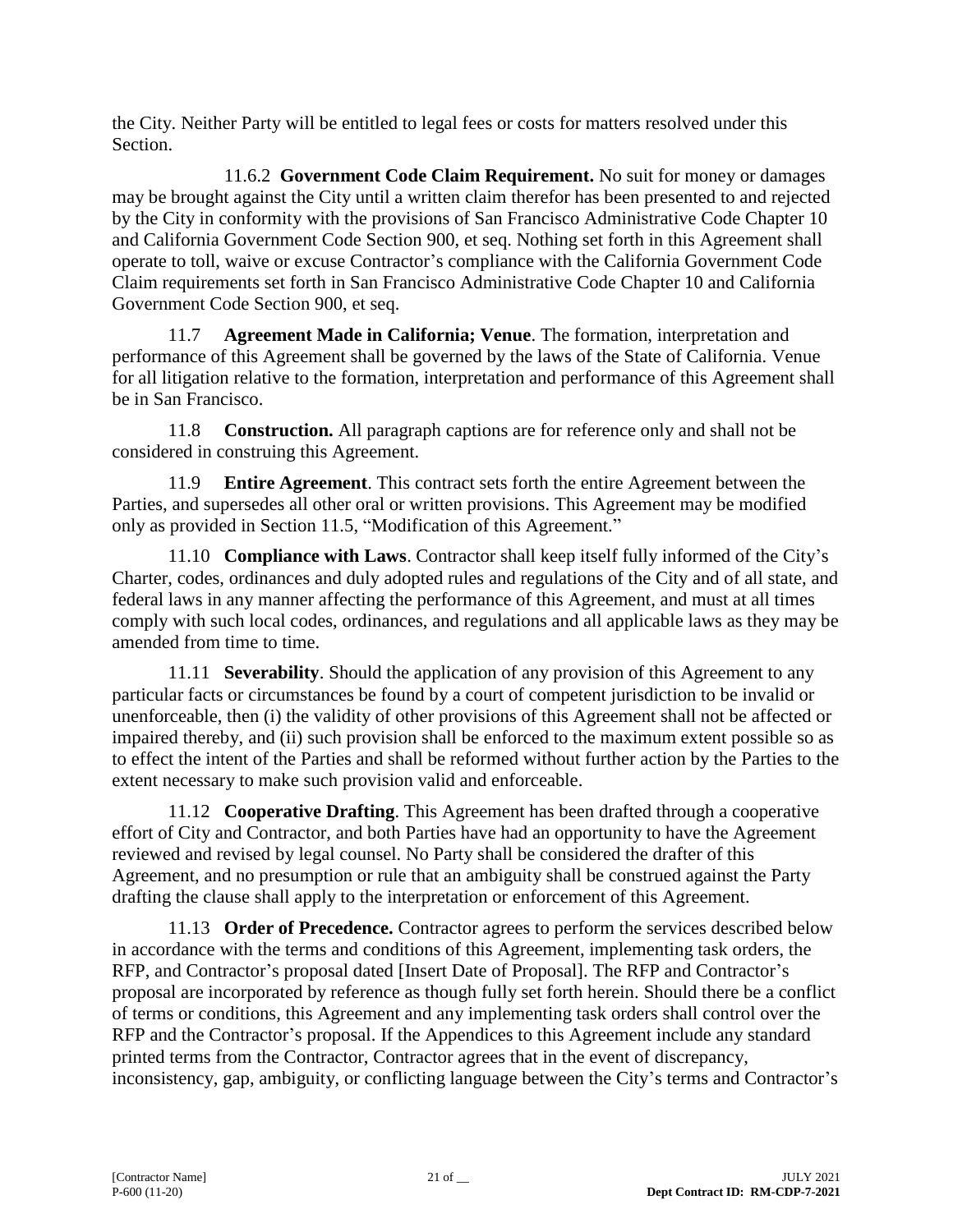the City. Neither Party will be entitled to legal fees or costs for matters resolved under this Section.

11.6.2 **Government Code Claim Requirement.** No suit for money or damages may be brought against the City until a written claim therefor has been presented to and rejected by the City in conformity with the provisions of San Francisco Administrative Code Chapter 10 and California Government Code Section 900, et seq. Nothing set forth in this Agreement shall operate to toll, waive or excuse Contractor's compliance with the California Government Code Claim requirements set forth in San Francisco Administrative Code Chapter 10 and California Government Code Section 900, et seq.

11.7 **Agreement Made in California; Venue**. The formation, interpretation and performance of this Agreement shall be governed by the laws of the State of California. Venue for all litigation relative to the formation, interpretation and performance of this Agreement shall be in San Francisco.

11.8 **Construction.** All paragraph captions are for reference only and shall not be considered in construing this Agreement.

11.9 **Entire Agreement**. This contract sets forth the entire Agreement between the Parties, and supersedes all other oral or written provisions. This Agreement may be modified only as provided in Section 11.5, "Modification of this Agreement."

11.10 **Compliance with Laws**. Contractor shall keep itself fully informed of the City's Charter, codes, ordinances and duly adopted rules and regulations of the City and of all state, and federal laws in any manner affecting the performance of this Agreement, and must at all times comply with such local codes, ordinances, and regulations and all applicable laws as they may be amended from time to time.

11.11 **Severability**. Should the application of any provision of this Agreement to any particular facts or circumstances be found by a court of competent jurisdiction to be invalid or unenforceable, then (i) the validity of other provisions of this Agreement shall not be affected or impaired thereby, and (ii) such provision shall be enforced to the maximum extent possible so as to effect the intent of the Parties and shall be reformed without further action by the Parties to the extent necessary to make such provision valid and enforceable.

11.12 **Cooperative Drafting**. This Agreement has been drafted through a cooperative effort of City and Contractor, and both Parties have had an opportunity to have the Agreement reviewed and revised by legal counsel. No Party shall be considered the drafter of this Agreement, and no presumption or rule that an ambiguity shall be construed against the Party drafting the clause shall apply to the interpretation or enforcement of this Agreement.

11.13 **Order of Precedence.** Contractor agrees to perform the services described below in accordance with the terms and conditions of this Agreement, implementing task orders, the RFP, and Contractor's proposal dated [Insert Date of Proposal]. The RFP and Contractor's proposal are incorporated by reference as though fully set forth herein. Should there be a conflict of terms or conditions, this Agreement and any implementing task orders shall control over the RFP and the Contractor's proposal. If the Appendices to this Agreement include any standard printed terms from the Contractor, Contractor agrees that in the event of discrepancy, inconsistency, gap, ambiguity, or conflicting language between the City's terms and Contractor's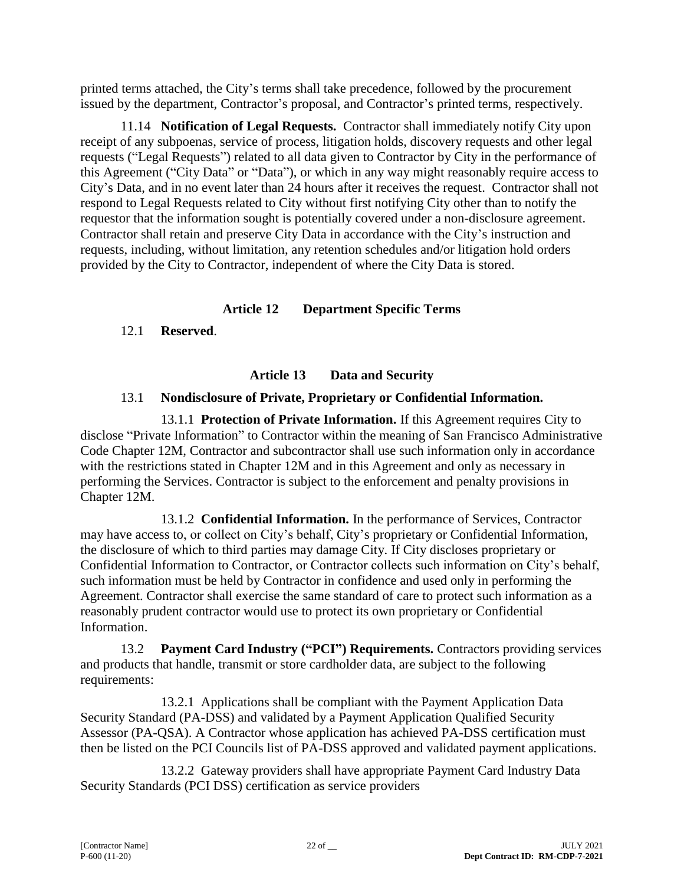printed terms attached, the City's terms shall take precedence, followed by the procurement issued by the department, Contractor's proposal, and Contractor's printed terms, respectively.

11.14 **Notification of Legal Requests.** Contractor shall immediately notify City upon receipt of any subpoenas, service of process, litigation holds, discovery requests and other legal requests ("Legal Requests") related to all data given to Contractor by City in the performance of this Agreement ("City Data" or "Data"), or which in any way might reasonably require access to City's Data, and in no event later than 24 hours after it receives the request. Contractor shall not respond to Legal Requests related to City without first notifying City other than to notify the requestor that the information sought is potentially covered under a non-disclosure agreement. Contractor shall retain and preserve City Data in accordance with the City's instruction and requests, including, without limitation, any retention schedules and/or litigation hold orders provided by the City to Contractor, independent of where the City Data is stored.

## Article 12 Department Specific Terms

12.1 **Reserved**.

## Article 13 Data and Security

### 13.1 Nondisclosure of Private, Proprietary or Confidential Information.

13.1.1 **Protection of Private Information.** If this Agreement requires City to disclose "Private Information" to Contractor within the meaning of San Francisco Administrative Code Chapter 12M, Contractor and subcontractor shall use such information only in accordance with the restrictions stated in Chapter 12M and in this Agreement and only as necessary in performing the Services. Contractor is subject to the enforcement and penalty provisions in Chapter 12M.

13.1.2 **Confidential Information.** In the performance of Services, Contractor may have access to, or collect on City's behalf, City's proprietary or Confidential Information, the disclosure of which to third parties may damage City. If City discloses proprietary or Confidential Information to Contractor, or Contractor collects such information on City's behalf, such information must be held by Contractor in confidence and used only in performing the Agreement. Contractor shall exercise the same standard of care to protect such information as a reasonably prudent contractor would use to protect its own proprietary or Confidential Information.

13.2 **Payment Card Industry ("PCI") Requirements.** Contractors providing services and products that handle, transmit or store cardholder data, are subject to the following requirements:

13.2.1 Applications shall be compliant with the Payment Application Data Security Standard (PA-DSS) and validated by a Payment Application Qualified Security Assessor (PA-QSA). A Contractor whose application has achieved PA-DSS certification must then be listed on the PCI Councils list of PA-DSS approved and validated payment applications.

13.2.2 Gateway providers shall have appropriate Payment Card Industry Data Security Standards (PCI DSS) certification as service providers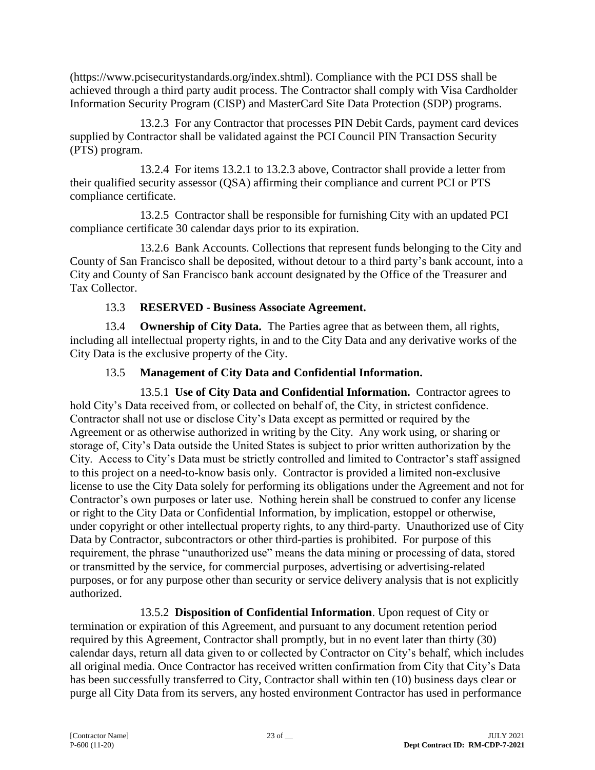(https://www.pcisecuritystandards.org/index.shtml). Compliance with the PCI DSS shall be achieved through a third party audit process. The Contractor shall comply with Visa Cardholder Information Security Program (CISP) and MasterCard Site Data Protection (SDP) programs.

13.2.3 For any Contractor that processes PIN Debit Cards, payment card devices supplied by Contractor shall be validated against the PCI Council PIN Transaction Security (PTS) program.

13.2.4 For items 13.2.1 to 13.2.3 above, Contractor shall provide a letter from their qualified security assessor (QSA) affirming their compliance and current PCI or PTS compliance certificate.

13.2.5 Contractor shall be responsible for furnishing City with an updated PCI compliance certificate 30 calendar days prior to its expiration.

13.2.6 Bank Accounts. Collections that represent funds belonging to the City and County of San Francisco shall be deposited, without detour to a third party's bank account, into a City and County of San Francisco bank account designated by the Office of the Treasurer and Tax Collector.

13.3 **RESERVED - Business Associate Agreement.**

13.4 **Ownership of City Data.** The Parties agree that as between them, all rights, including all intellectual property rights, in and to the City Data and any derivative works of the City Data is the exclusive property of the City.

13.5 **Management of City Data and Confidential Information.**

13.5.1 **Use of City Data and Confidential Information.** Contractor agrees to hold City's Data received from, or collected on behalf of, the City, in strictest confidence. Contractor shall not use or disclose City's Data except as permitted or required by the Agreement or as otherwise authorized in writing by the City. Any work using, or sharing or storage of, City's Data outside the United States is subject to prior written authorization by the City. Access to City's Data must be strictly controlled and limited to Contractor's staff assigned to this project on a need-to-know basis only. Contractor is provided a limited non-exclusive license to use the City Data solely for performing its obligations under the Agreement and not for Contractor's own purposes or later use. Nothing herein shall be construed to confer any license or right to the City Data or Confidential Information, by implication, estoppel or otherwise, under copyright or other intellectual property rights, to any third-party. Unauthorized use of City Data by Contractor, subcontractors or other third-parties is prohibited. For purpose of this requirement, the phrase "unauthorized use" means the data mining or processing of data, stored or transmitted by the service, for commercial purposes, advertising or advertising-related purposes, or for any purpose other than security or service delivery analysis that is not explicitly authorized.

13.5.2 **Disposition of Confidential Information**. Upon request of City or termination or expiration of this Agreement, and pursuant to any document retention period required by this Agreement, Contractor shall promptly, but in no event later than thirty (30) calendar days, return all data given to or collected by Contractor on City's behalf, which includes all original media. Once Contractor has received written confirmation from City that City's Data has been successfully transferred to City, Contractor shall within ten (10) business days clear or purge all City Data from its servers, any hosted environment Contractor has used in performance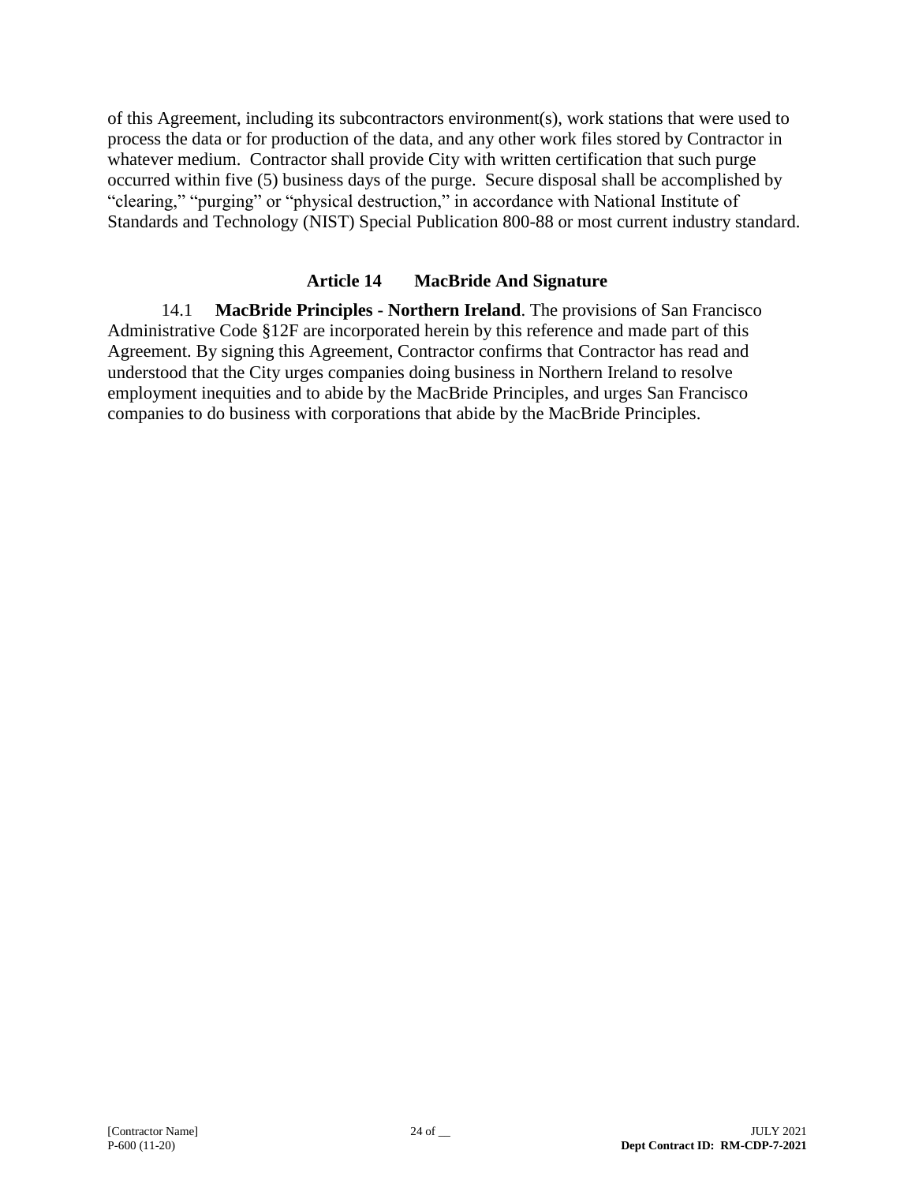of this Agreement, including its subcontractors environment(s), work stations that were used to process the data or for production of the data, and any other work files stored by Contractor in whatever medium. Contractor shall provide City with written certification that such purge occurred within five (5) business days of the purge. Secure disposal shall be accomplished by "clearing," "purging" or "physical destruction," in accordance with National Institute of Standards and Technology (NIST) Special Publication 800-88 or most current industry standard.

## Article 14 MacBride And Signature

14.1 **MacBride Principles - Northern Ireland**. The provisions of San Francisco Administrative Code §12F are incorporated herein by this reference and made part of this Agreement. By signing this Agreement, Contractor confirms that Contractor has read and understood that the City urges companies doing business in Northern Ireland to resolve employment inequities and to abide by the MacBride Principles, and urges San Francisco companies to do business with corporations that abide by the MacBride Principles.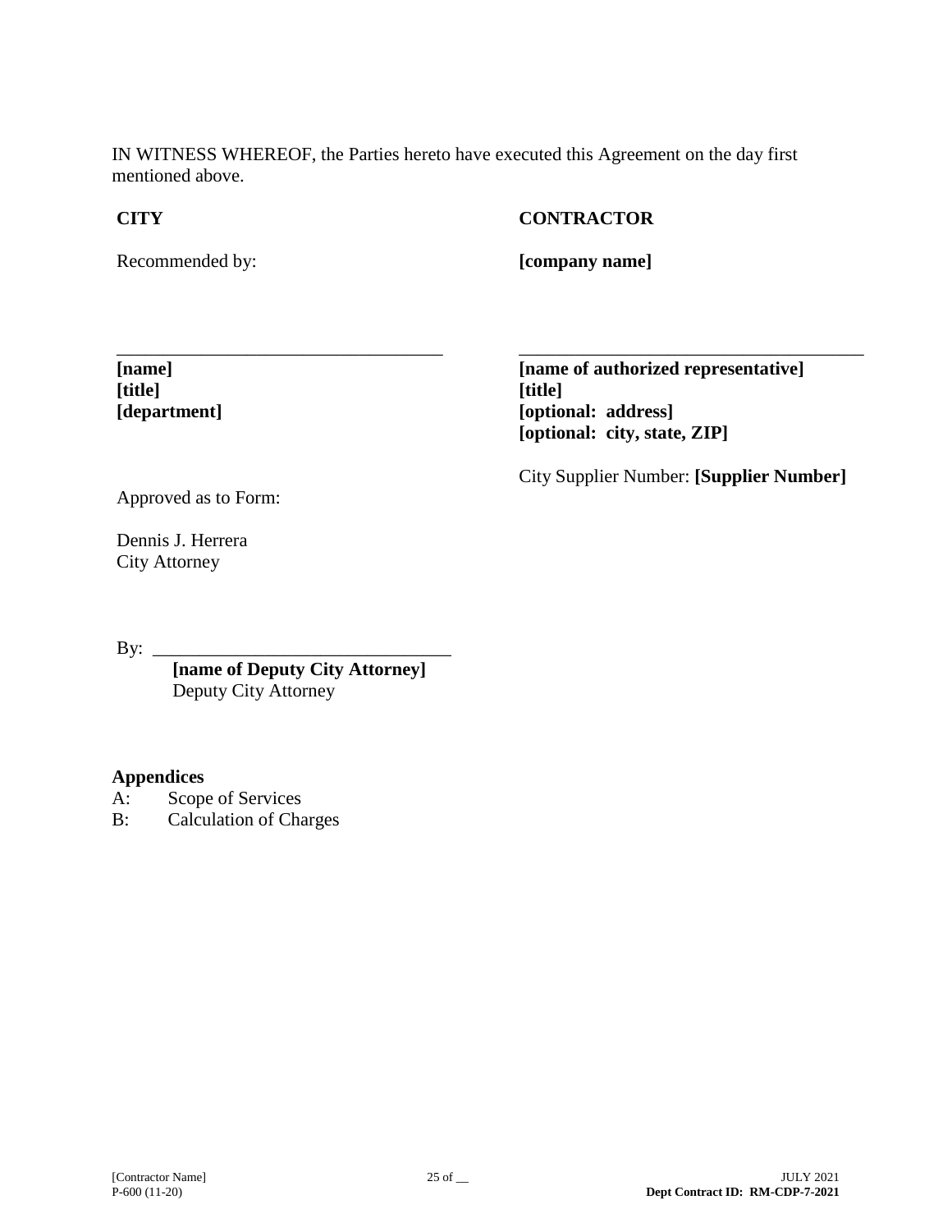IN WITNESS WHEREOF, the Parties hereto have executed this Agreement on the day first mentioned above.

**CITY**

Recommended by:

\_\_\_\_\_\_\_\_\_\_\_\_\_\_\_\_\_\_\_\_\_\_\_\_\_\_\_\_\_\_\_\_\_\_\_

**[name]**
**[title]**
**[department]**

Approved as to Form:

Dennis J. Herrera
City Attorney

By: \_\_\_\_\_\_\_\_\_\_\_\_\_\_\_\_\_\_\_\_\_\_\_\_\_\_\_\_\_\_\_\_

**[name of Deputy City Attorney]**
Deputy City Attorney

**CONTRACTOR**

**[company name]**

\_\_\_\_\_\_\_\_\_\_\_\_\_\_\_\_\_\_\_\_\_\_\_\_\_\_\_\_\_\_\_\_\_\_\_\_\_\_

**[name of authorized representative]**
**[title]**
**[optional: address]**
**[optional: city, state, ZIP]**

City Supplier Number: **[Supplier Number]**

**Appendices**

A: Scope of Services
B: Calculation of Charges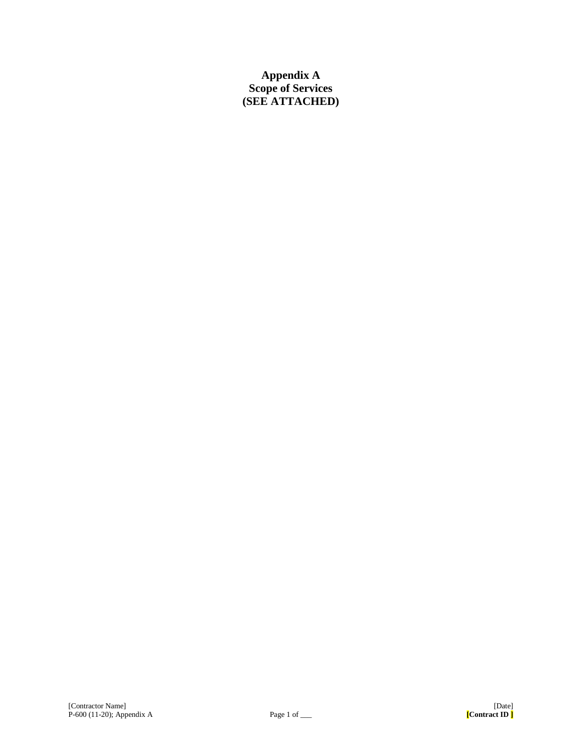# Appendix A
# Scope of Services
# (SEE ATTACHED)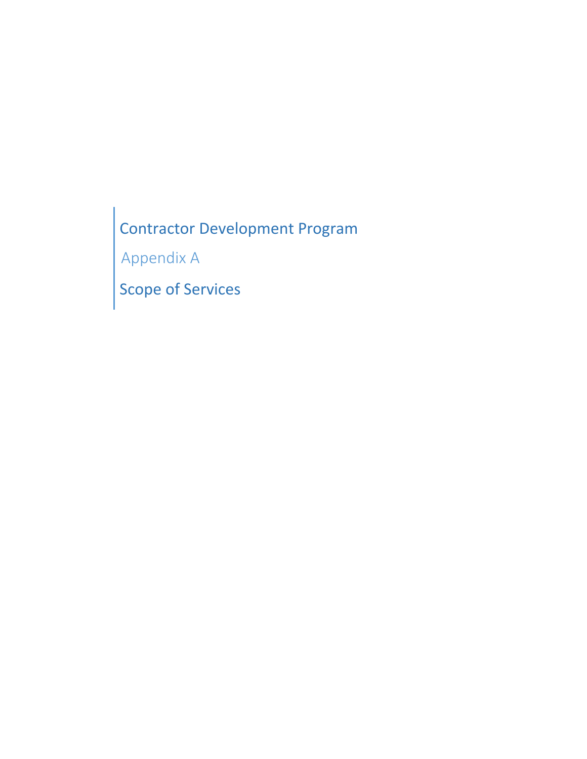# Contractor Development Program

## Appendix A

# Scope of Services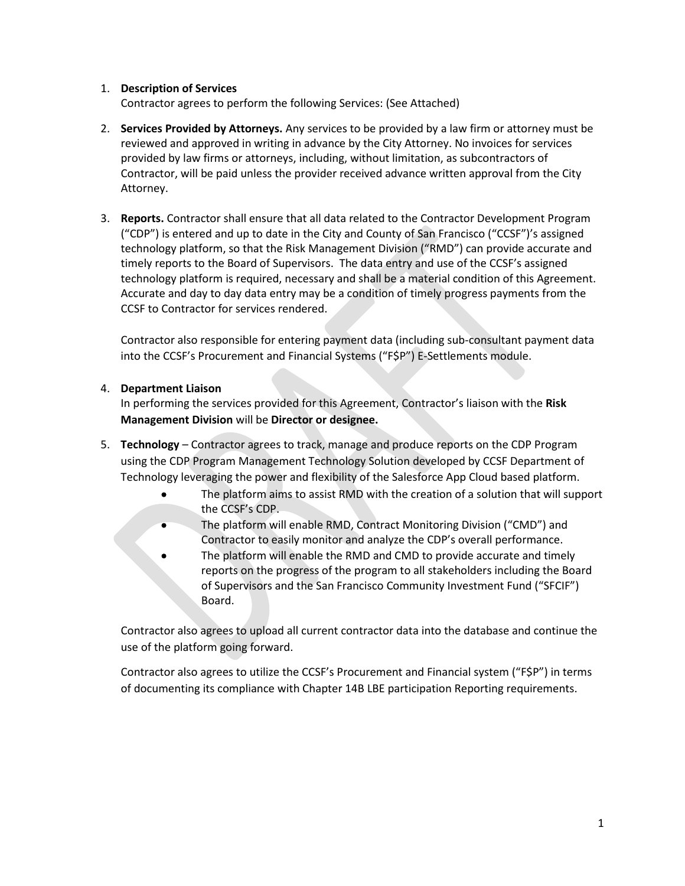1. **Description of Services**
   Contractor agrees to perform the following Services: (See Attached)

2. **Services Provided by Attorneys.** Any services to be provided by a law firm or attorney must be reviewed and approved in writing in advance by the City Attorney. No invoices for services provided by law firms or attorneys, including, without limitation, as subcontractors of Contractor, will be paid unless the provider received advance written approval from the City Attorney.

3. **Reports.** Contractor shall ensure that all data related to the Contractor Development Program ("CDP") is entered and up to date in the City and County of San Francisco ("CCSF")'s assigned technology platform, so that the Risk Management Division ("RMD") can provide accurate and timely reports to the Board of Supervisors. The data entry and use of the CCSF's assigned technology platform is required, necessary and shall be a material condition of this Agreement. Accurate and day to day data entry may be a condition of timely progress payments from the CCSF to Contractor for services rendered.

   Contractor also responsible for entering payment data (including sub-consultant payment data into the CCSF's Procurement and Financial Systems ("F$P") E-Settlements module.

4. **Department Liaison**
   In performing the services provided for this Agreement, Contractor's liaison with the **Risk Management Division** will be **Director or designee.**

5. **Technology** – Contractor agrees to track, manage and produce reports on the CDP Program using the CDP Program Management Technology Solution developed by CCSF Department of Technology leveraging the power and flexibility of the Salesforce App Cloud based platform.
   - The platform aims to assist RMD with the creation of a solution that will support the CCSF's CDP.
   - The platform will enable RMD, Contract Monitoring Division ("CMD") and Contractor to easily monitor and analyze the CDP's overall performance.
   - The platform will enable the RMD and CMD to provide accurate and timely reports on the progress of the program to all stakeholders including the Board of Supervisors and the San Francisco Community Investment Fund ("SFCIF") Board.

   Contractor also agrees to upload all current contractor data into the database and continue the use of the platform going forward.

   Contractor also agrees to utilize the CCSF's Procurement and Financial system ("F$P") in terms of documenting its compliance with Chapter 14B LBE participation Reporting requirements.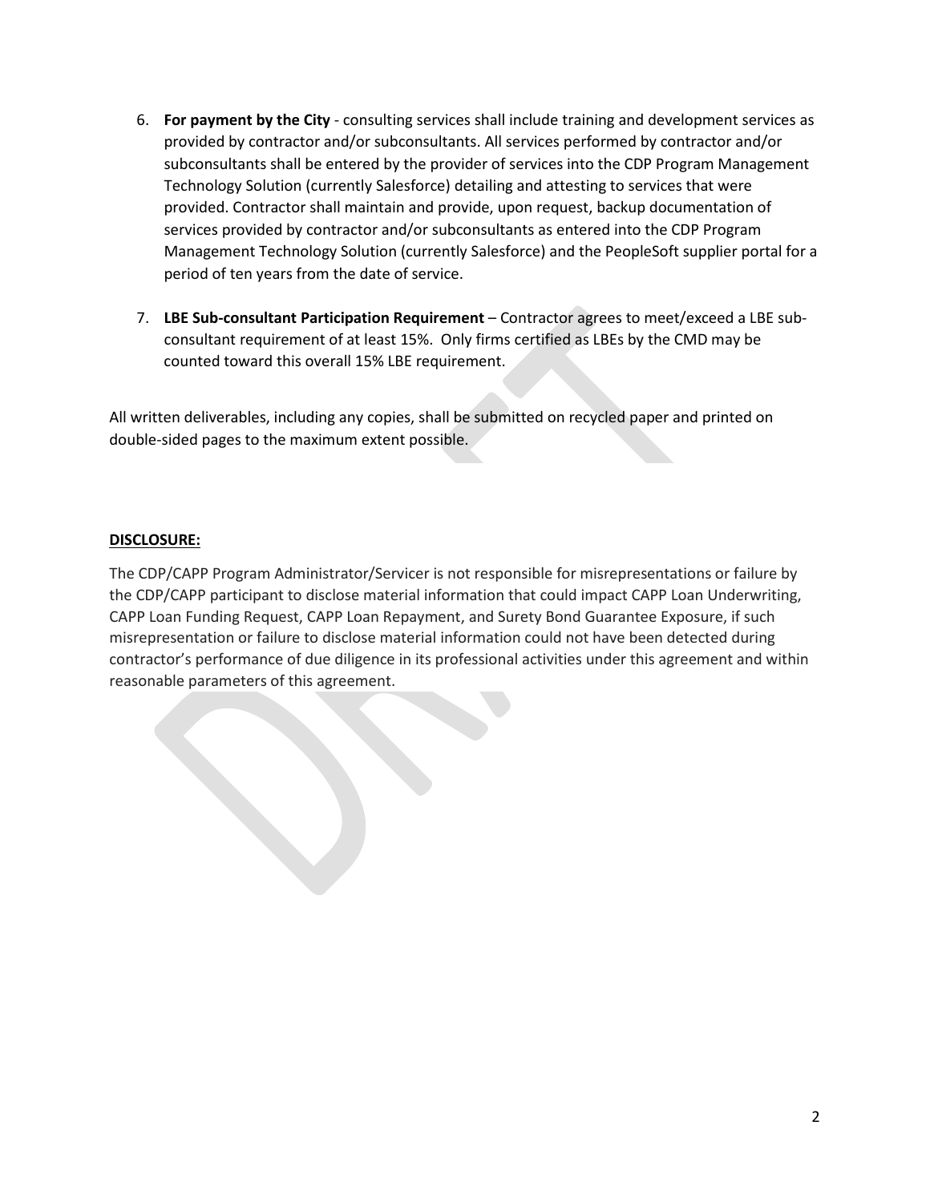6. **For payment by the City** - consulting services shall include training and development services as provided by contractor and/or subconsultants. All services performed by contractor and/or subconsultants shall be entered by the provider of services into the CDP Program Management Technology Solution (currently Salesforce) detailing and attesting to services that were provided. Contractor shall maintain and provide, upon request, backup documentation of services provided by contractor and/or subconsultants as entered into the CDP Program Management Technology Solution (currently Salesforce) and the PeopleSoft supplier portal for a period of ten years from the date of service.

7. **LBE Sub-consultant Participation Requirement** – Contractor agrees to meet/exceed a LBE sub-consultant requirement of at least 15%. Only firms certified as LBEs by the CMD may be counted toward this overall 15% LBE requirement.

All written deliverables, including any copies, shall be submitted on recycled paper and printed on double-sided pages to the maximum extent possible.

**DISCLOSURE:**

The CDP/CAPP Program Administrator/Servicer is not responsible for misrepresentations or failure by the CDP/CAPP participant to disclose material information that could impact CAPP Loan Underwriting, CAPP Loan Funding Request, CAPP Loan Repayment, and Surety Bond Guarantee Exposure, if such misrepresentation or failure to disclose material information could not have been detected during contractor's performance of due diligence in its professional activities under this agreement and within reasonable parameters of this agreement.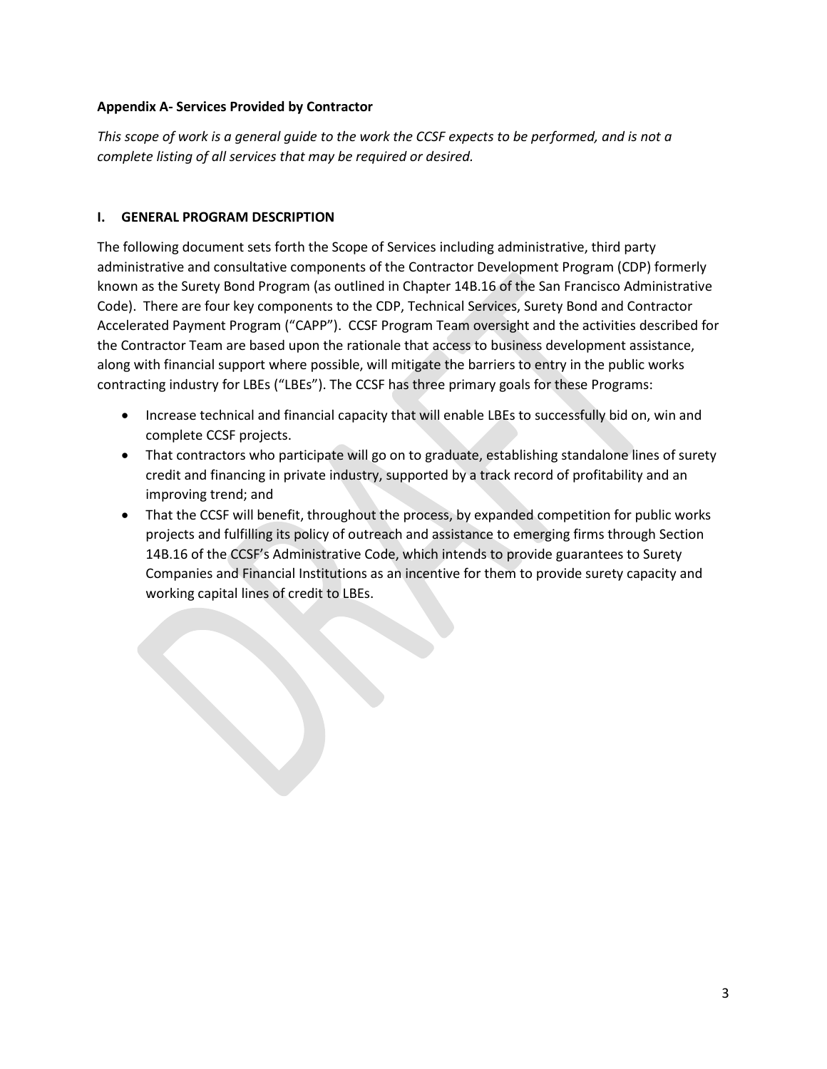**Appendix A- Services Provided by Contractor**

*This scope of work is a general guide to the work the CCSF expects to be performed, and is not a complete listing of all services that may be required or desired.*

**I. GENERAL PROGRAM DESCRIPTION**

The following document sets forth the Scope of Services including administrative, third party administrative and consultative components of the Contractor Development Program (CDP) formerly known as the Surety Bond Program (as outlined in Chapter 14B.16 of the San Francisco Administrative Code). There are four key components to the CDP, Technical Services, Surety Bond and Contractor Accelerated Payment Program ("CAPP"). CCSF Program Team oversight and the activities described for the Contractor Team are based upon the rationale that access to business development assistance, along with financial support where possible, will mitigate the barriers to entry in the public works contracting industry for LBEs ("LBEs"). The CCSF has three primary goals for these Programs:

- Increase technical and financial capacity that will enable LBEs to successfully bid on, win and complete CCSF projects.
- That contractors who participate will go on to graduate, establishing standalone lines of surety credit and financing in private industry, supported by a track record of profitability and an improving trend; and
- That the CCSF will benefit, throughout the process, by expanded competition for public works projects and fulfilling its policy of outreach and assistance to emerging firms through Section 14B.16 of the CCSF's Administrative Code, which intends to provide guarantees to Surety Companies and Financial Institutions as an incentive for them to provide surety capacity and working capital lines of credit to LBEs.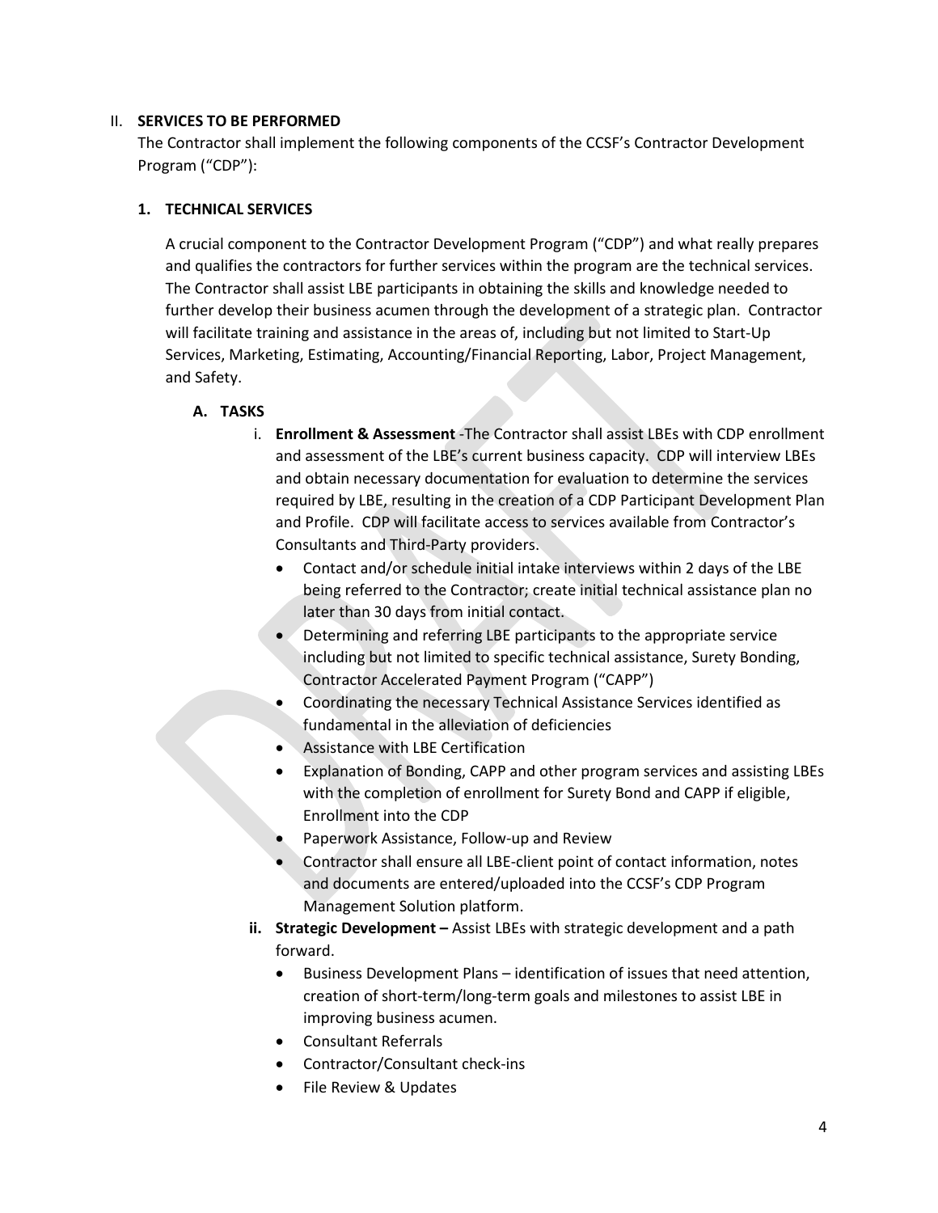## II. SERVICES TO BE PERFORMED

The Contractor shall implement the following components of the CCSF's Contractor Development Program ("CDP"):

### 1. TECHNICAL SERVICES

A crucial component to the Contractor Development Program ("CDP") and what really prepares and qualifies the contractors for further services within the program are the technical services. The Contractor shall assist LBE participants in obtaining the skills and knowledge needed to further develop their business acumen through the development of a strategic plan. Contractor will facilitate training and assistance in the areas of, including but not limited to Start-Up Services, Marketing, Estimating, Accounting/Financial Reporting, Labor, Project Management, and Safety.

#### A. TASKS

i. **Enrollment & Assessment** -The Contractor shall assist LBEs with CDP enrollment and assessment of the LBE's current business capacity. CDP will interview LBEs and obtain necessary documentation for evaluation to determine the services required by LBE, resulting in the creation of a CDP Participant Development Plan and Profile. CDP will facilitate access to services available from Contractor's Consultants and Third-Party providers.

- Contact and/or schedule initial intake interviews within 2 days of the LBE being referred to the Contractor; create initial technical assistance plan no later than 30 days from initial contact.
- Determining and referring LBE participants to the appropriate service including but not limited to specific technical assistance, Surety Bonding, Contractor Accelerated Payment Program ("CAPP")
- Coordinating the necessary Technical Assistance Services identified as fundamental in the alleviation of deficiencies
- Assistance with LBE Certification
- Explanation of Bonding, CAPP and other program services and assisting LBEs with the completion of enrollment for Surety Bond and CAPP if eligible, Enrollment into the CDP
- Paperwork Assistance, Follow-up and Review
- Contractor shall ensure all LBE-client point of contact information, notes and documents are entered/uploaded into the CCSF's CDP Program Management Solution platform.

ii. **Strategic Development –** Assist LBEs with strategic development and a path forward.

- Business Development Plans – identification of issues that need attention, creation of short-term/long-term goals and milestones to assist LBE in improving business acumen.
- Consultant Referrals
- Contractor/Consultant check-ins
- File Review & Updates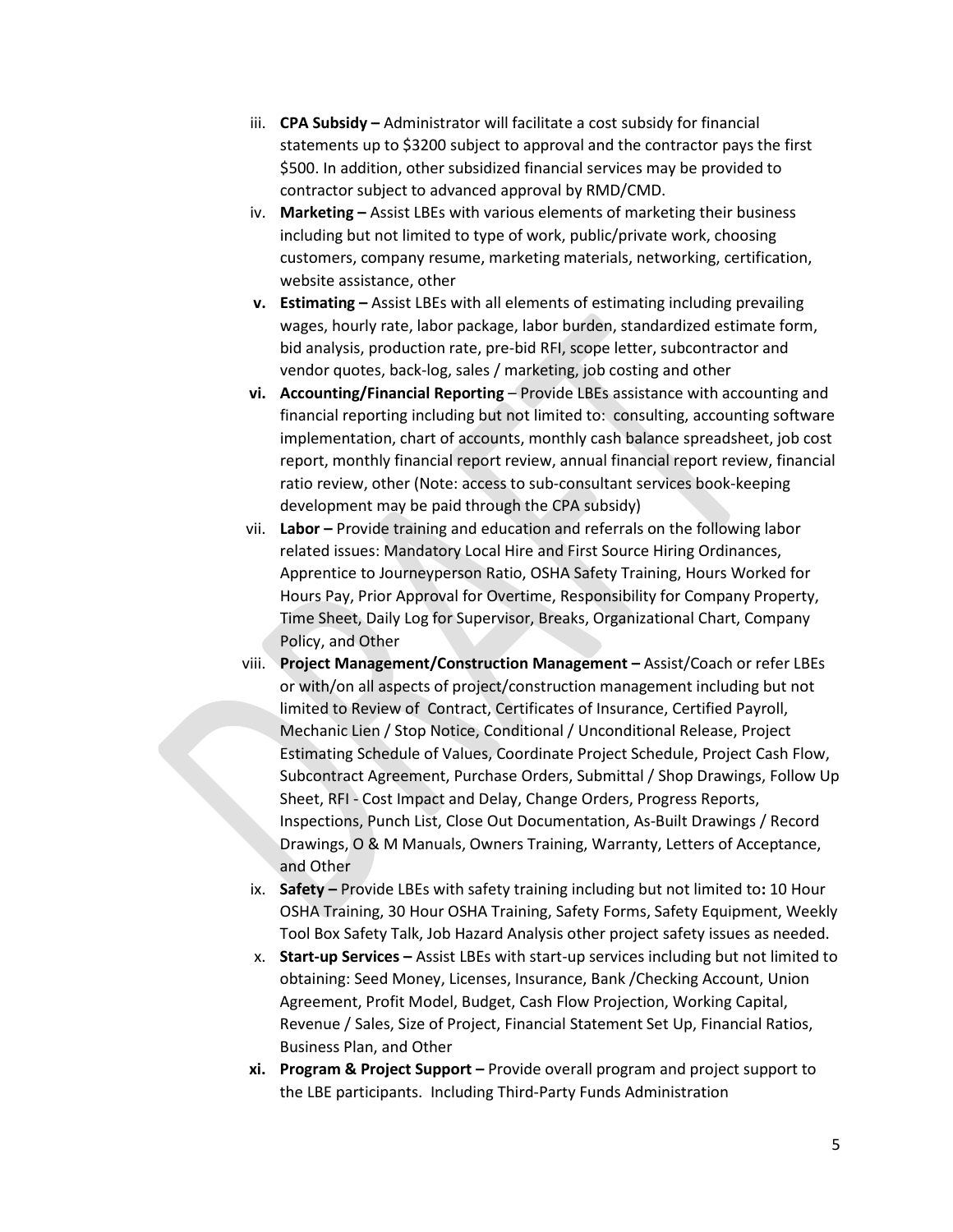iii. **CPA Subsidy –** Administrator will facilitate a cost subsidy for financial statements up to $3200 subject to approval and the contractor pays the first $500. In addition, other subsidized financial services may be provided to contractor subject to advanced approval by RMD/CMD.

iv. **Marketing –** Assist LBEs with various elements of marketing their business including but not limited to type of work, public/private work, choosing customers, company resume, marketing materials, networking, certification, website assistance, other

**v. Estimating –** Assist LBEs with all elements of estimating including prevailing wages, hourly rate, labor package, labor burden, standardized estimate form, bid analysis, production rate, pre-bid RFI, scope letter, subcontractor and vendor quotes, back-log, sales / marketing, job costing and other

**vi. Accounting/Financial Reporting** – Provide LBEs assistance with accounting and financial reporting including but not limited to: consulting, accounting software implementation, chart of accounts, monthly cash balance spreadsheet, job cost report, monthly financial report review, annual financial report review, financial ratio review, other (Note: access to sub-consultant services book-keeping development may be paid through the CPA subsidy)

vii. **Labor –** Provide training and education and referrals on the following labor related issues: Mandatory Local Hire and First Source Hiring Ordinances, Apprentice to Journeyperson Ratio, OSHA Safety Training, Hours Worked for Hours Pay, Prior Approval for Overtime, Responsibility for Company Property, Time Sheet, Daily Log for Supervisor, Breaks, Organizational Chart, Company Policy, and Other

viii. **Project Management/Construction Management –** Assist/Coach or refer LBEs or with/on all aspects of project/construction management including but not limited to Review of Contract, Certificates of Insurance, Certified Payroll, Mechanic Lien / Stop Notice, Conditional / Unconditional Release, Project Estimating Schedule of Values, Coordinate Project Schedule, Project Cash Flow, Subcontract Agreement, Purchase Orders, Submittal / Shop Drawings, Follow Up Sheet, RFI - Cost Impact and Delay, Change Orders, Progress Reports, Inspections, Punch List, Close Out Documentation, As-Built Drawings / Record Drawings, O & M Manuals, Owners Training, Warranty, Letters of Acceptance, and Other

ix. **Safety –** Provide LBEs with safety training including but not limited to**:** 10 Hour OSHA Training, 30 Hour OSHA Training, Safety Forms, Safety Equipment, Weekly Tool Box Safety Talk, Job Hazard Analysis other project safety issues as needed.

x. **Start-up Services –** Assist LBEs with start-up services including but not limited to obtaining: Seed Money, Licenses, Insurance, Bank /Checking Account, Union Agreement, Profit Model, Budget, Cash Flow Projection, Working Capital, Revenue / Sales, Size of Project, Financial Statement Set Up, Financial Ratios, Business Plan, and Other

**xi. Program & Project Support –** Provide overall program and project support to the LBE participants. Including Third-Party Funds Administration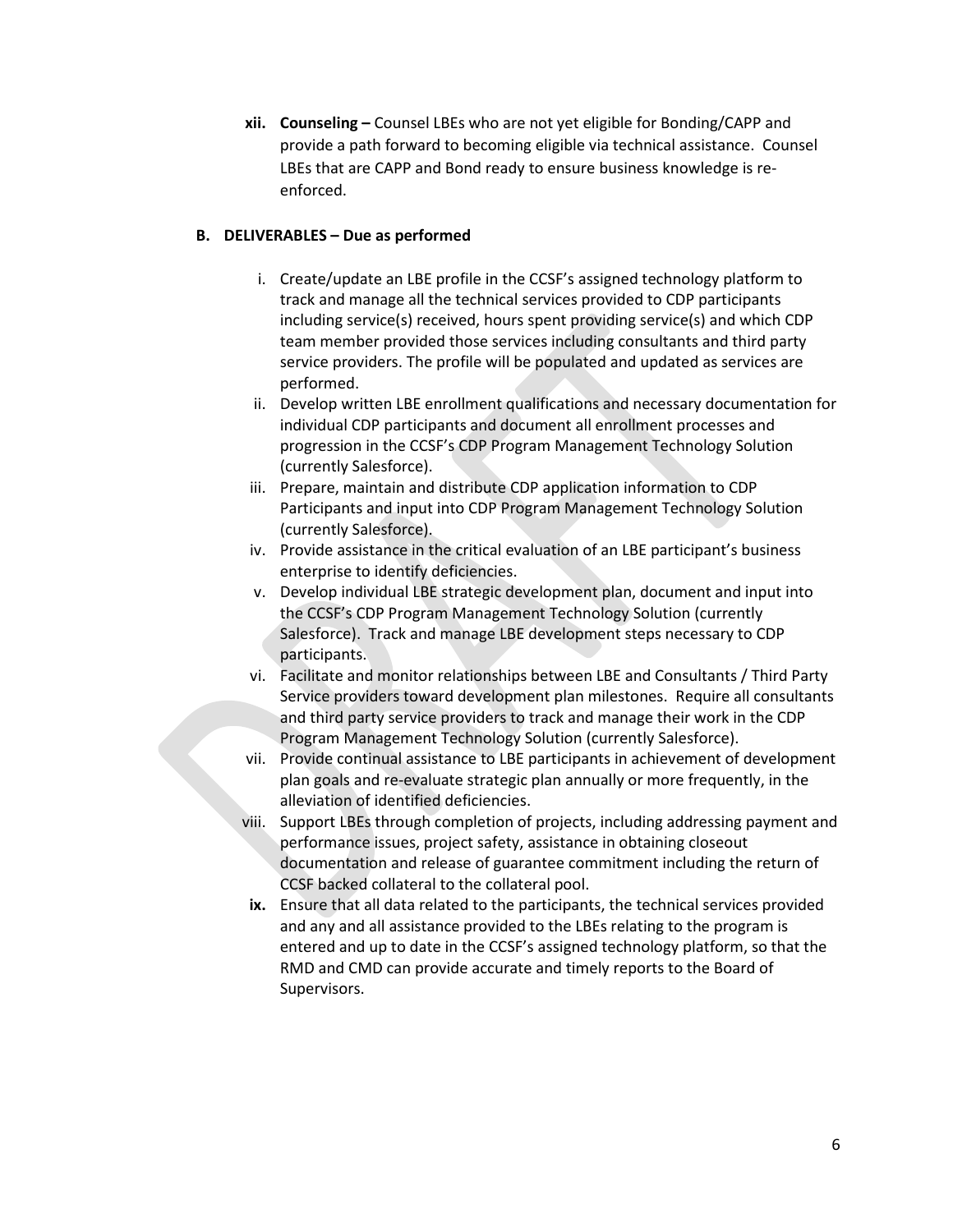**xii. Counseling –** Counsel LBEs who are not yet eligible for Bonding/CAPP and provide a path forward to becoming eligible via technical assistance. Counsel LBEs that are CAPP and Bond ready to ensure business knowledge is re-enforced.

**B. DELIVERABLES – Due as performed**

i. Create/update an LBE profile in the CCSF's assigned technology platform to track and manage all the technical services provided to CDP participants including service(s) received, hours spent providing service(s) and which CDP team member provided those services including consultants and third party service providers. The profile will be populated and updated as services are performed.

ii. Develop written LBE enrollment qualifications and necessary documentation for individual CDP participants and document all enrollment processes and progression in the CCSF's CDP Program Management Technology Solution (currently Salesforce).

iii. Prepare, maintain and distribute CDP application information to CDP Participants and input into CDP Program Management Technology Solution (currently Salesforce).

iv. Provide assistance in the critical evaluation of an LBE participant's business enterprise to identify deficiencies.

v. Develop individual LBE strategic development plan, document and input into the CCSF's CDP Program Management Technology Solution (currently Salesforce). Track and manage LBE development steps necessary to CDP participants.

vi. Facilitate and monitor relationships between LBE and Consultants / Third Party Service providers toward development plan milestones. Require all consultants and third party service providers to track and manage their work in the CDP Program Management Technology Solution (currently Salesforce).

vii. Provide continual assistance to LBE participants in achievement of development plan goals and re-evaluate strategic plan annually or more frequently, in the alleviation of identified deficiencies.

viii. Support LBEs through completion of projects, including addressing payment and performance issues, project safety, assistance in obtaining closeout documentation and release of guarantee commitment including the return of CCSF backed collateral to the collateral pool.

**ix.** Ensure that all data related to the participants, the technical services provided and any and all assistance provided to the LBEs relating to the program is entered and up to date in the CCSF's assigned technology platform, so that the RMD and CMD can provide accurate and timely reports to the Board of Supervisors.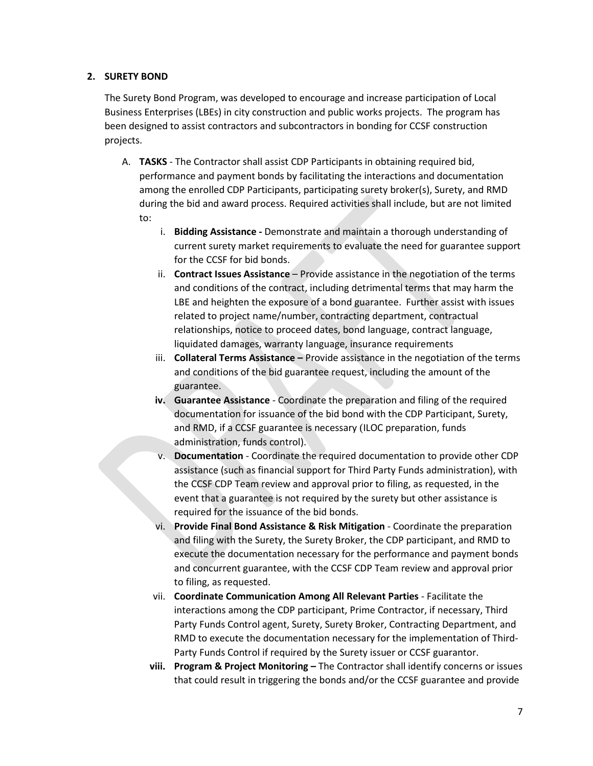## 2. SURETY BOND

The Surety Bond Program, was developed to encourage and increase participation of Local Business Enterprises (LBEs) in city construction and public works projects. The program has been designed to assist contractors and subcontractors in bonding for CCSF construction projects.

A. **TASKS** - The Contractor shall assist CDP Participants in obtaining required bid, performance and payment bonds by facilitating the interactions and documentation among the enrolled CDP Participants, participating surety broker(s), Surety, and RMD during the bid and award process. Required activities shall include, but are not limited to:

   i. **Bidding Assistance -** Demonstrate and maintain a thorough understanding of current surety market requirements to evaluate the need for guarantee support for the CCSF for bid bonds.

   ii. **Contract Issues Assistance** – Provide assistance in the negotiation of the terms and conditions of the contract, including detrimental terms that may harm the LBE and heighten the exposure of a bond guarantee. Further assist with issues related to project name/number, contracting department, contractual relationships, notice to proceed dates, bond language, contract language, liquidated damages, warranty language, insurance requirements

   iii. **Collateral Terms Assistance –** Provide assistance in the negotiation of the terms and conditions of the bid guarantee request, including the amount of the guarantee.

   **iv. Guarantee Assistance** - Coordinate the preparation and filing of the required documentation for issuance of the bid bond with the CDP Participant, Surety, and RMD, if a CCSF guarantee is necessary (ILOC preparation, funds administration, funds control).

   v. **Documentation** - Coordinate the required documentation to provide other CDP assistance (such as financial support for Third Party Funds administration), with the CCSF CDP Team review and approval prior to filing, as requested, in the event that a guarantee is not required by the surety but other assistance is required for the issuance of the bid bonds.

   vi. **Provide Final Bond Assistance & Risk Mitigation** - Coordinate the preparation and filing with the Surety, the Surety Broker, the CDP participant, and RMD to execute the documentation necessary for the performance and payment bonds and concurrent guarantee, with the CCSF CDP Team review and approval prior to filing, as requested.

   vii. **Coordinate Communication Among All Relevant Parties** - Facilitate the interactions among the CDP participant, Prime Contractor, if necessary, Third Party Funds Control agent, Surety, Surety Broker, Contracting Department, and RMD to execute the documentation necessary for the implementation of Third-Party Funds Control if required by the Surety issuer or CCSF guarantor.

   **viii. Program & Project Monitoring –** The Contractor shall identify concerns or issues that could result in triggering the bonds and/or the CCSF guarantee and provide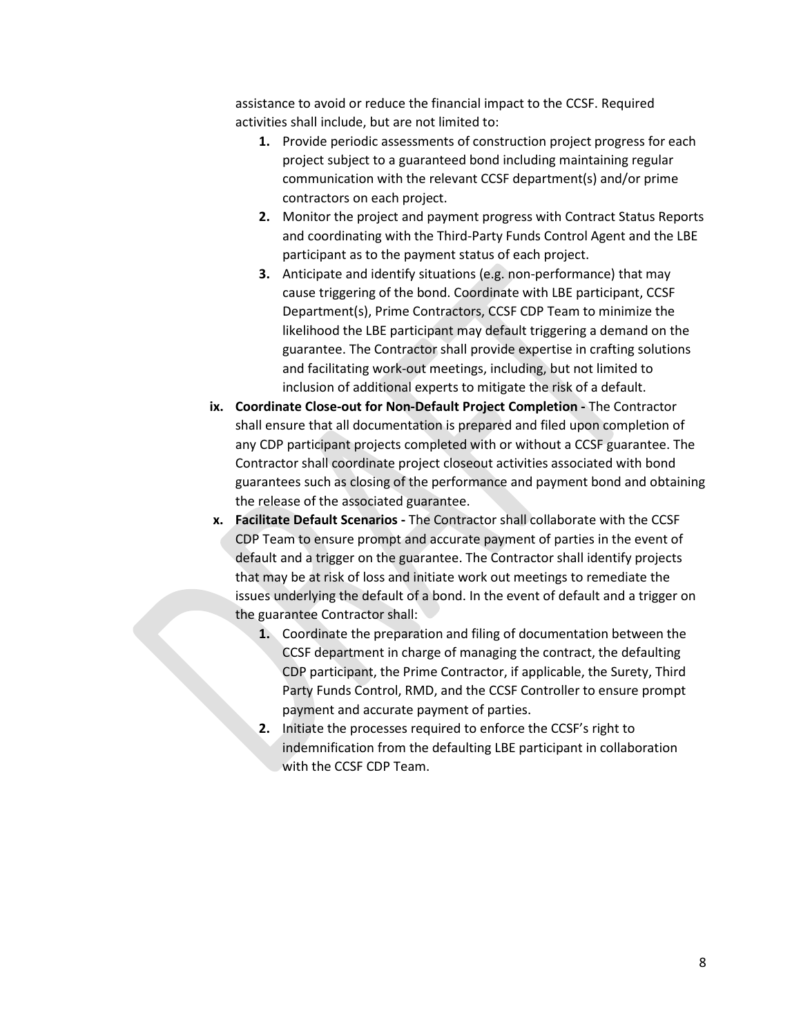assistance to avoid or reduce the financial impact to the CCSF. Required activities shall include, but are not limited to:

1. Provide periodic assessments of construction project progress for each project subject to a guaranteed bond including maintaining regular communication with the relevant CCSF department(s) and/or prime contractors on each project.
2. Monitor the project and payment progress with Contract Status Reports and coordinating with the Third-Party Funds Control Agent and the LBE participant as to the payment status of each project.
3. Anticipate and identify situations (e.g. non-performance) that may cause triggering of the bond. Coordinate with LBE participant, CCSF Department(s), Prime Contractors, CCSF CDP Team to minimize the likelihood the LBE participant may default triggering a demand on the guarantee. The Contractor shall provide expertise in crafting solutions and facilitating work-out meetings, including, but not limited to inclusion of additional experts to mitigate the risk of a default.

ix. **Coordinate Close-out for Non-Default Project Completion -** The Contractor shall ensure that all documentation is prepared and filed upon completion of any CDP participant projects completed with or without a CCSF guarantee. The Contractor shall coordinate project closeout activities associated with bond guarantees such as closing of the performance and payment bond and obtaining the release of the associated guarantee.

x. **Facilitate Default Scenarios -** The Contractor shall collaborate with the CCSF CDP Team to ensure prompt and accurate payment of parties in the event of default and a trigger on the guarantee. The Contractor shall identify projects that may be at risk of loss and initiate work out meetings to remediate the issues underlying the default of a bond. In the event of default and a trigger on the guarantee Contractor shall:

1. Coordinate the preparation and filing of documentation between the CCSF department in charge of managing the contract, the defaulting CDP participant, the Prime Contractor, if applicable, the Surety, Third Party Funds Control, RMD, and the CCSF Controller to ensure prompt payment and accurate payment of parties.
2. Initiate the processes required to enforce the CCSF's right to indemnification from the defaulting LBE participant in collaboration with the CCSF CDP Team.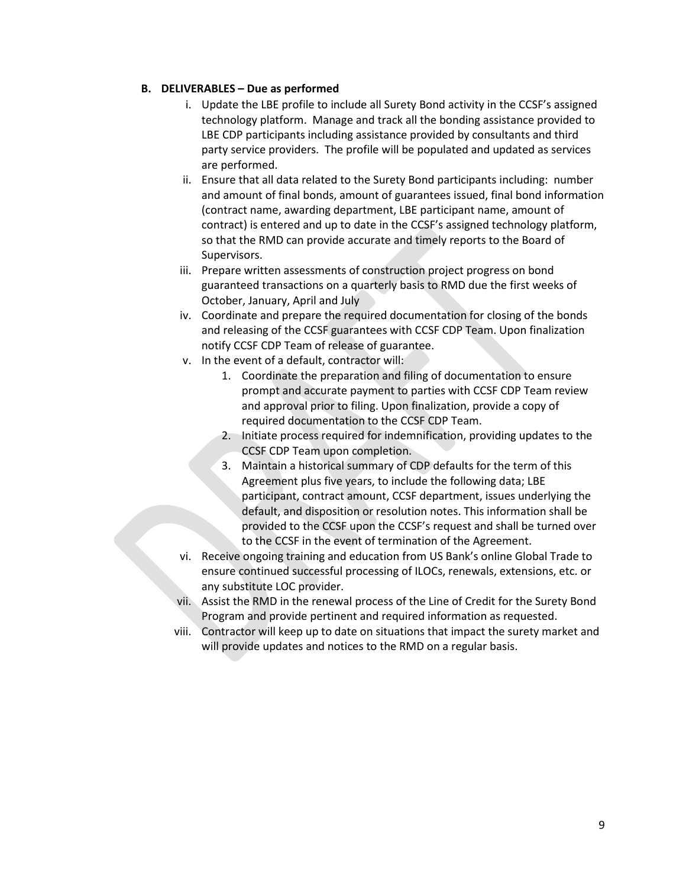## B. DELIVERABLES – Due as performed

i. Update the LBE profile to include all Surety Bond activity in the CCSF's assigned technology platform. Manage and track all the bonding assistance provided to LBE CDP participants including assistance provided by consultants and third party service providers. The profile will be populated and updated as services are performed.

ii. Ensure that all data related to the Surety Bond participants including: number and amount of final bonds, amount of guarantees issued, final bond information (contract name, awarding department, LBE participant name, amount of contract) is entered and up to date in the CCSF's assigned technology platform, so that the RMD can provide accurate and timely reports to the Board of Supervisors.

iii. Prepare written assessments of construction project progress on bond guaranteed transactions on a quarterly basis to RMD due the first weeks of October, January, April and July

iv. Coordinate and prepare the required documentation for closing of the bonds and releasing of the CCSF guarantees with CCSF CDP Team. Upon finalization notify CCSF CDP Team of release of guarantee.

v. In the event of a default, contractor will:
   1. Coordinate the preparation and filing of documentation to ensure prompt and accurate payment to parties with CCSF CDP Team review and approval prior to filing. Upon finalization, provide a copy of required documentation to the CCSF CDP Team.
   2. Initiate process required for indemnification, providing updates to the CCSF CDP Team upon completion.
   3. Maintain a historical summary of CDP defaults for the term of this Agreement plus five years, to include the following data; LBE participant, contract amount, CCSF department, issues underlying the default, and disposition or resolution notes. This information shall be provided to the CCSF upon the CCSF's request and shall be turned over to the CCSF in the event of termination of the Agreement.

vi. Receive ongoing training and education from US Bank's online Global Trade to ensure continued successful processing of ILOCs, renewals, extensions, etc. or any substitute LOC provider.

vii. Assist the RMD in the renewal process of the Line of Credit for the Surety Bond Program and provide pertinent and required information as requested.

viii. Contractor will keep up to date on situations that impact the surety market and will provide updates and notices to the RMD on a regular basis.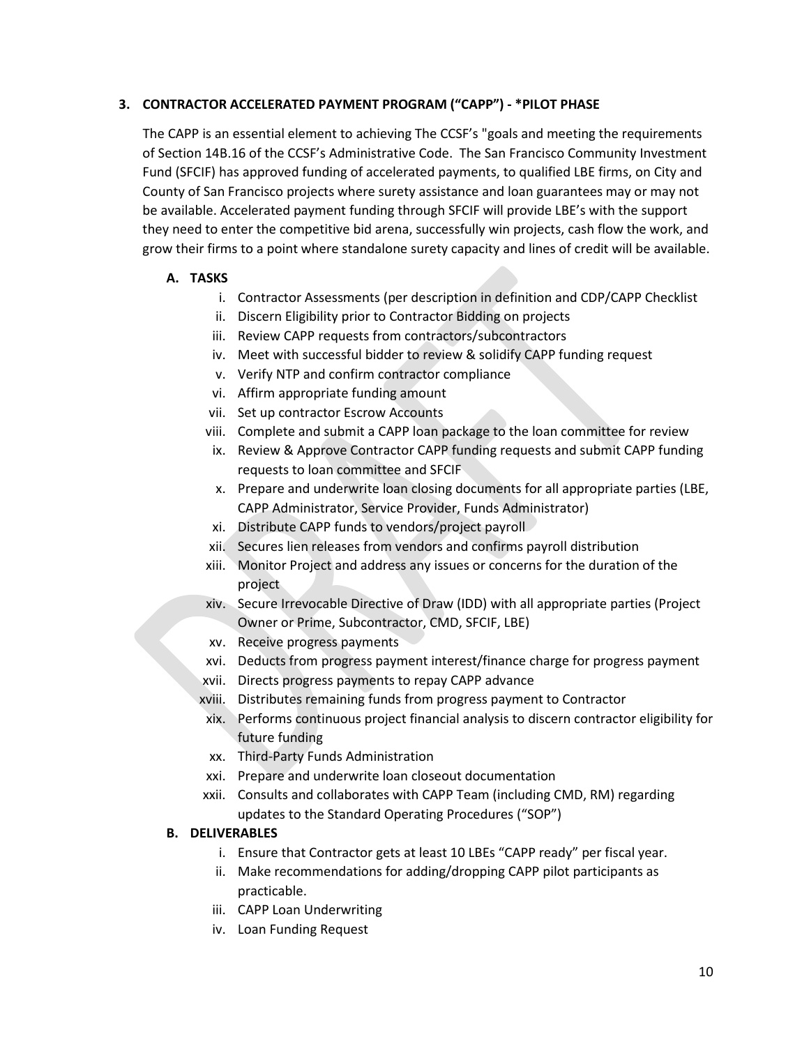## 3. CONTRACTOR ACCELERATED PAYMENT PROGRAM ("CAPP") - *PILOT PHASE

The CAPP is an essential element to achieving The CCSF's "goals and meeting the requirements of Section 14B.16 of the CCSF's Administrative Code. The San Francisco Community Investment Fund (SFCIF) has approved funding of accelerated payments, to qualified LBE firms, on City and County of San Francisco projects where surety assistance and loan guarantees may or may not be available. Accelerated payment funding through SFCIF will provide LBE's with the support they need to enter the competitive bid arena, successfully win projects, cash flow the work, and grow their firms to a point where standalone surety capacity and lines of credit will be available.

### A. TASKS

i. Contractor Assessments (per description in definition and CDP/CAPP Checklist
ii. Discern Eligibility prior to Contractor Bidding on projects
iii. Review CAPP requests from contractors/subcontractors
iv. Meet with successful bidder to review & solidify CAPP funding request
v. Verify NTP and confirm contractor compliance
vi. Affirm appropriate funding amount
vii. Set up contractor Escrow Accounts
viii. Complete and submit a CAPP loan package to the loan committee for review
ix. Review & Approve Contractor CAPP funding requests and submit CAPP funding requests to loan committee and SFCIF
x. Prepare and underwrite loan closing documents for all appropriate parties (LBE, CAPP Administrator, Service Provider, Funds Administrator)
xi. Distribute CAPP funds to vendors/project payroll
xii. Secures lien releases from vendors and confirms payroll distribution
xiii. Monitor Project and address any issues or concerns for the duration of the project
xiv. Secure Irrevocable Directive of Draw (IDD) with all appropriate parties (Project Owner or Prime, Subcontractor, CMD, SFCIF, LBE)
xv. Receive progress payments
xvi. Deducts from progress payment interest/finance charge for progress payment
xvii. Directs progress payments to repay CAPP advance
xviii. Distributes remaining funds from progress payment to Contractor
xix. Performs continuous project financial analysis to discern contractor eligibility for future funding
xx. Third-Party Funds Administration
xxi. Prepare and underwrite loan closeout documentation
xxii. Consults and collaborates with CAPP Team (including CMD, RM) regarding updates to the Standard Operating Procedures ("SOP")

### B. DELIVERABLES

i. Ensure that Contractor gets at least 10 LBEs "CAPP ready" per fiscal year.
ii. Make recommendations for adding/dropping CAPP pilot participants as practicable.
iii. CAPP Loan Underwriting
iv. Loan Funding Request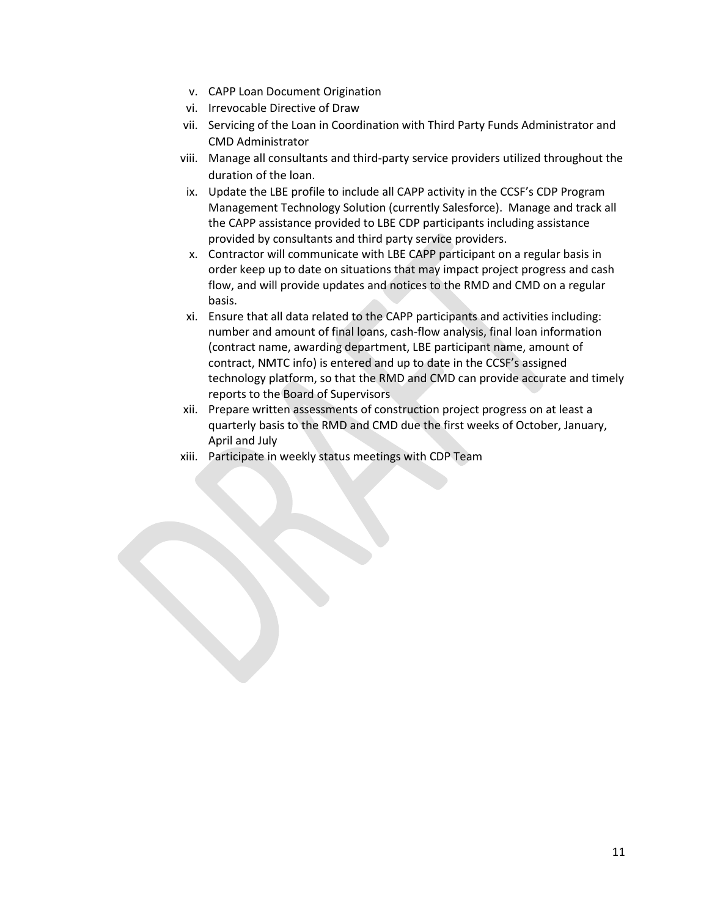v. CAPP Loan Document Origination
vi. Irrevocable Directive of Draw
vii. Servicing of the Loan in Coordination with Third Party Funds Administrator and CMD Administrator
viii. Manage all consultants and third-party service providers utilized throughout the duration of the loan.
ix. Update the LBE profile to include all CAPP activity in the CCSF's CDP Program Management Technology Solution (currently Salesforce). Manage and track all the CAPP assistance provided to LBE CDP participants including assistance provided by consultants and third party service providers.
x. Contractor will communicate with LBE CAPP participant on a regular basis in order keep up to date on situations that may impact project progress and cash flow, and will provide updates and notices to the RMD and CMD on a regular basis.
xi. Ensure that all data related to the CAPP participants and activities including: number and amount of final loans, cash-flow analysis, final loan information (contract name, awarding department, LBE participant name, amount of contract, NMTC info) is entered and up to date in the CCSF's assigned technology platform, so that the RMD and CMD can provide accurate and timely reports to the Board of Supervisors
xii. Prepare written assessments of construction project progress on at least a quarterly basis to the RMD and CMD due the first weeks of October, January, April and July
xiii. Participate in weekly status meetings with CDP Team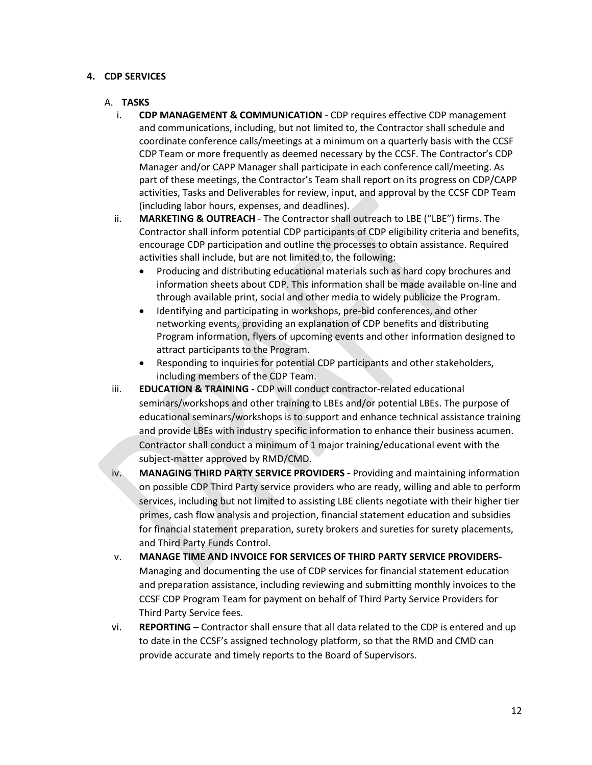## 4. CDP SERVICES

### A. TASKS

i. **CDP MANAGEMENT & COMMUNICATION** - CDP requires effective CDP management and communications, including, but not limited to, the Contractor shall schedule and coordinate conference calls/meetings at a minimum on a quarterly basis with the CCSF CDP Team or more frequently as deemed necessary by the CCSF. The Contractor's CDP Manager and/or CAPP Manager shall participate in each conference call/meeting. As part of these meetings, the Contractor's Team shall report on its progress on CDP/CAPP activities, Tasks and Deliverables for review, input, and approval by the CCSF CDP Team (including labor hours, expenses, and deadlines).

ii. **MARKETING & OUTREACH** - The Contractor shall outreach to LBE ("LBE") firms. The Contractor shall inform potential CDP participants of CDP eligibility criteria and benefits, encourage CDP participation and outline the processes to obtain assistance. Required activities shall include, but are not limited to, the following:

- Producing and distributing educational materials such as hard copy brochures and information sheets about CDP. This information shall be made available on-line and through available print, social and other media to widely publicize the Program.
- Identifying and participating in workshops, pre-bid conferences, and other networking events, providing an explanation of CDP benefits and distributing Program information, flyers of upcoming events and other information designed to attract participants to the Program.
- Responding to inquiries for potential CDP participants and other stakeholders, including members of the CDP Team.

iii. **EDUCATION & TRAINING -** CDP will conduct contractor-related educational seminars/workshops and other training to LBEs and/or potential LBEs. The purpose of educational seminars/workshops is to support and enhance technical assistance training and provide LBEs with industry specific information to enhance their business acumen. Contractor shall conduct a minimum of 1 major training/educational event with the subject-matter approved by RMD/CMD.

iv. **MANAGING THIRD PARTY SERVICE PROVIDERS -** Providing and maintaining information on possible CDP Third Party service providers who are ready, willing and able to perform services, including but not limited to assisting LBE clients negotiate with their higher tier primes, cash flow analysis and projection, financial statement education and subsidies for financial statement preparation, surety brokers and sureties for surety placements, and Third Party Funds Control.

v. **MANAGE TIME AND INVOICE FOR SERVICES OF THIRD PARTY SERVICE PROVIDERS-** Managing and documenting the use of CDP services for financial statement education and preparation assistance, including reviewing and submitting monthly invoices to the CCSF CDP Program Team for payment on behalf of Third Party Service Providers for Third Party Service fees.

vi. **REPORTING –** Contractor shall ensure that all data related to the CDP is entered and up to date in the CCSF's assigned technology platform, so that the RMD and CMD can provide accurate and timely reports to the Board of Supervisors.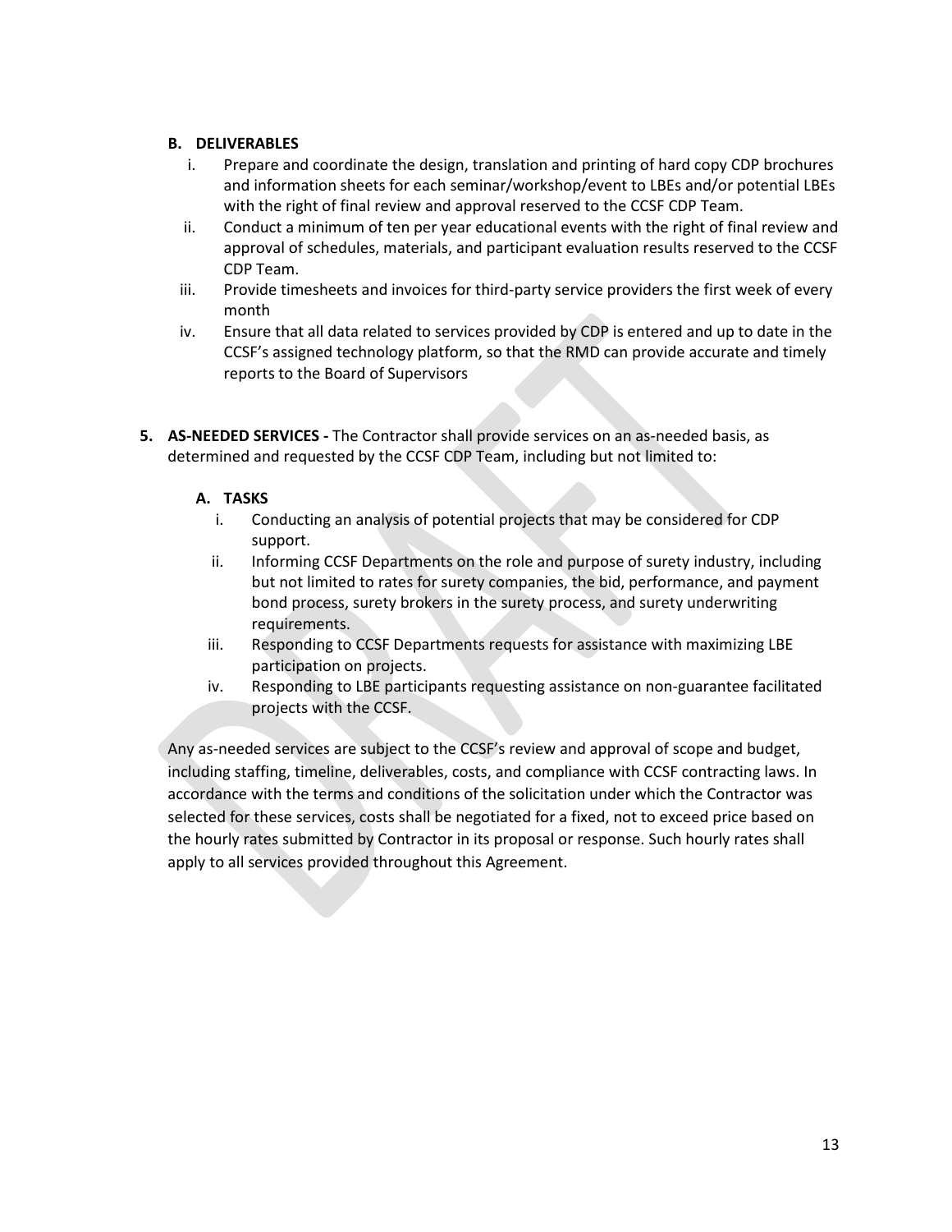**B. DELIVERABLES**

i. Prepare and coordinate the design, translation and printing of hard copy CDP brochures and information sheets for each seminar/workshop/event to LBEs and/or potential LBEs with the right of final review and approval reserved to the CCSF CDP Team.

ii. Conduct a minimum of ten per year educational events with the right of final review and approval of schedules, materials, and participant evaluation results reserved to the CCSF CDP Team.

iii. Provide timesheets and invoices for third-party service providers the first week of every month

iv. Ensure that all data related to services provided by CDP is entered and up to date in the CCSF's assigned technology platform, so that the RMD can provide accurate and timely reports to the Board of Supervisors

**5. AS-NEEDED SERVICES -** The Contractor shall provide services on an as-needed basis, as determined and requested by the CCSF CDP Team, including but not limited to:

**A. TASKS**

i. Conducting an analysis of potential projects that may be considered for CDP support.

ii. Informing CCSF Departments on the role and purpose of surety industry, including but not limited to rates for surety companies, the bid, performance, and payment bond process, surety brokers in the surety process, and surety underwriting requirements.

iii. Responding to CCSF Departments requests for assistance with maximizing LBE participation on projects.

iv. Responding to LBE participants requesting assistance on non-guarantee facilitated projects with the CCSF.

Any as-needed services are subject to the CCSF's review and approval of scope and budget, including staffing, timeline, deliverables, costs, and compliance with CCSF contracting laws. In accordance with the terms and conditions of the solicitation under which the Contractor was selected for these services, costs shall be negotiated for a fixed, not to exceed price based on the hourly rates submitted by Contractor in its proposal or response. Such hourly rates shall apply to all services provided throughout this Agreement.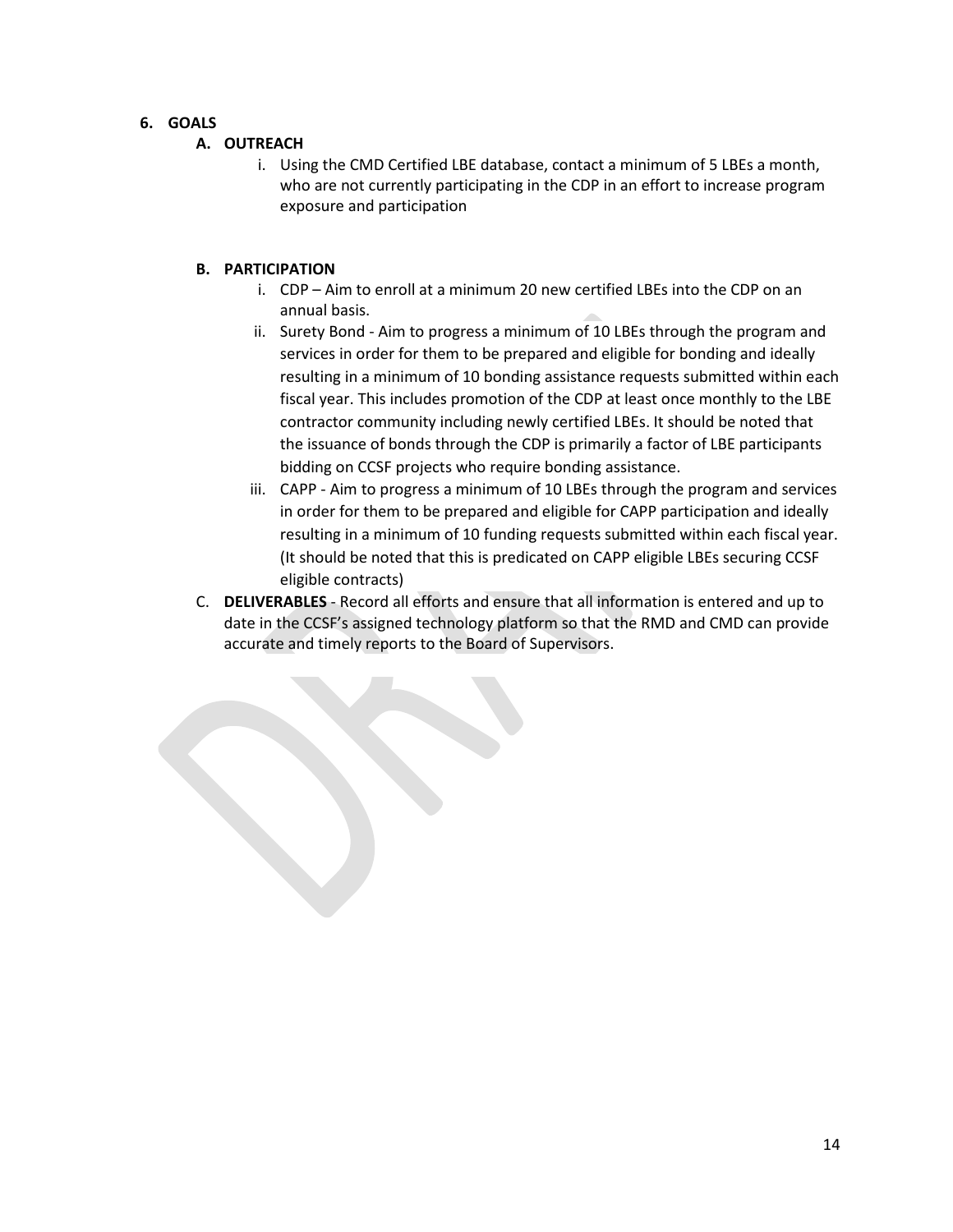## 6. GOALS

### A. OUTREACH

i. Using the CMD Certified LBE database, contact a minimum of 5 LBEs a month, who are not currently participating in the CDP in an effort to increase program exposure and participation

### B. PARTICIPATION

i. CDP – Aim to enroll at a minimum 20 new certified LBEs into the CDP on an annual basis.

ii. Surety Bond - Aim to progress a minimum of 10 LBEs through the program and services in order for them to be prepared and eligible for bonding and ideally resulting in a minimum of 10 bonding assistance requests submitted within each fiscal year. This includes promotion of the CDP at least once monthly to the LBE contractor community including newly certified LBEs. It should be noted that the issuance of bonds through the CDP is primarily a factor of LBE participants bidding on CCSF projects who require bonding assistance.

iii. CAPP - Aim to progress a minimum of 10 LBEs through the program and services in order for them to be prepared and eligible for CAPP participation and ideally resulting in a minimum of 10 funding requests submitted within each fiscal year. (It should be noted that this is predicated on CAPP eligible LBEs securing CCSF eligible contracts)

C. **DELIVERABLES** - Record all efforts and ensure that all information is entered and up to date in the CCSF's assigned technology platform so that the RMD and CMD can provide accurate and timely reports to the Board of Supervisors.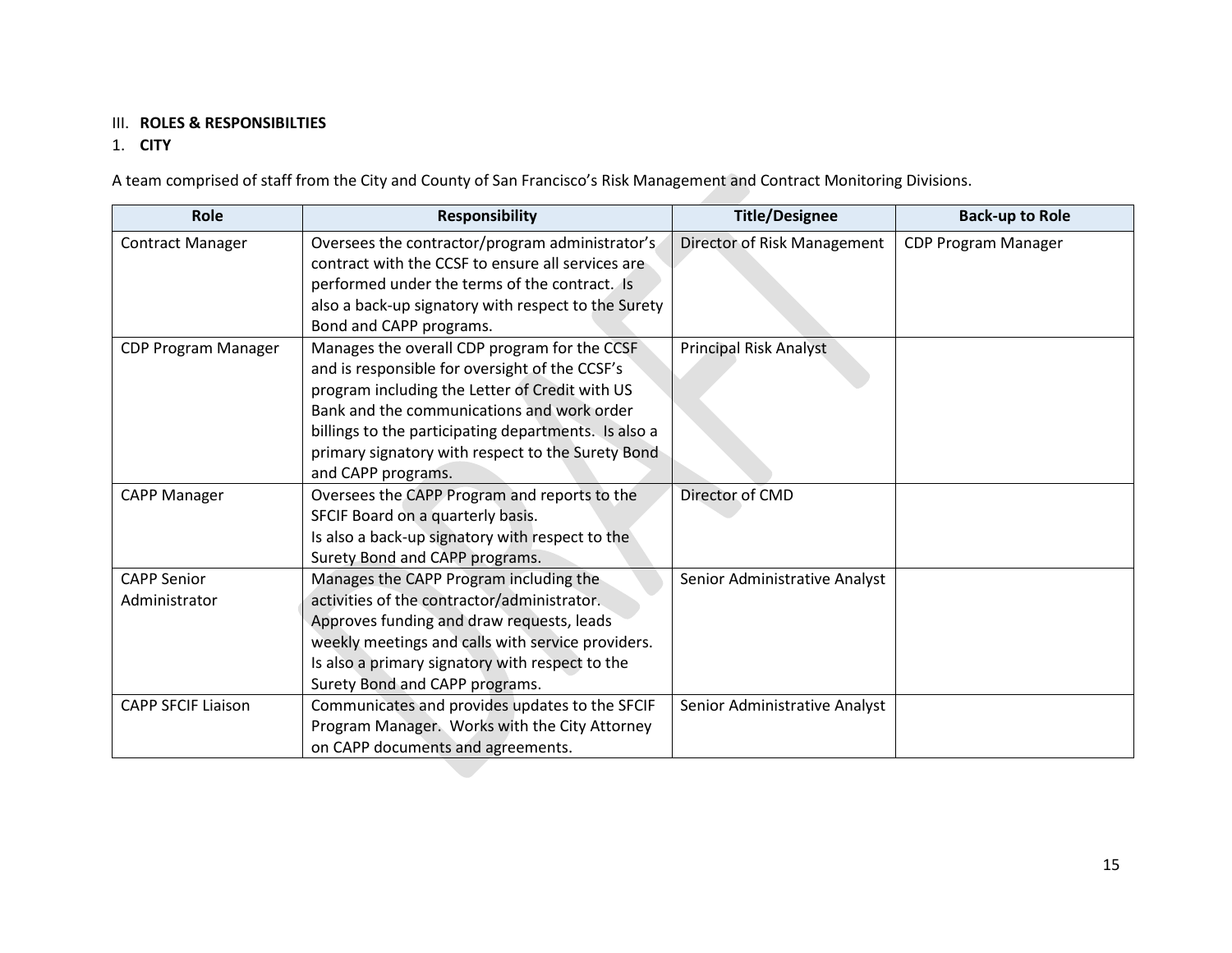III. **ROLES & RESPONSIBILTIES**

1. **CITY**

A team comprised of staff from the City and County of San Francisco's Risk Management and Contract Monitoring Divisions.

| Role | Responsibility | Title/Designee | Back-up to Role |
|---|---|---|---|
| Contract Manager | Oversees the contractor/program administrator's contract with the CCSF to ensure all services are performed under the terms of the contract. Is also a back-up signatory with respect to the Surety Bond and CAPP programs. | Director of Risk Management | CDP Program Manager |
| CDP Program Manager | Manages the overall CDP program for the CCSF and is responsible for oversight of the CCSF's program including the Letter of Credit with US Bank and the communications and work order billings to the participating departments. Is also a primary signatory with respect to the Surety Bond and CAPP programs. | Principal Risk Analyst | |
| CAPP Manager | Oversees the CAPP Program and reports to the SFCIF Board on a quarterly basis. Is also a back-up signatory with respect to the Surety Bond and CAPP programs. | Director of CMD | |
| CAPP Senior Administrator | Manages the CAPP Program including the activities of the contractor/administrator. Approves funding and draw requests, leads weekly meetings and calls with service providers. Is also a primary signatory with respect to the Surety Bond and CAPP programs. | Senior Administrative Analyst | |
| CAPP SFCIF Liaison | Communicates and provides updates to the SFCIF Program Manager. Works with the City Attorney on CAPP documents and agreements. | Senior Administrative Analyst | |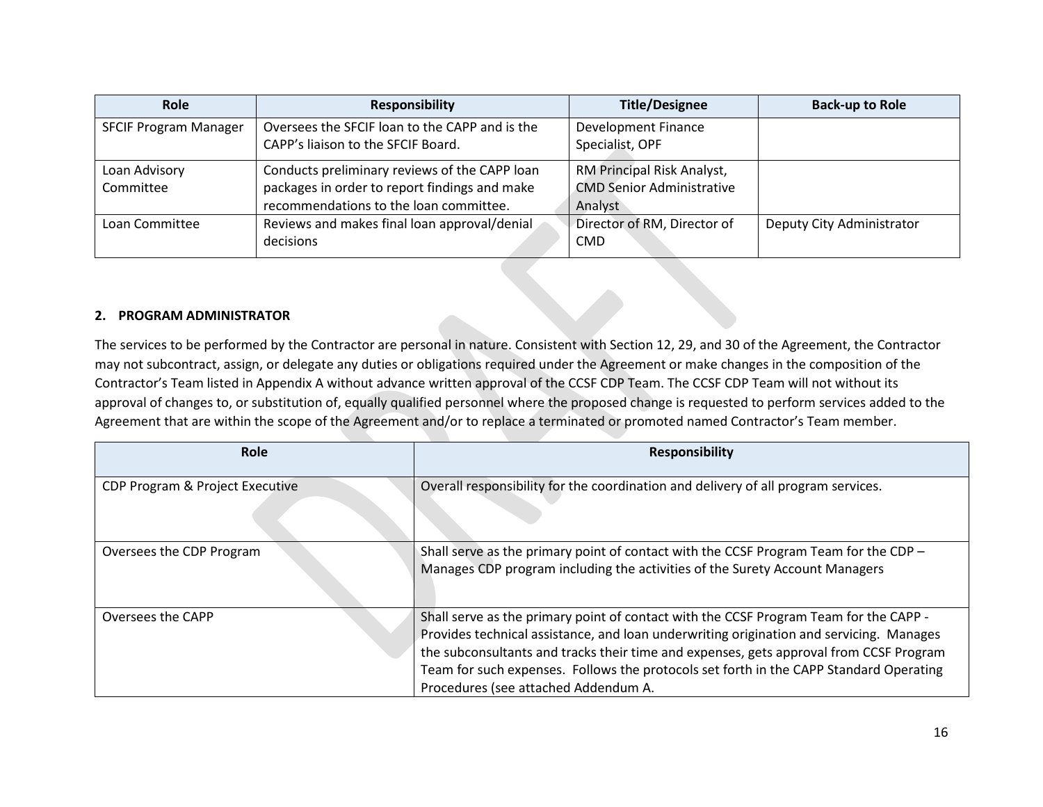| Role | Responsibility | Title/Designee | Back-up to Role |
|---|---|---|---|
| SFCIF Program Manager | Oversees the SFCIF loan to the CAPP and is the CAPP's liaison to the SFCIF Board. | Development Finance Specialist, OPF | |
| Loan Advisory Committee | Conducts preliminary reviews of the CAPP loan packages in order to report findings and make recommendations to the loan committee. | RM Principal Risk Analyst, CMD Senior Administrative Analyst | |
| Loan Committee | Reviews and makes final loan approval/denial decisions | Director of RM, Director of CMD | Deputy City Administrator |

**2. PROGRAM ADMINISTRATOR**

The services to be performed by the Contractor are personal in nature. Consistent with Section 12, 29, and 30 of the Agreement, the Contractor may not subcontract, assign, or delegate any duties or obligations required under the Agreement or make changes in the composition of the Contractor's Team listed in Appendix A without advance written approval of the CCSF CDP Team. The CCSF CDP Team will not without its approval of changes to, or substitution of, equally qualified personnel where the proposed change is requested to perform services added to the Agreement that are within the scope of the Agreement and/or to replace a terminated or promoted named Contractor's Team member.

| Role | Responsibility |
|---|---|
| CDP Program & Project Executive | Overall responsibility for the coordination and delivery of all program services. |
| Oversees the CDP Program | Shall serve as the primary point of contact with the CCSF Program Team for the CDP – Manages CDP program including the activities of the Surety Account Managers |
| Oversees the CAPP | Shall serve as the primary point of contact with the CCSF Program Team for the CAPP - Provides technical assistance, and loan underwriting origination and servicing. Manages the subconsultants and tracks their time and expenses, gets approval from CCSF Program Team for such expenses. Follows the protocols set forth in the CAPP Standard Operating Procedures (see attached Addendum A. |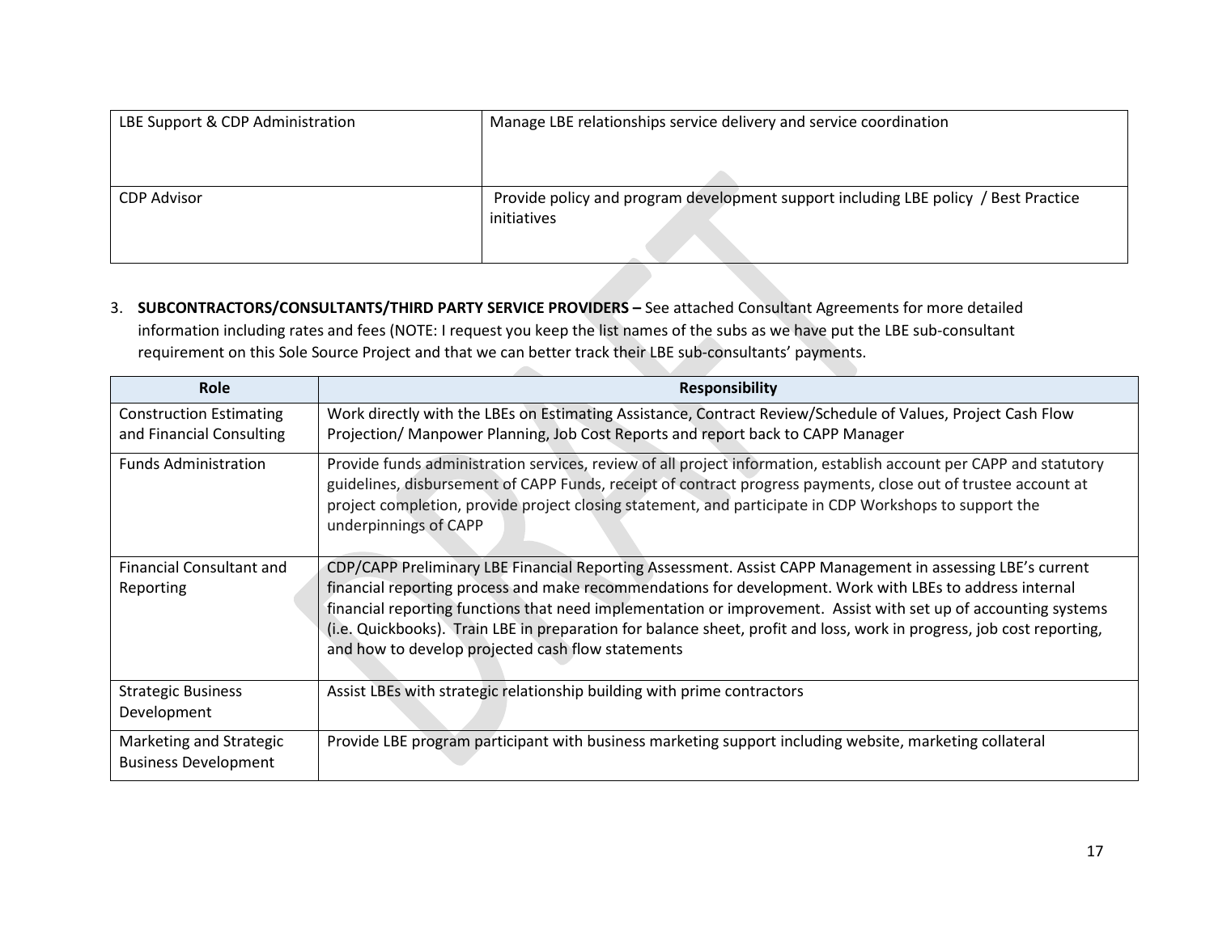| LBE Support & CDP Administration | Manage LBE relationships service delivery and service coordination |
|---|---|
| CDP Advisor | Provide policy and program development support including LBE policy / Best Practice initiatives |

3. **SUBCONTRACTORS/CONSULTANTS/THIRD PARTY SERVICE PROVIDERS –** See attached Consultant Agreements for more detailed information including rates and fees (NOTE: I request you keep the list names of the subs as we have put the LBE sub-consultant requirement on this Sole Source Project and that we can better track their LBE sub-consultants' payments.

| Role | Responsibility |
|---|---|
| Construction Estimating and Financial Consulting | Work directly with the LBEs on Estimating Assistance, Contract Review/Schedule of Values, Project Cash Flow Projection/ Manpower Planning, Job Cost Reports and report back to CAPP Manager |
| Funds Administration | Provide funds administration services, review of all project information, establish account per CAPP and statutory guidelines, disbursement of CAPP Funds, receipt of contract progress payments, close out of trustee account at project completion, provide project closing statement, and participate in CDP Workshops to support the underpinnings of CAPP |
| Financial Consultant and Reporting | CDP/CAPP Preliminary LBE Financial Reporting Assessment. Assist CAPP Management in assessing LBE's current financial reporting process and make recommendations for development. Work with LBEs to address internal financial reporting functions that need implementation or improvement. Assist with set up of accounting systems (i.e. Quickbooks). Train LBE in preparation for balance sheet, profit and loss, work in progress, job cost reporting, and how to develop projected cash flow statements |
| Strategic Business Development | Assist LBEs with strategic relationship building with prime contractors |
| Marketing and Strategic Business Development | Provide LBE program participant with business marketing support including website, marketing collateral |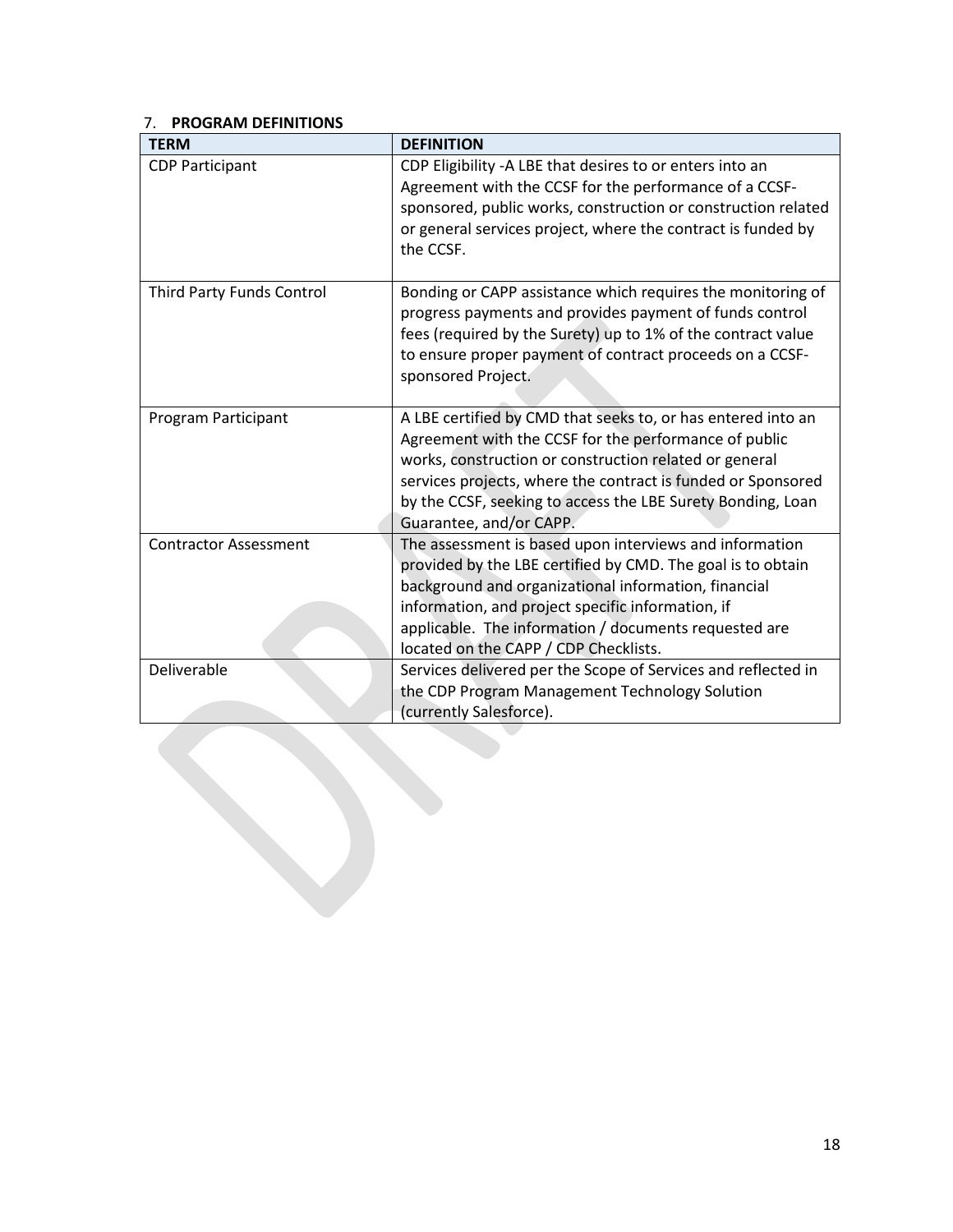7. **PROGRAM DEFINITIONS**

| TERM | DEFINITION |
| --- | --- |
| CDP Participant | CDP Eligibility -A LBE that desires to or enters into an Agreement with the CCSF for the performance of a CCSF-sponsored, public works, construction or construction related or general services project, where the contract is funded by the CCSF. |
| Third Party Funds Control | Bonding or CAPP assistance which requires the monitoring of progress payments and provides payment of funds control fees (required by the Surety) up to 1% of the contract value to ensure proper payment of contract proceeds on a CCSF-sponsored Project. |
| Program Participant | A LBE certified by CMD that seeks to, or has entered into an Agreement with the CCSF for the performance of public works, construction or construction related or general services projects, where the contract is funded or Sponsored by the CCSF, seeking to access the LBE Surety Bonding, Loan Guarantee, and/or CAPP. |
| Contractor Assessment | The assessment is based upon interviews and information provided by the LBE certified by CMD. The goal is to obtain background and organizational information, financial information, and project specific information, if applicable. The information / documents requested are located on the CAPP / CDP Checklists. |
| Deliverable | Services delivered per the Scope of Services and reflected in the CDP Program Management Technology Solution (currently Salesforce). |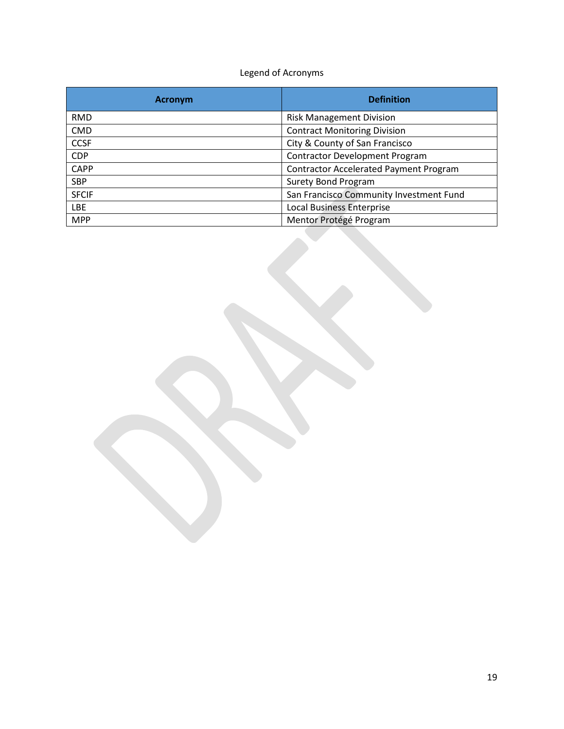Legend of Acronyms

| Acronym | Definition |
| --- | --- |
| RMD | Risk Management Division |
| CMD | Contract Monitoring Division |
| CCSF | City & County of San Francisco |
| CDP | Contractor Development Program |
| CAPP | Contractor Accelerated Payment Program |
| SBP | Surety Bond Program |
| SFCIF | San Francisco Community Investment Fund |
| LBE | Local Business Enterprise |
| MPP | Mentor Protégé Program |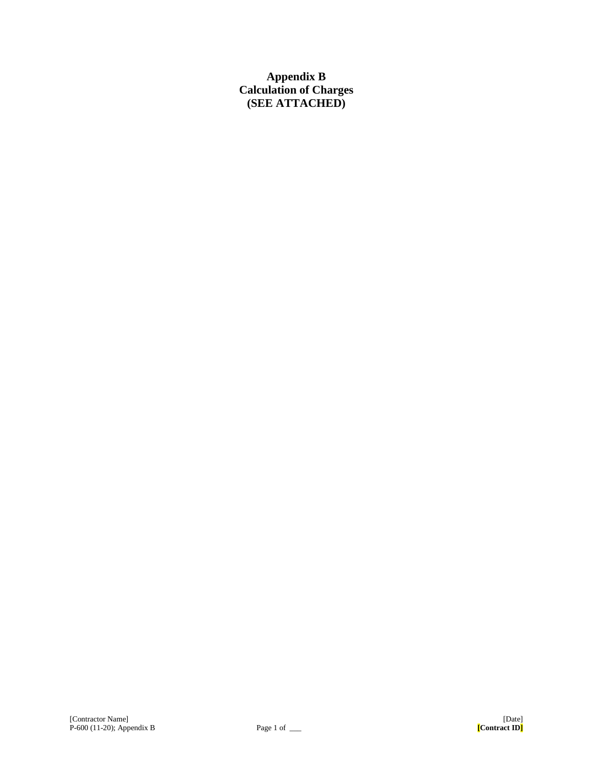# Appendix B
# Calculation of Charges
# (SEE ATTACHED)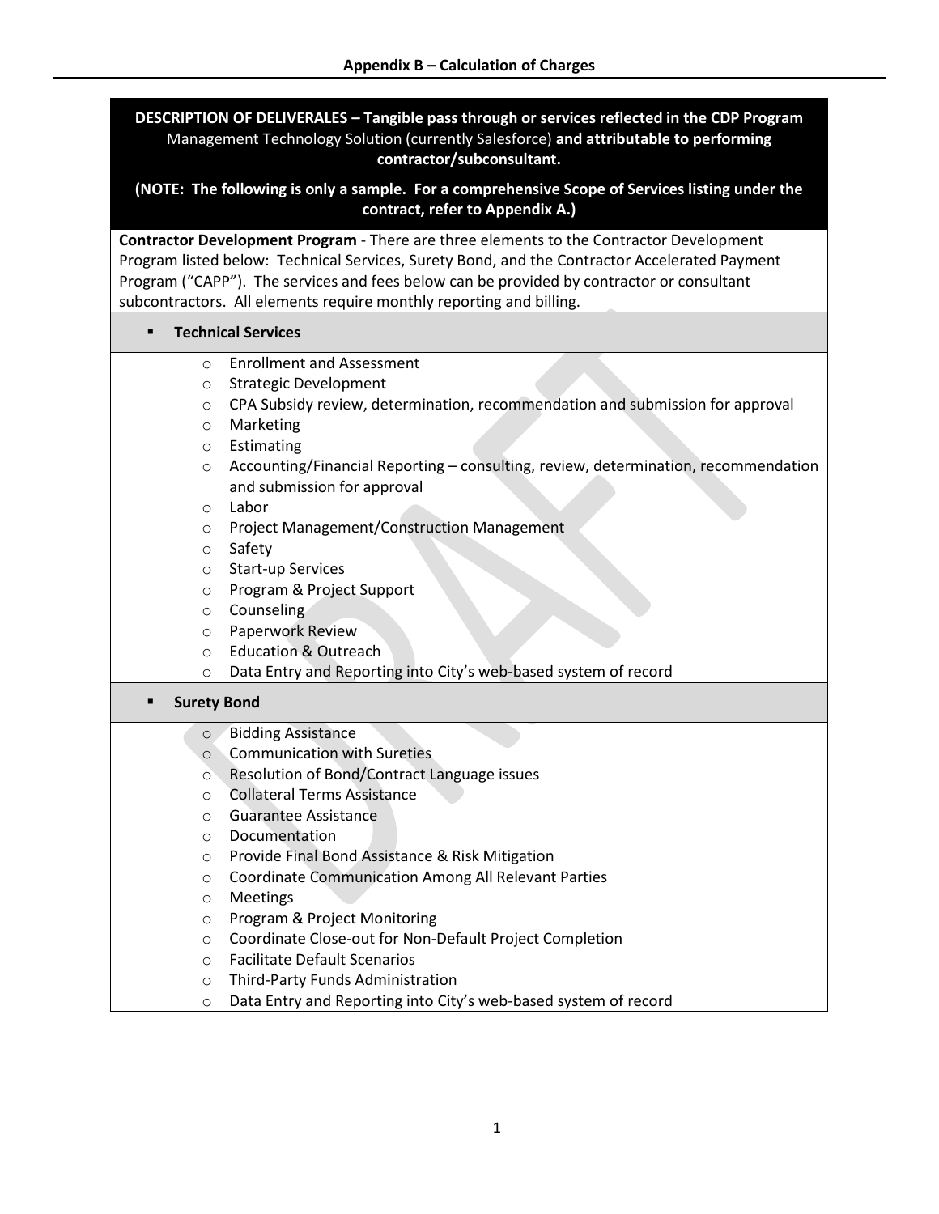## Appendix B – Calculation of Charges

**DESCRIPTION OF DELIVERALES – Tangible pass through or services reflected in the CDP Program** Management Technology Solution (currently Salesforce) **and attributable to performing contractor/subconsultant.**

**(NOTE: The following is only a sample. For a comprehensive Scope of Services listing under the contract, refer to Appendix A.)**

**Contractor Development Program** - There are three elements to the Contractor Development Program listed below: Technical Services, Surety Bond, and the Contractor Accelerated Payment Program ("CAPP"). The services and fees below can be provided by contractor or consultant subcontractors. All elements require monthly reporting and billing.

- **Technical Services**
  - Enrollment and Assessment
  - Strategic Development
  - CPA Subsidy review, determination, recommendation and submission for approval
  - Marketing
  - Estimating
  - Accounting/Financial Reporting – consulting, review, determination, recommendation and submission for approval
  - Labor
  - Project Management/Construction Management
  - Safety
  - Start-up Services
  - Program & Project Support
  - Counseling
  - Paperwork Review
  - Education & Outreach
  - Data Entry and Reporting into City's web-based system of record

- **Surety Bond**
  - Bidding Assistance
  - Communication with Sureties
  - Resolution of Bond/Contract Language issues
  - Collateral Terms Assistance
  - Guarantee Assistance
  - Documentation
  - Provide Final Bond Assistance & Risk Mitigation
  - Coordinate Communication Among All Relevant Parties
  - Meetings
  - Program & Project Monitoring
  - Coordinate Close-out for Non-Default Project Completion
  - Facilitate Default Scenarios
  - Third-Party Funds Administration
  - Data Entry and Reporting into City's web-based system of record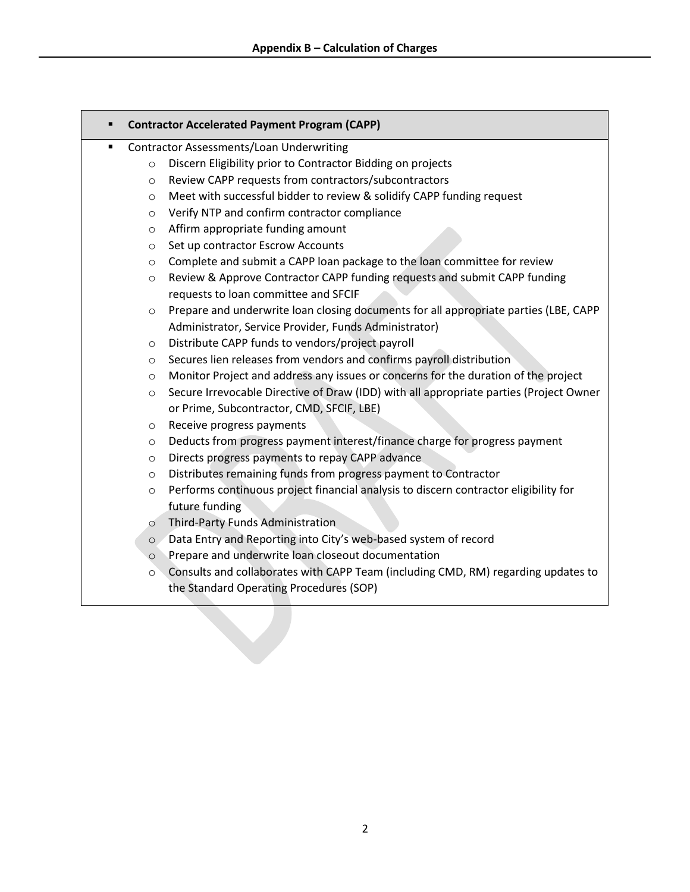- **Contractor Accelerated Payment Program (CAPP)**

- Contractor Assessments/Loan Underwriting
  - Discern Eligibility prior to Contractor Bidding on projects
  - Review CAPP requests from contractors/subcontractors
  - Meet with successful bidder to review & solidify CAPP funding request
  - Verify NTP and confirm contractor compliance
  - Affirm appropriate funding amount
  - Set up contractor Escrow Accounts
  - Complete and submit a CAPP loan package to the loan committee for review
  - Review & Approve Contractor CAPP funding requests and submit CAPP funding requests to loan committee and SFCIF
  - Prepare and underwrite loan closing documents for all appropriate parties (LBE, CAPP Administrator, Service Provider, Funds Administrator)
  - Distribute CAPP funds to vendors/project payroll
  - Secures lien releases from vendors and confirms payroll distribution
  - Monitor Project and address any issues or concerns for the duration of the project
  - Secure Irrevocable Directive of Draw (IDD) with all appropriate parties (Project Owner or Prime, Subcontractor, CMD, SFCIF, LBE)
  - Receive progress payments
  - Deducts from progress payment interest/finance charge for progress payment
  - Directs progress payments to repay CAPP advance
  - Distributes remaining funds from progress payment to Contractor
  - Performs continuous project financial analysis to discern contractor eligibility for future funding
  - Third-Party Funds Administration
  - Data Entry and Reporting into City's web-based system of record
  - Prepare and underwrite loan closeout documentation
  - Consults and collaborates with CAPP Team (including CMD, RM) regarding updates to the Standard Operating Procedures (SOP)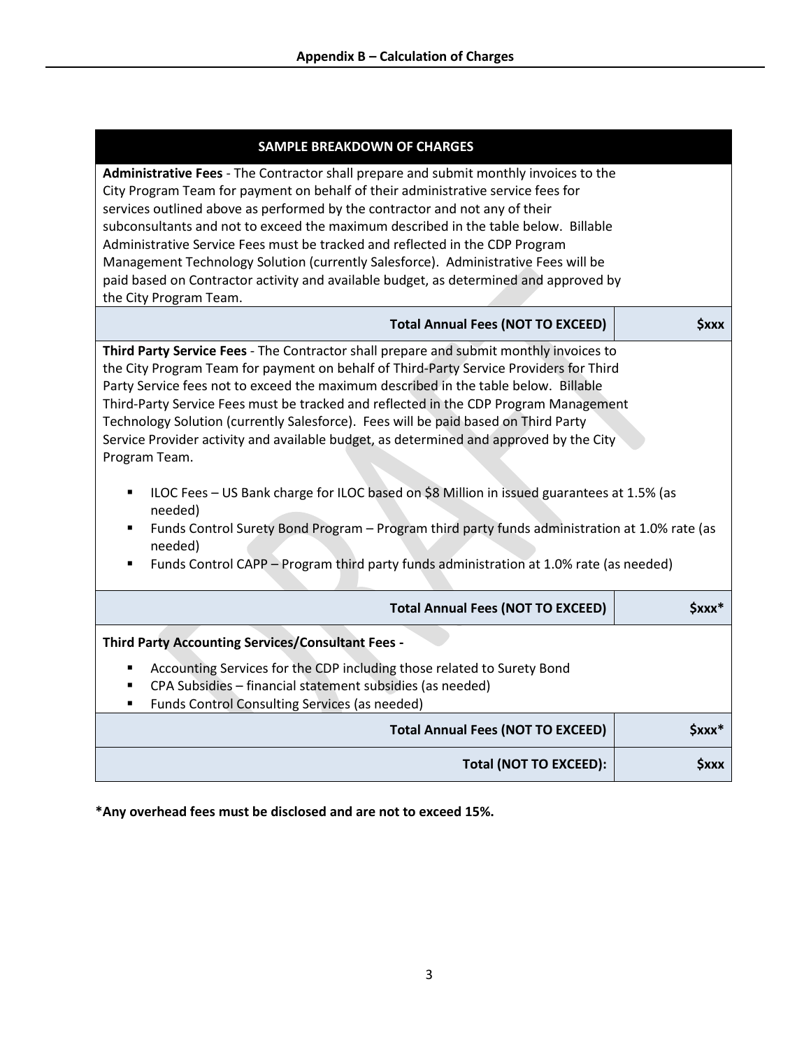## Appendix B – Calculation of Charges

| SAMPLE BREAKDOWN OF CHARGES | |
|---|---|
| **Administrative Fees** - The Contractor shall prepare and submit monthly invoices to the City Program Team for payment on behalf of their administrative service fees for services outlined above as performed by the contractor and not any of their subconsultants and not to exceed the maximum described in the table below. Billable Administrative Service Fees must be tracked and reflected in the CDP Program Management Technology Solution (currently Salesforce). Administrative Fees will be paid based on Contractor activity and available budget, as determined and approved by the City Program Team. | |
| **Total Annual Fees (NOT TO EXCEED)** | **$xxx** |
| **Third Party Service Fees** - The Contractor shall prepare and submit monthly invoices to the City Program Team for payment on behalf of Third-Party Service Providers for Third Party Service fees not to exceed the maximum described in the table below. Billable Third-Party Service Fees must be tracked and reflected in the CDP Program Management Technology Solution (currently Salesforce). Fees will be paid based on Third Party Service Provider activity and available budget, as determined and approved by the City Program Team.<br>▪ ILOC Fees – US Bank charge for ILOC based on $8 Million in issued guarantees at 1.5% (as needed)<br>▪ Funds Control Surety Bond Program – Program third party funds administration at 1.0% rate (as needed)<br>▪ Funds Control CAPP – Program third party funds administration at 1.0% rate (as needed) | |
| **Total Annual Fees (NOT TO EXCEED)** | **$xxx*** |
| **Third Party Accounting Services/Consultant Fees -**<br>▪ Accounting Services for the CDP including those related to Surety Bond<br>▪ CPA Subsidies – financial statement subsidies (as needed)<br>▪ Funds Control Consulting Services (as needed) | |
| **Total Annual Fees (NOT TO EXCEED)** | **$xxx*** |
| **Total (NOT TO EXCEED):** | **$xxx** |

**\*Any overhead fees must be disclosed and are not to exceed 15%.**